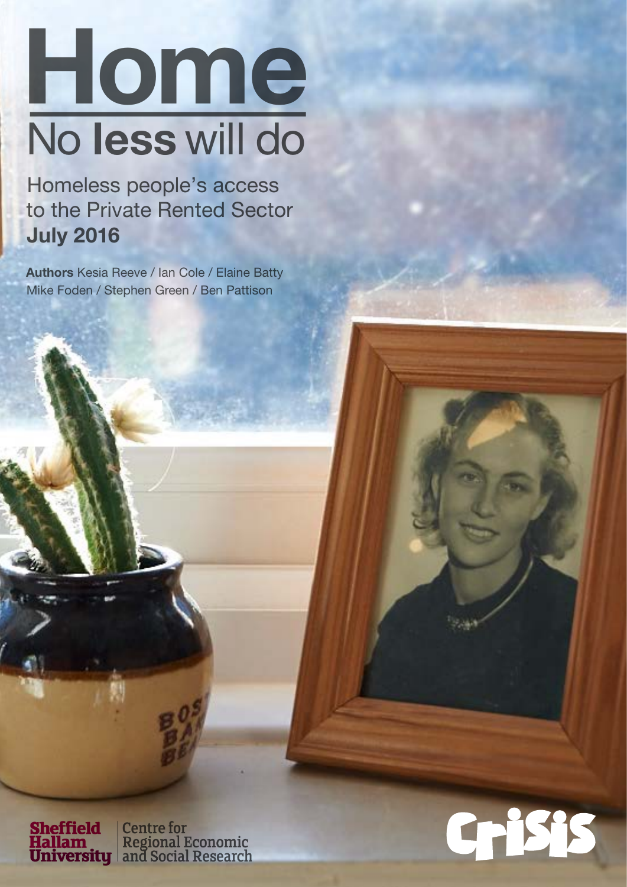# Home

## No **less** will do

Homeless people's access to the Private Rented Sector

**July 2016**

**Authors** Kesia Reeve / Ian Cole / Elaine Batty
Mike Foden / Stephen Green / Ben Pattison

Sheffield Hallam University | Centre for Regional Economic and Social Research

Crisis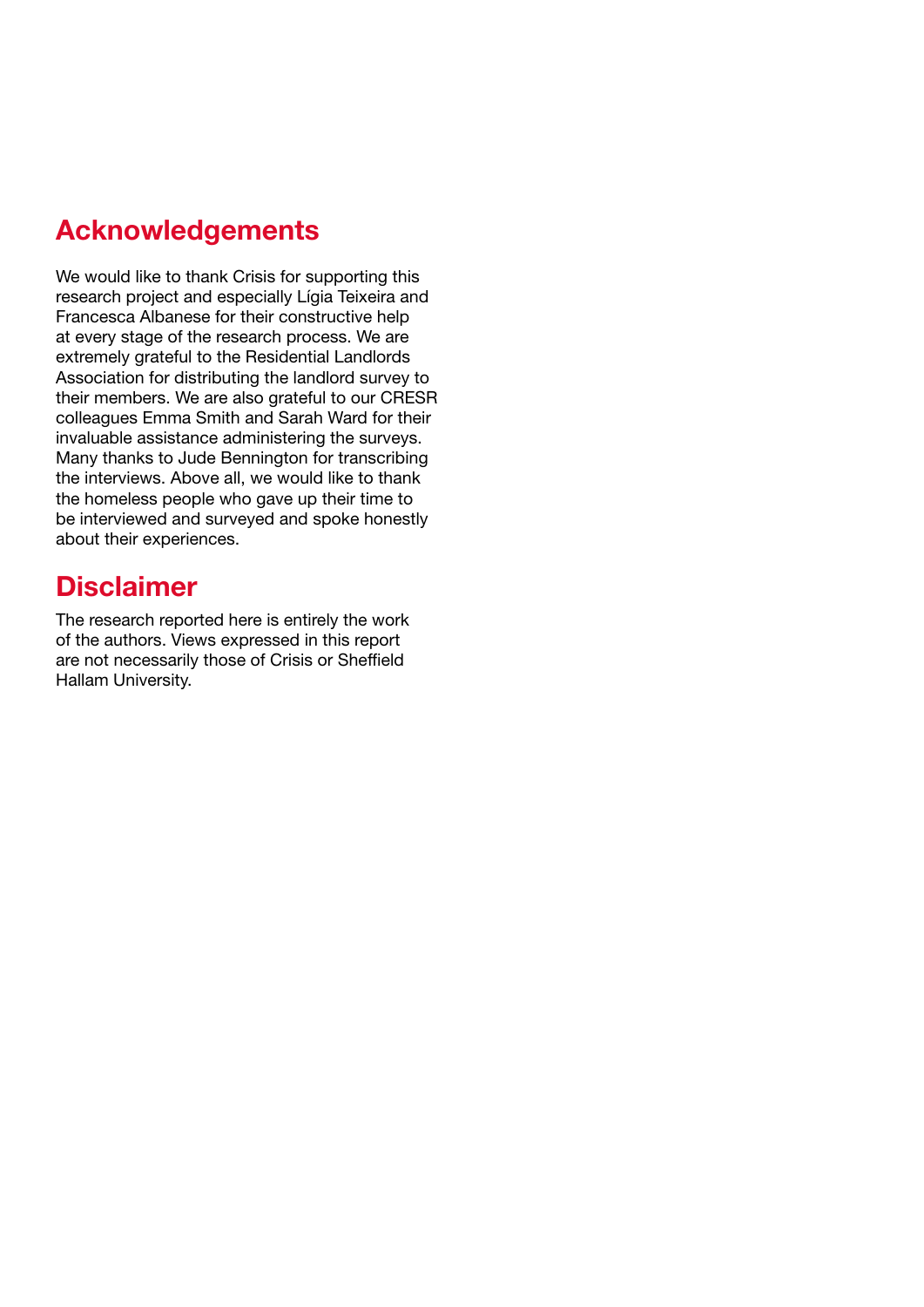## Acknowledgements

We would like to thank Crisis for supporting this research project and especially Lígia Teixeira and Francesca Albanese for their constructive help at every stage of the research process. We are extremely grateful to the Residential Landlords Association for distributing the landlord survey to their members. We are also grateful to our CRESR colleagues Emma Smith and Sarah Ward for their invaluable assistance administering the surveys. Many thanks to Jude Bennington for transcribing the interviews. Above all, we would like to thank the homeless people who gave up their time to be interviewed and surveyed and spoke honestly about their experiences.

## Disclaimer

The research reported here is entirely the work of the authors. Views expressed in this report are not necessarily those of Crisis or Sheffield Hallam University.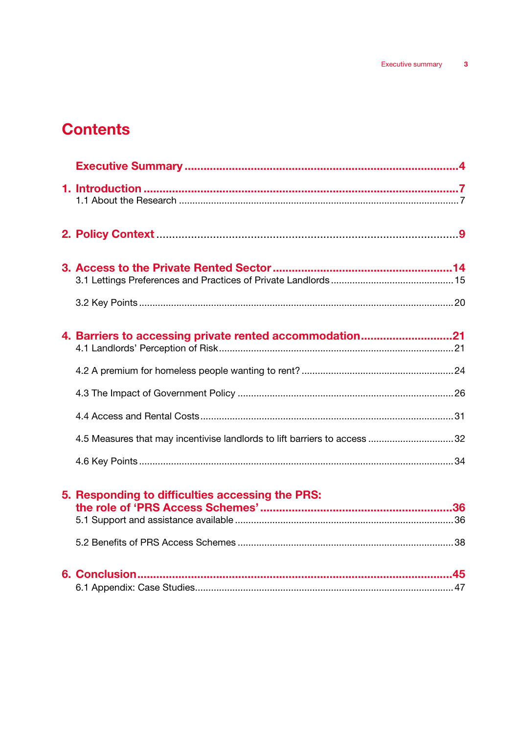# Contents

**Executive Summary** .......... 4

**1. Introduction** .......... 7

1.1 About the Research .......... 7

**2. Policy Context** .......... 9

**3. Access to the Private Rented Sector** .......... 14

3.1 Lettings Preferences and Practices of Private Landlords .......... 15

3.2 Key Points .......... 20

**4. Barriers to accessing private rented accommodation** .......... 21

4.1 Landlords' Perception of Risk .......... 21

4.2 A premium for homeless people wanting to rent? .......... 24

4.3 The Impact of Government Policy .......... 26

4.4 Access and Rental Costs .......... 31

4.5 Measures that may incentivise landlords to lift barriers to access .......... 32

4.6 Key Points .......... 34

**5. Responding to difficulties accessing the PRS: the role of 'PRS Access Schemes'** .......... 36

5.1 Support and assistance available .......... 36

5.2 Benefits of PRS Access Schemes .......... 38

**6. Conclusion** .......... 45

6.1 Appendix: Case Studies .......... 47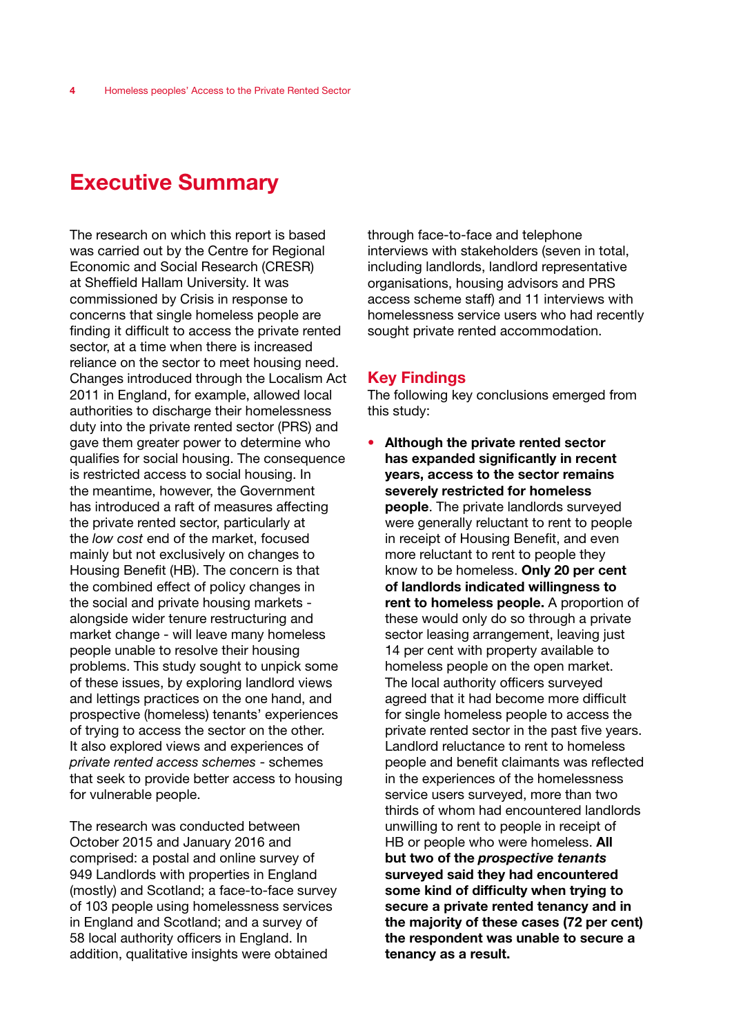# Executive Summary

The research on which this report is based was carried out by the Centre for Regional Economic and Social Research (CRESR) at Sheffield Hallam University. It was commissioned by Crisis in response to concerns that single homeless people are finding it difficult to access the private rented sector, at a time when there is increased reliance on the sector to meet housing need. Changes introduced through the Localism Act 2011 in England, for example, allowed local authorities to discharge their homelessness duty into the private rented sector (PRS) and gave them greater power to determine who qualifies for social housing. The consequence is restricted access to social housing. In the meantime, however, the Government has introduced a raft of measures affecting the private rented sector, particularly at the *low cost* end of the market, focused mainly but not exclusively on changes to Housing Benefit (HB). The concern is that the combined effect of policy changes in the social and private housing markets - alongside wider tenure restructuring and market change - will leave many homeless people unable to resolve their housing problems. This study sought to unpick some of these issues, by exploring landlord views and lettings practices on the one hand, and prospective (homeless) tenants' experiences of trying to access the sector on the other. It also explored views and experiences of *private rented access schemes* - schemes that seek to provide better access to housing for vulnerable people.

The research was conducted between October 2015 and January 2016 and comprised: a postal and online survey of 949 Landlords with properties in England (mostly) and Scotland; a face-to-face survey of 103 people using homelessness services in England and Scotland; and a survey of 58 local authority officers in England. In addition, qualitative insights were obtained through face-to-face and telephone interviews with stakeholders (seven in total, including landlords, landlord representative organisations, housing advisors and PRS access scheme staff) and 11 interviews with homelessness service users who had recently sought private rented accommodation.

## Key Findings

The following key conclusions emerged from this study:

- **Although the private rented sector has expanded significantly in recent years, access to the sector remains severely restricted for homeless people**. The private landlords surveyed were generally reluctant to rent to people in receipt of Housing Benefit, and even more reluctant to rent to people they know to be homeless. **Only 20 per cent of landlords indicated willingness to rent to homeless people.** A proportion of these would only do so through a private sector leasing arrangement, leaving just 14 per cent with property available to homeless people on the open market. The local authority officers surveyed agreed that it had become more difficult for single homeless people to access the private rented sector in the past five years. Landlord reluctance to rent to homeless people and benefit claimants was reflected in the experiences of the homelessness service users surveyed, more than two thirds of whom had encountered landlords unwilling to rent to people in receipt of HB or people who were homeless. **All but two of the *prospective tenants* surveyed said they had encountered some kind of difficulty when trying to secure a private rented tenancy and in the majority of these cases (72 per cent) the respondent was unable to secure a tenancy as a result.**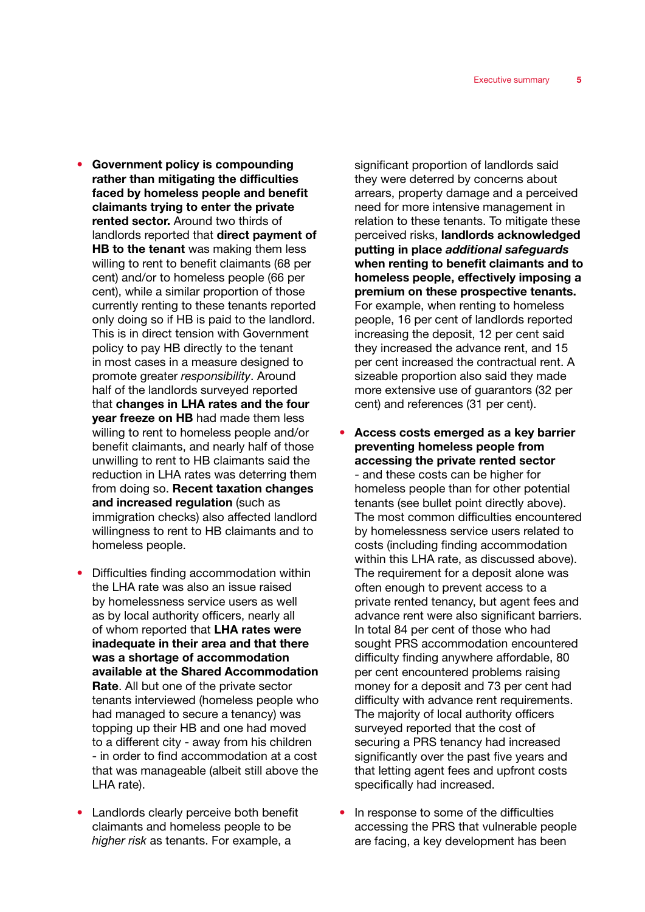- **Government policy is compounding rather than mitigating the difficulties faced by homeless people and benefit claimants trying to enter the private rented sector.** Around two thirds of landlords reported that **direct payment of HB to the tenant** was making them less willing to rent to benefit claimants (68 per cent) and/or to homeless people (66 per cent), while a similar proportion of those currently renting to these tenants reported only doing so if HB is paid to the landlord. This is in direct tension with Government policy to pay HB directly to the tenant in most cases in a measure designed to promote greater *responsibility*. Around half of the landlords surveyed reported that **changes in LHA rates and the four year freeze on HB** had made them less willing to rent to homeless people and/or benefit claimants, and nearly half of those unwilling to rent to HB claimants said the reduction in LHA rates was deterring them from doing so. **Recent taxation changes and increased regulation** (such as immigration checks) also affected landlord willingness to rent to HB claimants and to homeless people.

- Difficulties finding accommodation within the LHA rate was also an issue raised by homelessness service users as well as by local authority officers, nearly all of whom reported that **LHA rates were inadequate in their area and that there was a shortage of accommodation available at the Shared Accommodation Rate**. All but one of the private sector tenants interviewed (homeless people who had managed to secure a tenancy) was topping up their HB and one had moved to a different city - away from his children - in order to find accommodation at a cost that was manageable (albeit still above the LHA rate).

- Landlords clearly perceive both benefit claimants and homeless people to be *higher risk* as tenants. For example, a significant proportion of landlords said they were deterred by concerns about arrears, property damage and a perceived need for more intensive management in relation to these tenants. To mitigate these perceived risks, **landlords acknowledged putting in place *additional safeguards* when renting to benefit claimants and to homeless people, effectively imposing a premium on these prospective tenants.** For example, when renting to homeless people, 16 per cent of landlords reported increasing the deposit, 12 per cent said they increased the advance rent, and 15 per cent increased the contractual rent. A sizeable proportion also said they made more extensive use of guarantors (32 per cent) and references (31 per cent).

- **Access costs emerged as a key barrier preventing homeless people from accessing the private rented sector** - and these costs can be higher for homeless people than for other potential tenants (see bullet point directly above). The most common difficulties encountered by homelessness service users related to costs (including finding accommodation within this LHA rate, as discussed above). The requirement for a deposit alone was often enough to prevent access to a private rented tenancy, but agent fees and advance rent were also significant barriers. In total 84 per cent of those who had sought PRS accommodation encountered difficulty finding anywhere affordable, 80 per cent encountered problems raising money for a deposit and 73 per cent had difficulty with advance rent requirements. The majority of local authority officers surveyed reported that the cost of securing a PRS tenancy had increased significantly over the past five years and that letting agent fees and upfront costs specifically had increased.

- In response to some of the difficulties accessing the PRS that vulnerable people are facing, a key development has been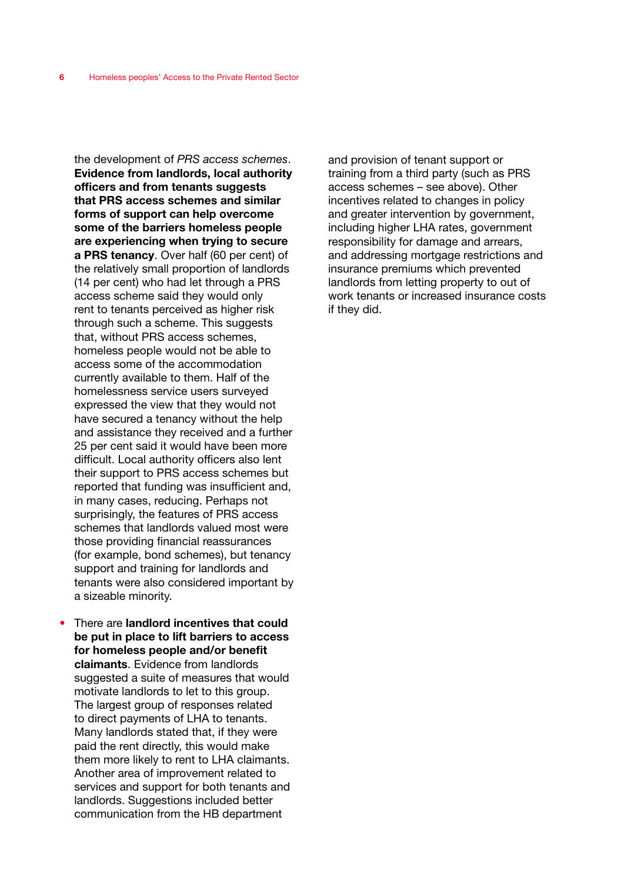the development of *PRS access schemes*. **Evidence from landlords, local authority officers and from tenants suggests that PRS access schemes and similar forms of support can help overcome some of the barriers homeless people are experiencing when trying to secure a PRS tenancy**. Over half (60 per cent) of the relatively small proportion of landlords (14 per cent) who had let through a PRS access scheme said they would only rent to tenants perceived as higher risk through such a scheme. This suggests that, without PRS access schemes, homeless people would not be able to access some of the accommodation currently available to them. Half of the homelessness service users surveyed expressed the view that they would not have secured a tenancy without the help and assistance they received and a further 25 per cent said it would have been more difficult. Local authority officers also lent their support to PRS access schemes but reported that funding was insufficient and, in many cases, reducing. Perhaps not surprisingly, the features of PRS access schemes that landlords valued most were those providing financial reassurances (for example, bond schemes), but tenancy support and training for landlords and tenants were also considered important by a sizeable minority.

- There are **landlord incentives that could be put in place to lift barriers to access for homeless people and/or benefit claimants**. Evidence from landlords suggested a suite of measures that would motivate landlords to let to this group. The largest group of responses related to direct payments of LHA to tenants. Many landlords stated that, if they were paid the rent directly, this would make them more likely to rent to LHA claimants. Another area of improvement related to services and support for both tenants and landlords. Suggestions included better communication from the HB department and provision of tenant support or training from a third party (such as PRS access schemes – see above). Other incentives related to changes in policy and greater intervention by government, including higher LHA rates, government responsibility for damage and arrears, and addressing mortgage restrictions and insurance premiums which prevented landlords from letting property to out of work tenants or increased insurance costs if they did.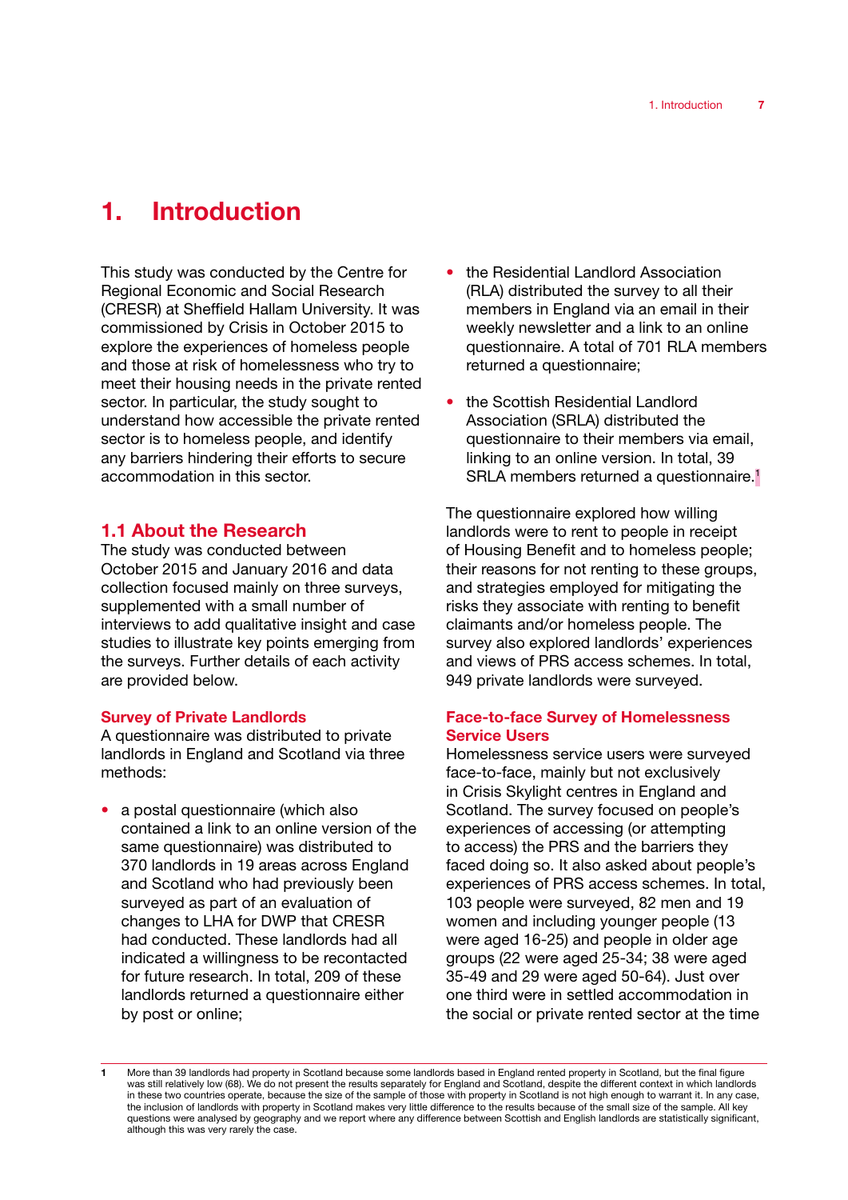# 1. Introduction

This study was conducted by the Centre for Regional Economic and Social Research (CRESR) at Sheffield Hallam University. It was commissioned by Crisis in October 2015 to explore the experiences of homeless people and those at risk of homelessness who try to meet their housing needs in the private rented sector. In particular, the study sought to understand how accessible the private rented sector is to homeless people, and identify any barriers hindering their efforts to secure accommodation in this sector.

## 1.1 About the Research

The study was conducted between October 2015 and January 2016 and data collection focused mainly on three surveys, supplemented with a small number of interviews to add qualitative insight and case studies to illustrate key points emerging from the surveys. Further details of each activity are provided below.

### Survey of Private Landlords

A questionnaire was distributed to private landlords in England and Scotland via three methods:

- a postal questionnaire (which also contained a link to an online version of the same questionnaire) was distributed to 370 landlords in 19 areas across England and Scotland who had previously been surveyed as part of an evaluation of changes to LHA for DWP that CRESR had conducted. These landlords had all indicated a willingness to be recontacted for future research. In total, 209 of these landlords returned a questionnaire either by post or online;
- the Residential Landlord Association (RLA) distributed the survey to all their members in England via an email in their weekly newsletter and a link to an online questionnaire. A total of 701 RLA members returned a questionnaire;
- the Scottish Residential Landlord Association (SRLA) distributed the questionnaire to their members via email, linking to an online version. In total, 39 SRLA members returned a questionnaire.[1]

The questionnaire explored how willing landlords were to rent to people in receipt of Housing Benefit and to homeless people; their reasons for not renting to these groups, and strategies employed for mitigating the risks they associate with renting to benefit claimants and/or homeless people. The survey also explored landlords' experiences and views of PRS access schemes. In total, 949 private landlords were surveyed.

### Face-to-face Survey of Homelessness Service Users

Homelessness service users were surveyed face-to-face, mainly but not exclusively in Crisis Skylight centres in England and Scotland. The survey focused on people's experiences of accessing (or attempting to access) the PRS and the barriers they faced doing so. It also asked about people's experiences of PRS access schemes. In total, 103 people were surveyed, 82 men and 19 women and including younger people (13 were aged 16-25) and people in older age groups (22 were aged 25-34; 38 were aged 35-49 and 29 were aged 50-64). Just over one third were in settled accommodation in the social or private rented sector at the time

---

[1] More than 39 landlords had property in Scotland because some landlords based in England rented property in Scotland, but the final figure was still relatively low (68). We do not present the results separately for England and Scotland, despite the different context in which landlords in these two countries operate, because the size of the sample of those with property in Scotland is not high enough to warrant it. In any case, the inclusion of landlords with property in Scotland makes very little difference to the results because of the small size of the sample. All key questions were analysed by geography and we report where any difference between Scottish and English landlords are statistically significant, although this was very rarely the case.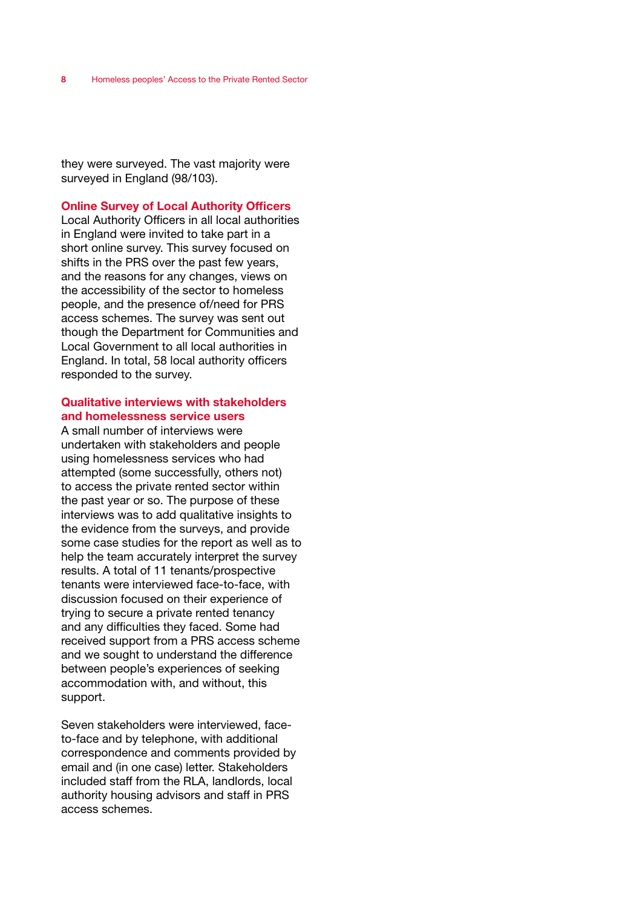they were surveyed. The vast majority were surveyed in England (98/103).

### Online Survey of Local Authority Officers

Local Authority Officers in all local authorities in England were invited to take part in a short online survey. This survey focused on shifts in the PRS over the past few years, and the reasons for any changes, views on the accessibility of the sector to homeless people, and the presence of/need for PRS access schemes. The survey was sent out though the Department for Communities and Local Government to all local authorities in England. In total, 58 local authority officers responded to the survey.

### Qualitative interviews with stakeholders and homelessness service users

A small number of interviews were undertaken with stakeholders and people using homelessness services who had attempted (some successfully, others not) to access the private rented sector within the past year or so. The purpose of these interviews was to add qualitative insights to the evidence from the surveys, and provide some case studies for the report as well as to help the team accurately interpret the survey results. A total of 11 tenants/prospective tenants were interviewed face-to-face, with discussion focused on their experience of trying to secure a private rented tenancy and any difficulties they faced. Some had received support from a PRS access scheme and we sought to understand the difference between people's experiences of seeking accommodation with, and without, this support.

Seven stakeholders were interviewed, face-to-face and by telephone, with additional correspondence and comments provided by email and (in one case) letter. Stakeholders included staff from the RLA, landlords, local authority housing advisors and staff in PRS access schemes.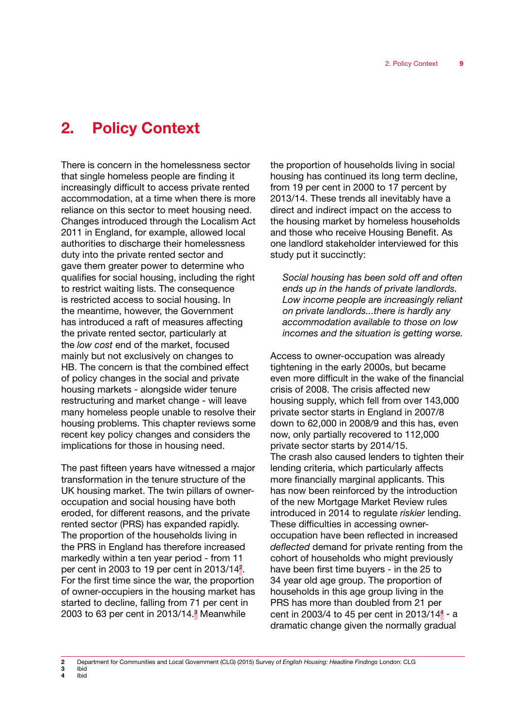# 2. Policy Context

There is concern in the homelessness sector that single homeless people are finding it increasingly difficult to access private rented accommodation, at a time when there is more reliance on this sector to meet housing need. Changes introduced through the Localism Act 2011 in England, for example, allowed local authorities to discharge their homelessness duty into the private rented sector and gave them greater power to determine who qualifies for social housing, including the right to restrict waiting lists. The consequence is restricted access to social housing. In the meantime, however, the Government has introduced a raft of measures affecting the private rented sector, particularly at the *low cost* end of the market, focused mainly but not exclusively on changes to HB. The concern is that the combined effect of policy changes in the social and private housing markets - alongside wider tenure restructuring and market change - will leave many homeless people unable to resolve their housing problems. This chapter reviews some recent key policy changes and considers the implications for those in housing need.

The past fifteen years have witnessed a major transformation in the tenure structure of the UK housing market. The twin pillars of owner-occupation and social housing have both eroded, for different reasons, and the private rented sector (PRS) has expanded rapidly. The proportion of the households living in the PRS in England has therefore increased markedly within a ten year period - from 11 per cent in 2003 to 19 per cent in 2013/14[2]. For the first time since the war, the proportion of owner-occupiers in the housing market has started to decline, falling from 71 per cent in 2003 to 63 per cent in 2013/14.[3] Meanwhile the proportion of households living in social housing has continued its long term decline, from 19 per cent in 2000 to 17 percent by 2013/14. These trends all inevitably have a direct and indirect impact on the access to the housing market by homeless households and those who receive Housing Benefit. As one landlord stakeholder interviewed for this study put it succinctly:

> *Social housing has been sold off and often ends up in the hands of private landlords. Low income people are increasingly reliant on private landlords...there is hardly any accommodation available to those on low incomes and the situation is getting worse.*

Access to owner-occupation was already tightening in the early 2000s, but became even more difficult in the wake of the financial crisis of 2008. The crisis affected new housing supply, which fell from over 143,000 private sector starts in England in 2007/8 down to 62,000 in 2008/9 and this has, even now, only partially recovered to 112,000 private sector starts by 2014/15.

The crash also caused lenders to tighten their lending criteria, which particularly affects more financially marginal applicants. This has now been reinforced by the introduction of the new Mortgage Market Review rules introduced in 2014 to regulate *riskier* lending. These difficulties in accessing owner-occupation have been reflected in increased *deflected* demand for private renting from the cohort of households who might previously have been first time buyers - in the 25 to 34 year old age group. The proportion of households in this age group living in the PRS has more than doubled from 21 per cent in 2003/4 to 45 per cent in 2013/14[4] - a dramatic change given the normally gradual

---

[2] Department for Communities and Local Government (CLG) (2015) Survey of *English Housing: Headline Findings* London: CLG

[3] ibid

[4] ibid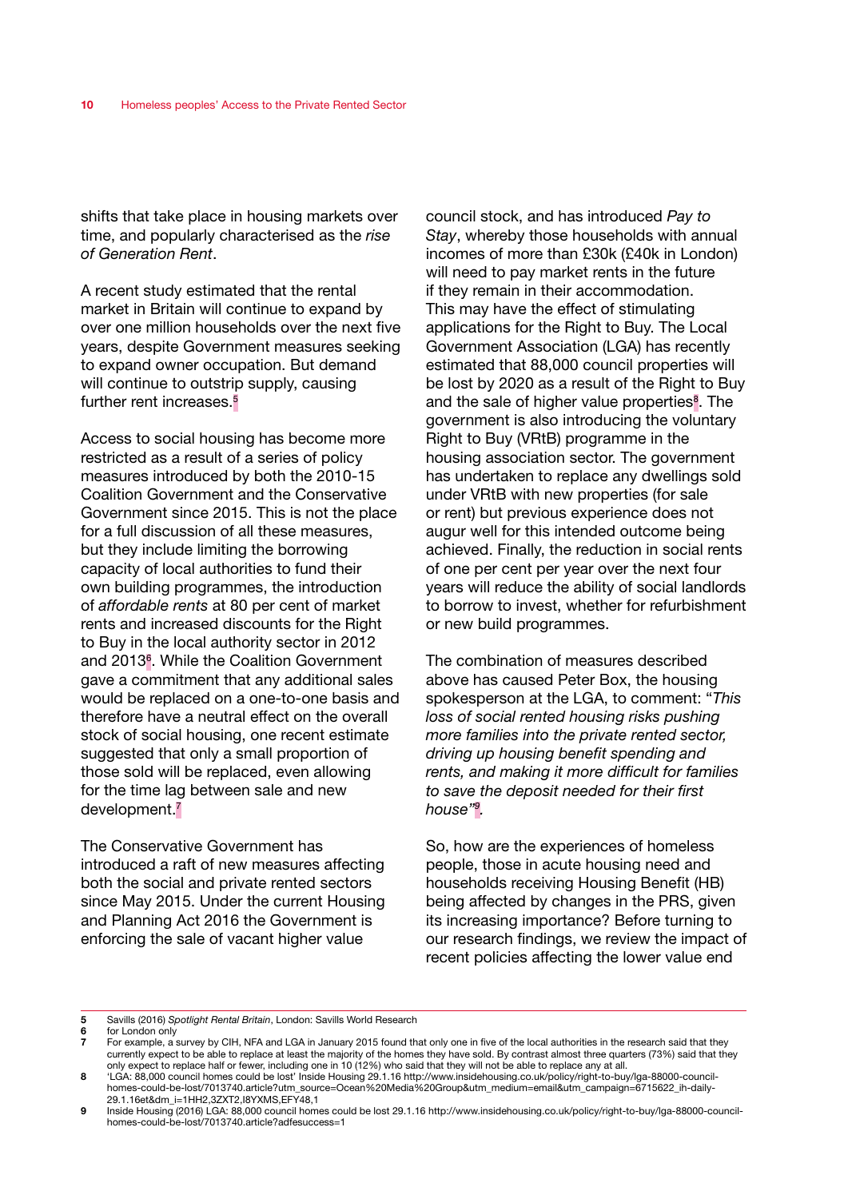shifts that take place in housing markets over time, and popularly characterised as the *rise of Generation Rent*.

A recent study estimated that the rental market in Britain will continue to expand by over one million households over the next five years, despite Government measures seeking to expand owner occupation. But demand will continue to outstrip supply, causing further rent increases.[5]

Access to social housing has become more restricted as a result of a series of policy measures introduced by both the 2010-15 Coalition Government and the Conservative Government since 2015. This is not the place for a full discussion of all these measures, but they include limiting the borrowing capacity of local authorities to fund their own building programmes, the introduction of *affordable rents* at 80 per cent of market rents and increased discounts for the Right to Buy in the local authority sector in 2012 and 2013[6]. While the Coalition Government gave a commitment that any additional sales would be replaced on a one-to-one basis and therefore have a neutral effect on the overall stock of social housing, one recent estimate suggested that only a small proportion of those sold will be replaced, even allowing for the time lag between sale and new development.[7]

The Conservative Government has introduced a raft of new measures affecting both the social and private rented sectors since May 2015. Under the current Housing and Planning Act 2016 the Government is enforcing the sale of vacant higher value council stock, and has introduced *Pay to Stay*, whereby those households with annual incomes of more than £30k (£40k in London) will need to pay market rents in the future if they remain in their accommodation. This may have the effect of stimulating applications for the Right to Buy. The Local Government Association (LGA) has recently estimated that 88,000 council properties will be lost by 2020 as a result of the Right to Buy and the sale of higher value properties[8]. The government is also introducing the voluntary Right to Buy (VRtB) programme in the housing association sector. The government has undertaken to replace any dwellings sold under VRtB with new properties (for sale or rent) but previous experience does not augur well for this intended outcome being achieved. Finally, the reduction in social rents of one per cent per year over the next four years will reduce the ability of social landlords to borrow to invest, whether for refurbishment or new build programmes.

The combination of measures described above has caused Peter Box, the housing spokesperson at the LGA, to comment: "*This loss of social rented housing risks pushing more families into the private rented sector, driving up housing benefit spending and rents, and making it more difficult for families to save the deposit needed for their first house"*[9].

So, how are the experiences of homeless people, those in acute housing need and households receiving Housing Benefit (HB) being affected by changes in the PRS, given its increasing importance? Before turning to our research findings, we review the impact of recent policies affecting the lower value end

---

**5** Savills (2016) *Spotlight Rental Britain*, London: Savills World Research

**6** for London only

**7** For example, a survey by CIH, NFA and LGA in January 2015 found that only one in five of the local authorities in the research said that they currently expect to be able to replace at least the majority of the homes they have sold. By contrast almost three quarters (73%) said that they only expect to replace half or fewer, including one in 10 (12%) who said that they will not be able to replace any at all.

**8** 'LGA: 88,000 council homes could be lost' Inside Housing 29.1.16 http://www.insidehousing.co.uk/policy/right-to-buy/lga-88000-council-homes-could-be-lost/7013740.article?utm_source=Ocean%20Media%20Group&utm_medium=email&utm_campaign=6715622_ih-daily-29.1.16et&dm_i=1HH2,3ZXT2,I8YXMS,EFY48,1

**9** Inside Housing (2016) LGA: 88,000 council homes could be lost 29.1.16 http://www.insidehousing.co.uk/policy/right-to-buy/lga-88000-council-homes-could-be-lost/7013740.article?adfesuccess=1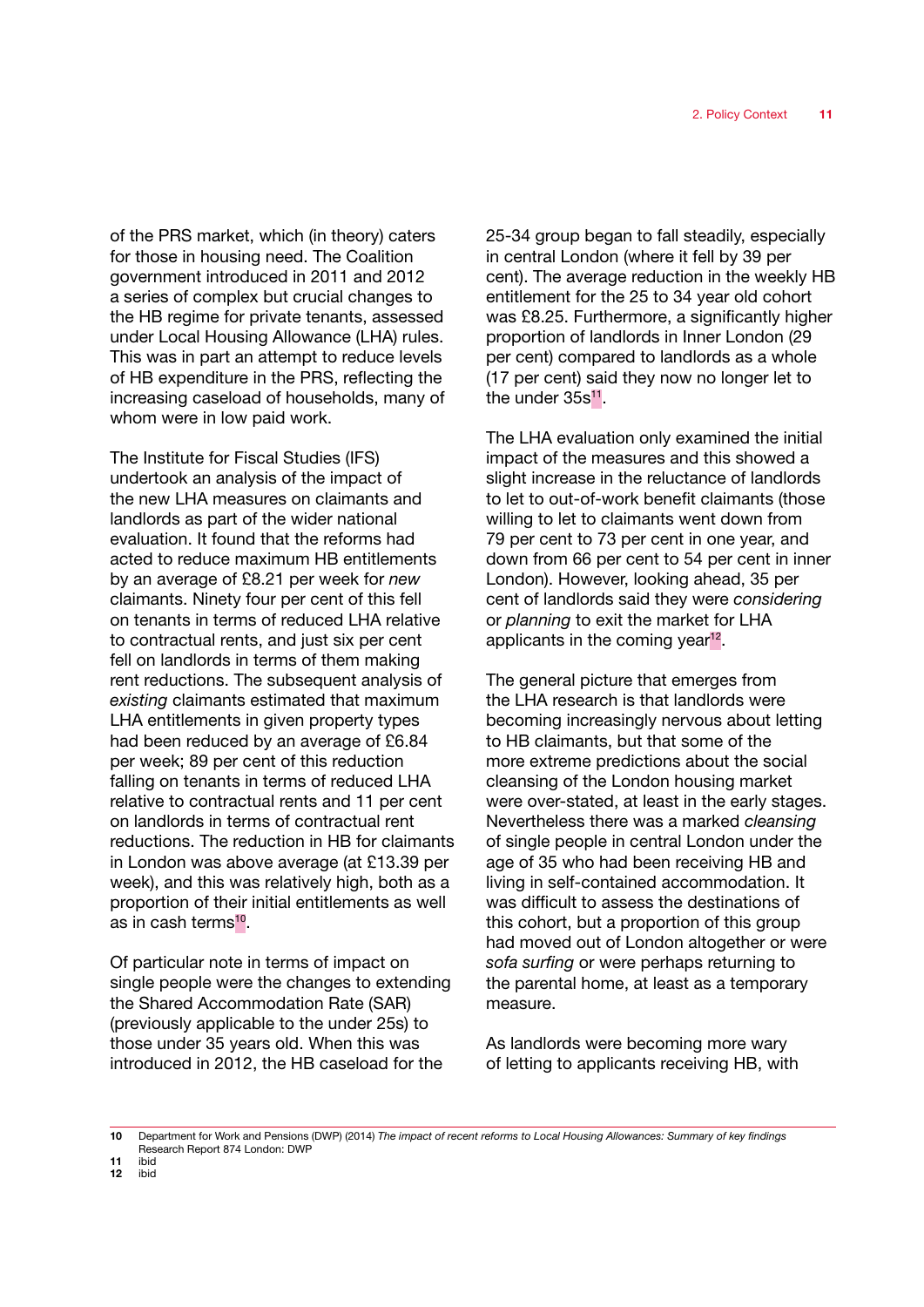of the PRS market, which (in theory) caters for those in housing need. The Coalition government introduced in 2011 and 2012 a series of complex but crucial changes to the HB regime for private tenants, assessed under Local Housing Allowance (LHA) rules. This was in part an attempt to reduce levels of HB expenditure in the PRS, reflecting the increasing caseload of households, many of whom were in low paid work.

The Institute for Fiscal Studies (IFS) undertook an analysis of the impact of the new LHA measures on claimants and landlords as part of the wider national evaluation. It found that the reforms had acted to reduce maximum HB entitlements by an average of £8.21 per week for *new* claimants. Ninety four per cent of this fell on tenants in terms of reduced LHA relative to contractual rents, and just six per cent fell on landlords in terms of them making rent reductions. The subsequent analysis of *existing* claimants estimated that maximum LHA entitlements in given property types had been reduced by an average of £6.84 per week; 89 per cent of this reduction falling on tenants in terms of reduced LHA relative to contractual rents and 11 per cent on landlords in terms of contractual rent reductions. The reduction in HB for claimants in London was above average (at £13.39 per week), and this was relatively high, both as a proportion of their initial entitlements as well as in cash terms[10].

Of particular note in terms of impact on single people were the changes to extending the Shared Accommodation Rate (SAR) (previously applicable to the under 25s) to those under 35 years old. When this was introduced in 2012, the HB caseload for the 25-34 group began to fall steadily, especially in central London (where it fell by 39 per cent). The average reduction in the weekly HB entitlement for the 25 to 34 year old cohort was £8.25. Furthermore, a significantly higher proportion of landlords in Inner London (29 per cent) compared to landlords as a whole (17 per cent) said they now no longer let to the under 35s[11].

The LHA evaluation only examined the initial impact of the measures and this showed a slight increase in the reluctance of landlords to let to out-of-work benefit claimants (those willing to let to claimants went down from 79 per cent to 73 per cent in one year, and down from 66 per cent to 54 per cent in inner London). However, looking ahead, 35 per cent of landlords said they were *considering* or *planning* to exit the market for LHA applicants in the coming year[12].

The general picture that emerges from the LHA research is that landlords were becoming increasingly nervous about letting to HB claimants, but that some of the more extreme predictions about the social cleansing of the London housing market were over-stated, at least in the early stages. Nevertheless there was a marked *cleansing* of single people in central London under the age of 35 who had been receiving HB and living in self-contained accommodation. It was difficult to assess the destinations of this cohort, but a proportion of this group had moved out of London altogether or were *sofa surfing* or were perhaps returning to the parental home, at least as a temporary measure.

As landlords were becoming more wary of letting to applicants receiving HB, with

---

10 Department for Work and Pensions (DWP) (2014) *The impact of recent reforms to Local Housing Allowances: Summary of key findings* Research Report 874 London: DWP

11 ibid

12 ibid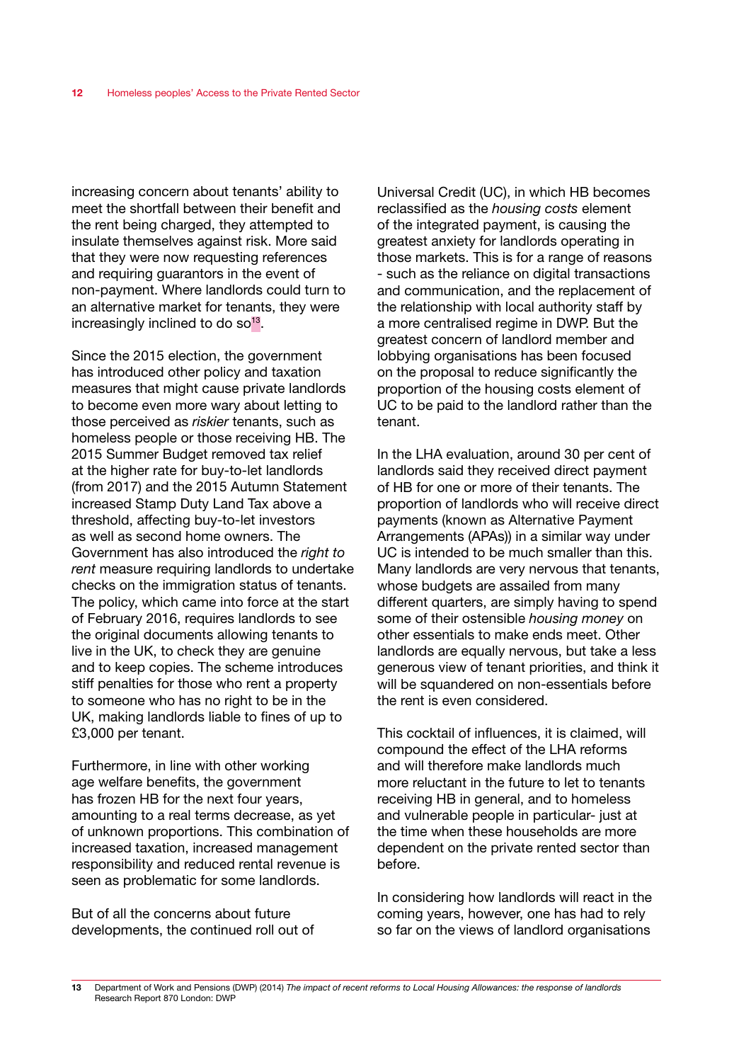increasing concern about tenants' ability to meet the shortfall between their benefit and the rent being charged, they attempted to insulate themselves against risk. More said that they were now requesting references and requiring guarantors in the event of non-payment. Where landlords could turn to an alternative market for tenants, they were increasingly inclined to do so[13].

Since the 2015 election, the government has introduced other policy and taxation measures that might cause private landlords to become even more wary about letting to those perceived as *riskier* tenants, such as homeless people or those receiving HB. The 2015 Summer Budget removed tax relief at the higher rate for buy-to-let landlords (from 2017) and the 2015 Autumn Statement increased Stamp Duty Land Tax above a threshold, affecting buy-to-let investors as well as second home owners. The Government has also introduced the *right to rent* measure requiring landlords to undertake checks on the immigration status of tenants. The policy, which came into force at the start of February 2016, requires landlords to see the original documents allowing tenants to live in the UK, to check they are genuine and to keep copies. The scheme introduces stiff penalties for those who rent a property to someone who has no right to be in the UK, making landlords liable to fines of up to £3,000 per tenant.

Furthermore, in line with other working age welfare benefits, the government has frozen HB for the next four years, amounting to a real terms decrease, as yet of unknown proportions. This combination of increased taxation, increased management responsibility and reduced rental revenue is seen as problematic for some landlords.

But of all the concerns about future developments, the continued roll out of Universal Credit (UC), in which HB becomes reclassified as the *housing costs* element of the integrated payment, is causing the greatest anxiety for landlords operating in those markets. This is for a range of reasons - such as the reliance on digital transactions and communication, and the replacement of the relationship with local authority staff by a more centralised regime in DWP. But the greatest concern of landlord member and lobbying organisations has been focused on the proposal to reduce significantly the proportion of the housing costs element of UC to be paid to the landlord rather than the tenant.

In the LHA evaluation, around 30 per cent of landlords said they received direct payment of HB for one or more of their tenants. The proportion of landlords who will receive direct payments (known as Alternative Payment Arrangements (APAs)) in a similar way under UC is intended to be much smaller than this. Many landlords are very nervous that tenants, whose budgets are assailed from many different quarters, are simply having to spend some of their ostensible *housing money* on other essentials to make ends meet. Other landlords are equally nervous, but take a less generous view of tenant priorities, and think it will be squandered on non-essentials before the rent is even considered.

This cocktail of influences, it is claimed, will compound the effect of the LHA reforms and will therefore make landlords much more reluctant in the future to let to tenants receiving HB in general, and to homeless and vulnerable people in particular- just at the time when these households are more dependent on the private rented sector than before.

In considering how landlords will react in the coming years, however, one has had to rely so far on the views of landlord organisations

[13] Department of Work and Pensions (DWP) (2014) *The impact of recent reforms to Local Housing Allowances: the response of landlords* Research Report 870 London: DWP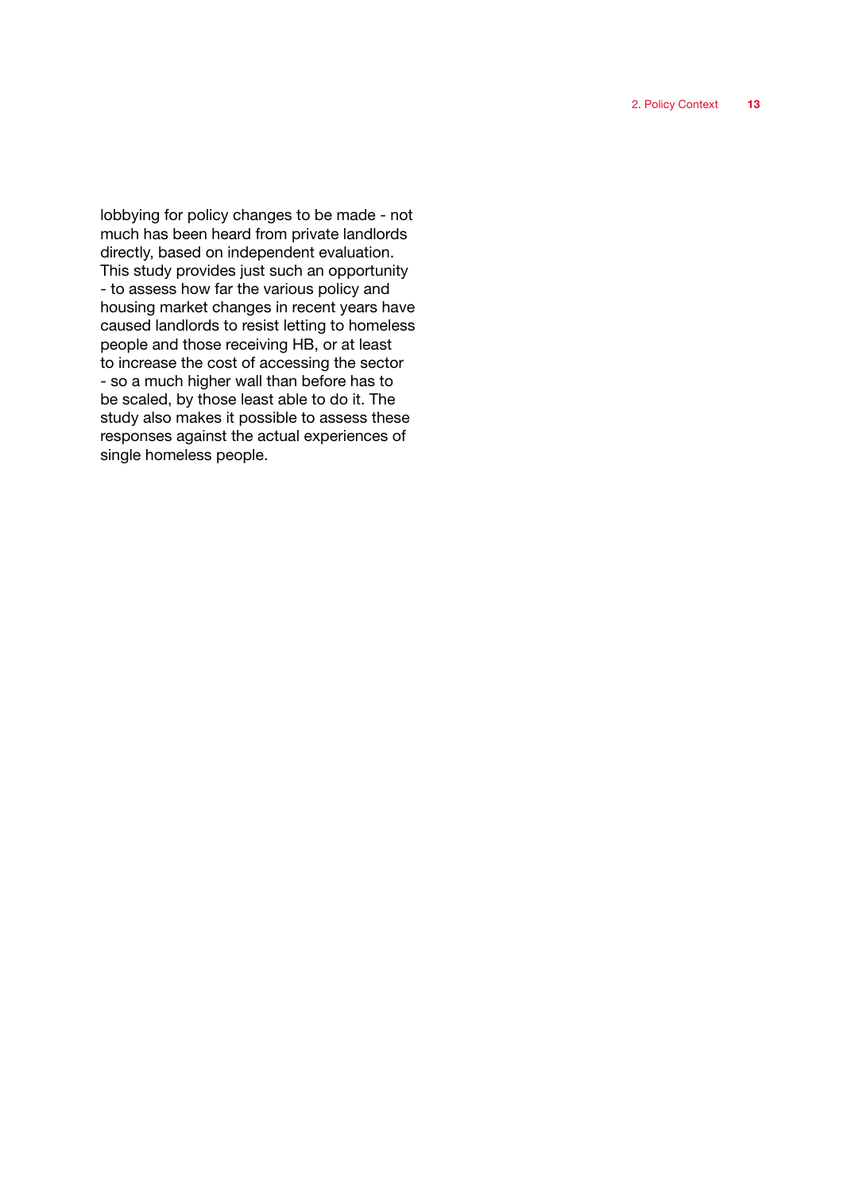lobbying for policy changes to be made - not much has been heard from private landlords directly, based on independent evaluation. This study provides just such an opportunity - to assess how far the various policy and housing market changes in recent years have caused landlords to resist letting to homeless people and those receiving HB, or at least to increase the cost of accessing the sector - so a much higher wall than before has to be scaled, by those least able to do it. The study also makes it possible to assess these responses against the actual experiences of single homeless people.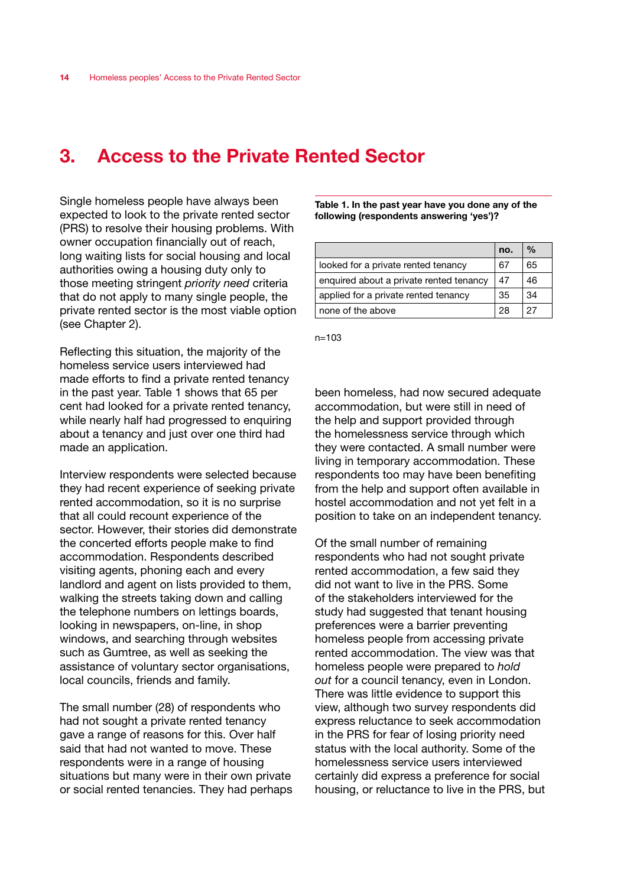# 3. Access to the Private Rented Sector

Single homeless people have always been expected to look to the private rented sector (PRS) to resolve their housing problems. With owner occupation financially out of reach, long waiting lists for social housing and local authorities owing a housing duty only to those meeting stringent *priority need* criteria that do not apply to many single people, the private rented sector is the most viable option (see Chapter 2).

Reflecting this situation, the majority of the homeless service users interviewed had made efforts to find a private rented tenancy in the past year. Table 1 shows that 65 per cent had looked for a private rented tenancy, while nearly half had progressed to enquiring about a tenancy and just over one third had made an application.

**Table 1. In the past year have you done any of the following (respondents answering 'yes')?**

| | no. | % |
|---|---|---|
| looked for a private rented tenancy | 67 | 65 |
| enquired about a private rented tenancy | 47 | 46 |
| applied for a private rented tenancy | 35 | 34 |
| none of the above | 28 | 27 |

n=103

Interview respondents were selected because they had recent experience of seeking private rented accommodation, so it is no surprise that all could recount experience of the sector. However, their stories did demonstrate the concerted efforts people make to find accommodation. Respondents described visiting agents, phoning each and every landlord and agent on lists provided to them, walking the streets taking down and calling the telephone numbers on lettings boards, looking in newspapers, on-line, in shop windows, and searching through websites such as Gumtree, as well as seeking the assistance of voluntary sector organisations, local councils, friends and family.

The small number (28) of respondents who had not sought a private rented tenancy gave a range of reasons for this. Over half said that had not wanted to move. These respondents were in a range of housing situations but many were in their own private or social rented tenancies. They had perhaps been homeless, had now secured adequate accommodation, but were still in need of the help and support provided through the homelessness service through which they were contacted. A small number were living in temporary accommodation. These respondents too may have been benefiting from the help and support often available in hostel accommodation and not yet felt in a position to take on an independent tenancy.

Of the small number of remaining respondents who had not sought private rented accommodation, a few said they did not want to live in the PRS. Some of the stakeholders interviewed for the study had suggested that tenant housing preferences were a barrier preventing homeless people from accessing private rented accommodation. The view was that homeless people were prepared to *hold out* for a council tenancy, even in London. There was little evidence to support this view, although two survey respondents did express reluctance to seek accommodation in the PRS for fear of losing priority need status with the local authority. Some of the homelessness service users interviewed certainly did express a preference for social housing, or reluctance to live in the PRS, but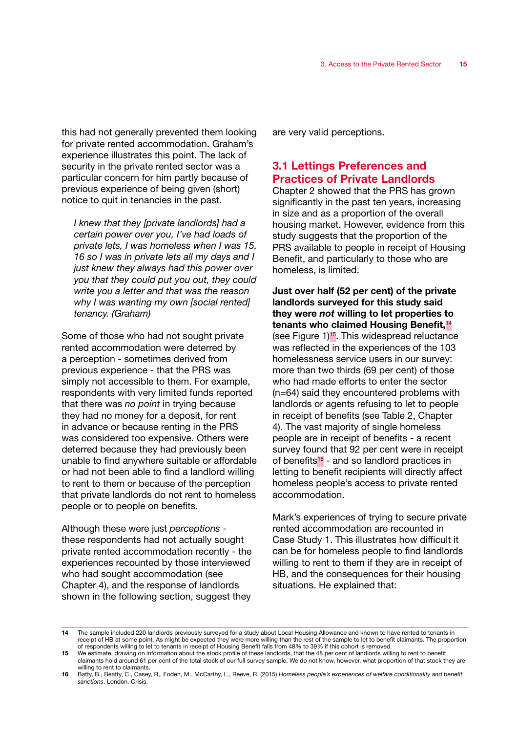this had not generally prevented them looking for private rented accommodation. Graham's experience illustrates this point. The lack of security in the private rented sector was a particular concern for him partly because of previous experience of being given (short) notice to quit in tenancies in the past.

> *I knew that they [private landlords] had a certain power over you, I've had loads of private lets, I was homeless when I was 15, 16 so I was in private lets all my days and I just knew they always had this power over you that they could put you out, they could write you a letter and that was the reason why I was wanting my own [social rented] tenancy. (Graham)*

Some of those who had not sought private rented accommodation were deterred by a perception - sometimes derived from previous experience - that the PRS was simply not accessible to them. For example, respondents with very limited funds reported that there was *no point* in trying because they had no money for a deposit, for rent in advance or because renting in the PRS was considered too expensive. Others were deterred because they had previously been unable to find anywhere suitable or affordable or had not been able to find a landlord willing to rent to them or because of the perception that private landlords do not rent to homeless people or to people on benefits.

Although these were just *perceptions* - these respondents had not actually sought private rented accommodation recently - the experiences recounted by those interviewed who had sought accommodation (see Chapter 4), and the response of landlords shown in the following section, suggest they are very valid perceptions.

## 3.1 Lettings Preferences and Practices of Private Landlords

Chapter 2 showed that the PRS has grown significantly in the past ten years, increasing in size and as a proportion of the overall housing market. However, evidence from this study suggests that the proportion of the PRS available to people in receipt of Housing Benefit, and particularly to those who are homeless, is limited.

**Just over half (52 per cent) of the private landlords surveyed for this study said they were *not* willing to let properties to tenants who claimed Housing Benefit,**[14] (see Figure 1)[15]. This widespread reluctance was reflected in the experiences of the 103 homelessness service users in our survey: more than two thirds (69 per cent) of those who had made efforts to enter the sector (n=64) said they encountered problems with landlords or agents refusing to let to people in receipt of benefits (see Table 2, Chapter 4). The vast majority of single homeless people are in receipt of benefits - a recent survey found that 92 per cent were in receipt of benefits[16] - and so landlord practices in letting to benefit recipients will directly affect homeless people's access to private rented accommodation.

Mark's experiences of trying to secure private rented accommodation are recounted in Case Study 1. This illustrates how difficult it can be for homeless people to find landlords willing to rent to them if they are in receipt of HB, and the consequences for their housing situations. He explained that:

---

**14** The sample included 220 landlords previously surveyed for a study about Local Housing Allowance and known to have rented to tenants in receipt of HB at some point. As might be expected they were more willing than the rest of the sample to let to benefit claimants. The proportion of respondents willing to let to tenants in receipt of Housing Benefit falls from 48% to 39% if this cohort is removed.

**15** We estimate, drawing on information about the stock profile of these landlords, that the 48 per cent of landlords willing to rent to benefit claimants hold around 61 per cent of the total stock of our full survey sample. We do not know, however, what proportion of that stock they are willing to rent to claimants.

**16** Batty, B., Beatty, C., Casey, R,. Foden, M., McCarthy, L., Reeve, R. (2015) *Homeless people's experiences of welfare conditionality and benefit sanctions*. London. Crisis.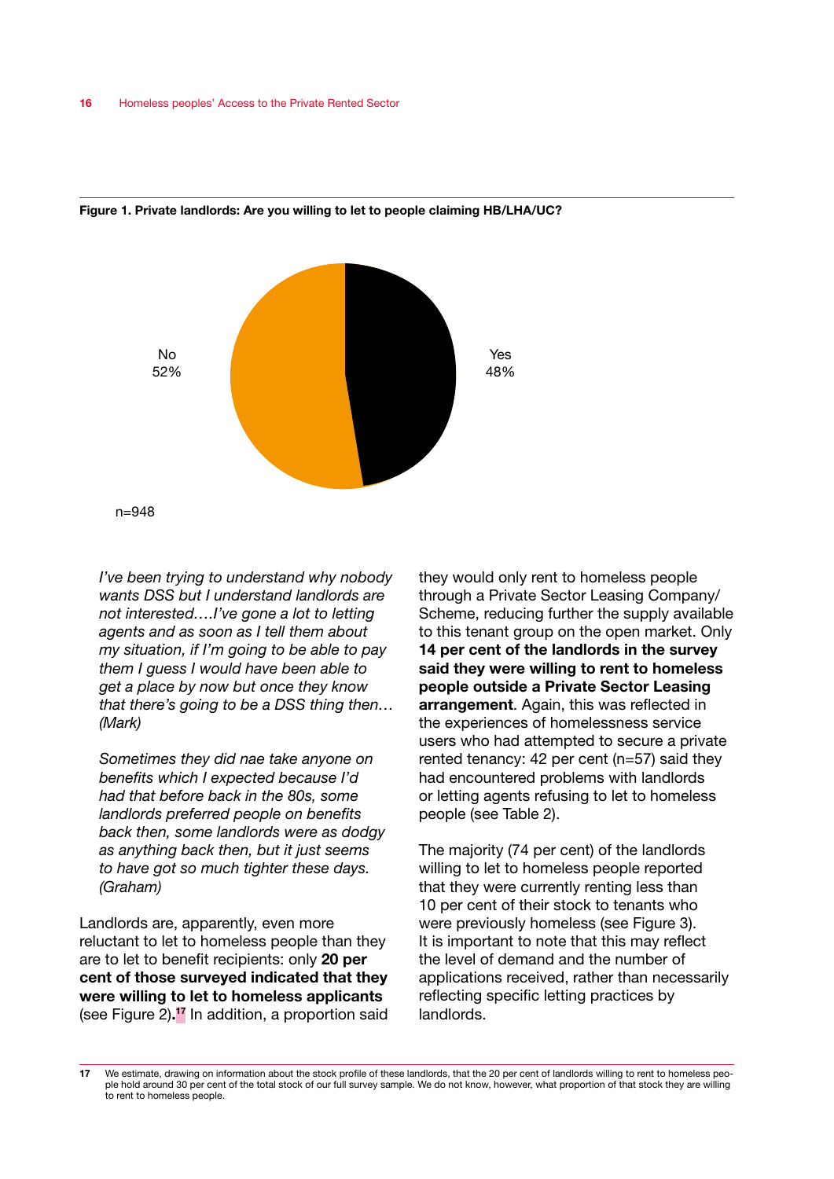**Figure 1. Private landlords: Are you willing to let to people claiming HB/LHA/UC?**

No 52%

Yes 48%

n=948

*I've been trying to understand why nobody wants DSS but I understand landlords are not interested….I've gone a lot to letting agents and as soon as I tell them about my situation, if I'm going to be able to pay them I guess I would have been able to get a place by now but once they know that there's going to be a DSS thing then… (Mark)*

*Sometimes they did nae take anyone on benefits which I expected because I'd had that before back in the 80s, some landlords preferred people on benefits back then, some landlords were as dodgy as anything back then, but it just seems to have got so much tighter these days. (Graham)*

Landlords are, apparently, even more reluctant to let to homeless people than they are to let to benefit recipients: only **20 per cent of those surveyed indicated that they were willing to let to homeless applicants** (see Figure 2)**.**[17] In addition, a proportion said they would only rent to homeless people through a Private Sector Leasing Company/Scheme, reducing further the supply available to this tenant group on the open market. Only **14 per cent of the landlords in the survey said they were willing to rent to homeless people outside a Private Sector Leasing arrangement**. Again, this was reflected in the experiences of homelessness service users who had attempted to secure a private rented tenancy: 42 per cent (n=57) said they had encountered problems with landlords or letting agents refusing to let to homeless people (see Table 2).

The majority (74 per cent) of the landlords willing to let to homeless people reported that they were currently renting less than 10 per cent of their stock to tenants who were previously homeless (see Figure 3). It is important to note that this may reflect the level of demand and the number of applications received, rather than necessarily reflecting specific letting practices by landlords.

17 We estimate, drawing on information about the stock profile of these landlords, that the 20 per cent of landlords willing to rent to homeless people hold around 30 per cent of the total stock of our full survey sample. We do not know, however, what proportion of that stock they are willing to rent to homeless people.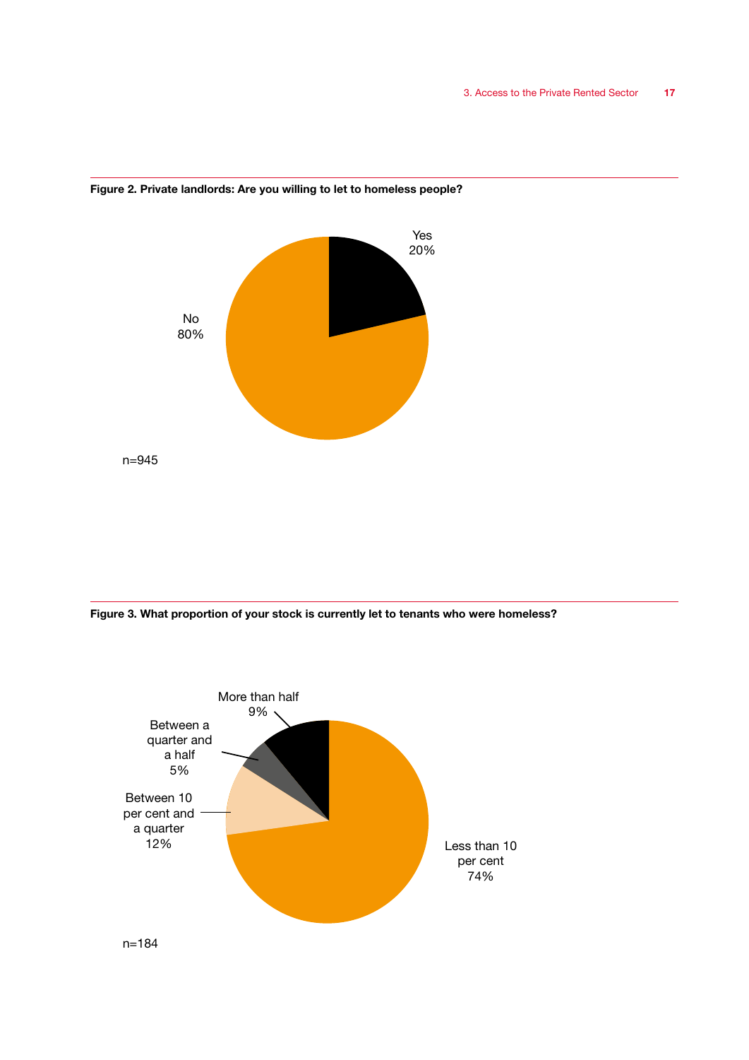**Figure 2. Private landlords: Are you willing to let to homeless people?**

Yes 20%

No 80%

n=945

**Figure 3. What proportion of your stock is currently let to tenants who were homeless?**

More than half 9%

Between a quarter and a half 5%

Between 10 per cent and a quarter 12%

Less than 10 per cent 74%

n=184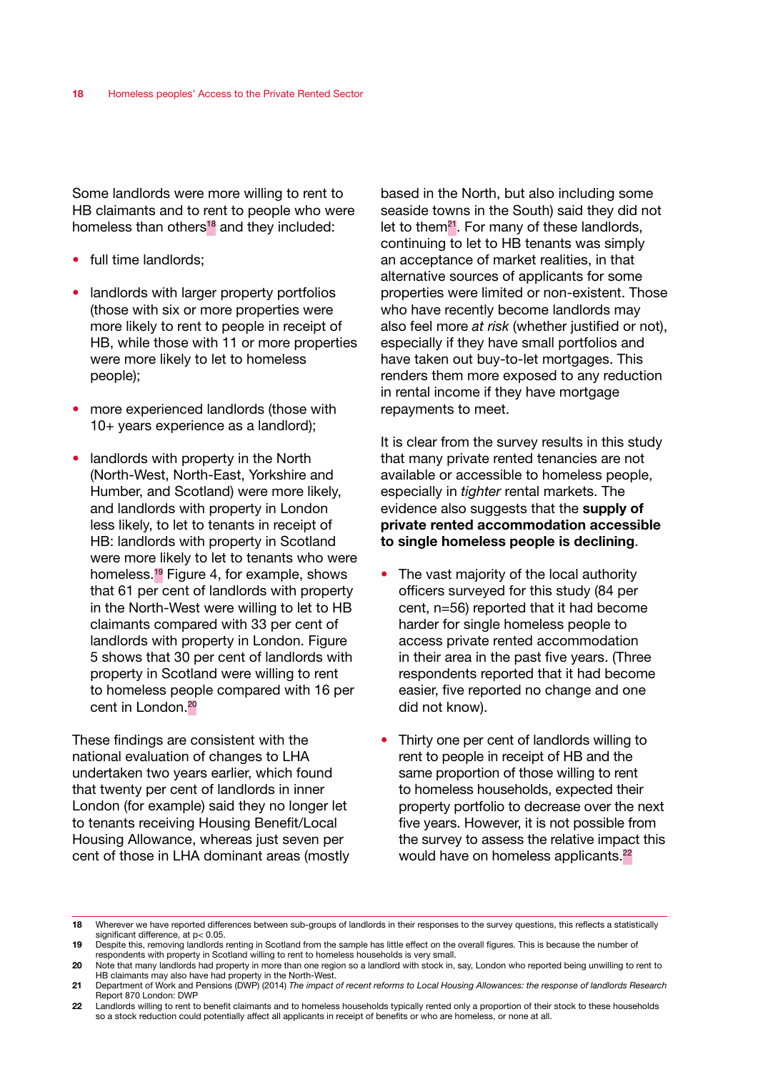Some landlords were more willing to rent to HB claimants and to rent to people who were homeless than others[18] and they included:

- full time landlords;
- landlords with larger property portfolios (those with six or more properties were more likely to rent to people in receipt of HB, while those with 11 or more properties were more likely to let to homeless people);
- more experienced landlords (those with 10+ years experience as a landlord);
- landlords with property in the North (North-West, North-East, Yorkshire and Humber, and Scotland) were more likely, and landlords with property in London less likely, to let to tenants in receipt of HB: landlords with property in Scotland were more likely to let to tenants who were homeless.[19] Figure 4, for example, shows that 61 per cent of landlords with property in the North-West were willing to let to HB claimants compared with 33 per cent of landlords with property in London. Figure 5 shows that 30 per cent of landlords with property in Scotland were willing to rent to homeless people compared with 16 per cent in London.[20]

These findings are consistent with the national evaluation of changes to LHA undertaken two years earlier, which found that twenty per cent of landlords in inner London (for example) said they no longer let to tenants receiving Housing Benefit/Local Housing Allowance, whereas just seven per cent of those in LHA dominant areas (mostly based in the North, but also including some seaside towns in the South) said they did not let to them[21]. For many of these landlords, continuing to let to HB tenants was simply an acceptance of market realities, in that alternative sources of applicants for some properties were limited or non-existent. Those who have recently become landlords may also feel more *at risk* (whether justified or not), especially if they have small portfolios and have taken out buy-to-let mortgages. This renders them more exposed to any reduction in rental income if they have mortgage repayments to meet.

It is clear from the survey results in this study that many private rented tenancies are not available or accessible to homeless people, especially in *tighter* rental markets. The evidence also suggests that the **supply of private rented accommodation accessible to single homeless people is declining**.

- The vast majority of the local authority officers surveyed for this study (84 per cent, n=56) reported that it had become harder for single homeless people to access private rented accommodation in their area in the past five years. (Three respondents reported that it had become easier, five reported no change and one did not know).
- Thirty one per cent of landlords willing to rent to people in receipt of HB and the same proportion of those willing to rent to homeless households, expected their property portfolio to decrease over the next five years. However, it is not possible from the survey to assess the relative impact this would have on homeless applicants.[22]

---

18 Wherever we have reported differences between sub-groups of landlords in their responses to the survey questions, this reflects a statistically significant difference, at $p < 0.05$.

19 Despite this, removing landlords renting in Scotland from the sample has little effect on the overall figures. This is because the number of respondents with property in Scotland willing to rent to homeless households is very small.

20 Note that many landlords had property in more than one region so a landlord with stock in, say, London who reported being unwilling to rent to HB claimants may also have had property in the North-West.

21 Department of Work and Pensions (DWP) (2014) *The impact of recent reforms to Local Housing Allowances: the response of landlords Research* Report 870 London: DWP

22 Landlords willing to rent to benefit claimants and to homeless households typically rented only a proportion of their stock to these households so a stock reduction could potentially affect all applicants in receipt of benefits or who are homeless, or none at all.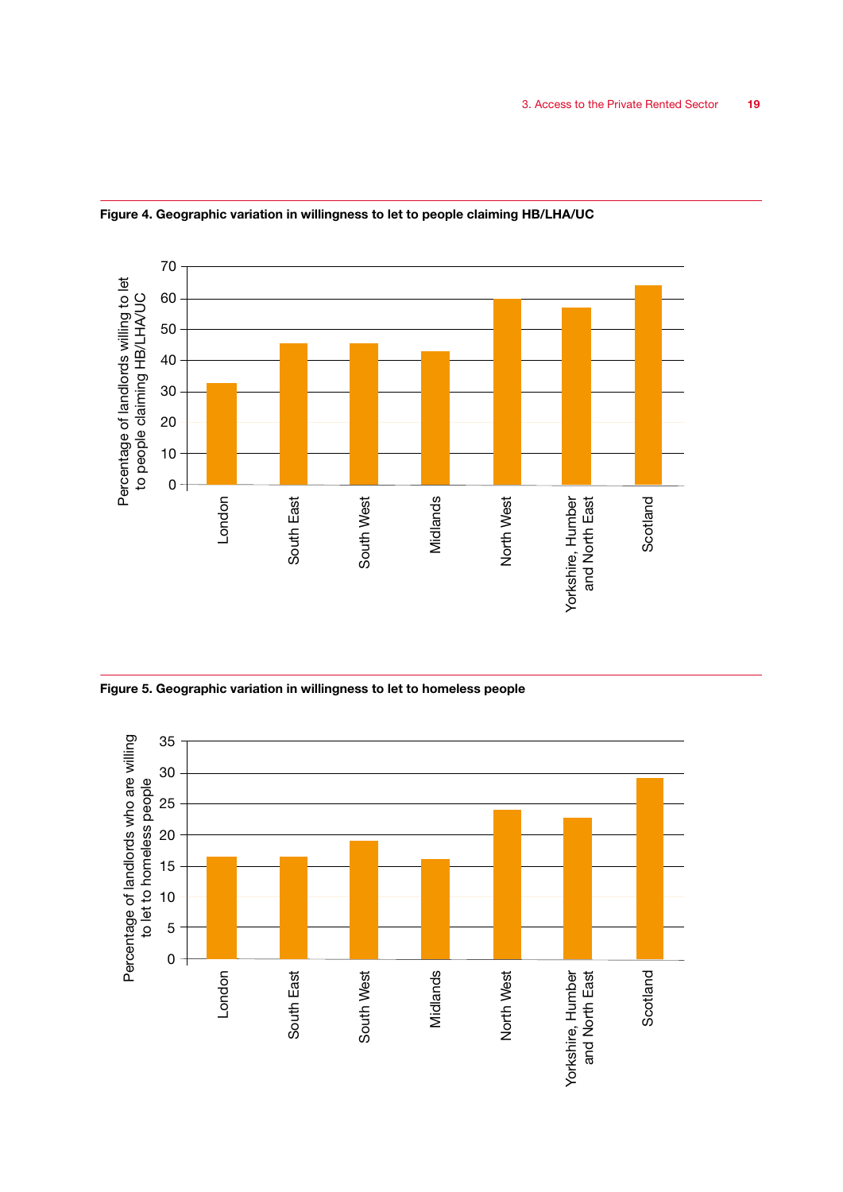**Figure 4. Geographic variation in willingness to let to people claiming HB/LHA/UC**

**Figure 5. Geographic variation in willingness to let to homeless people**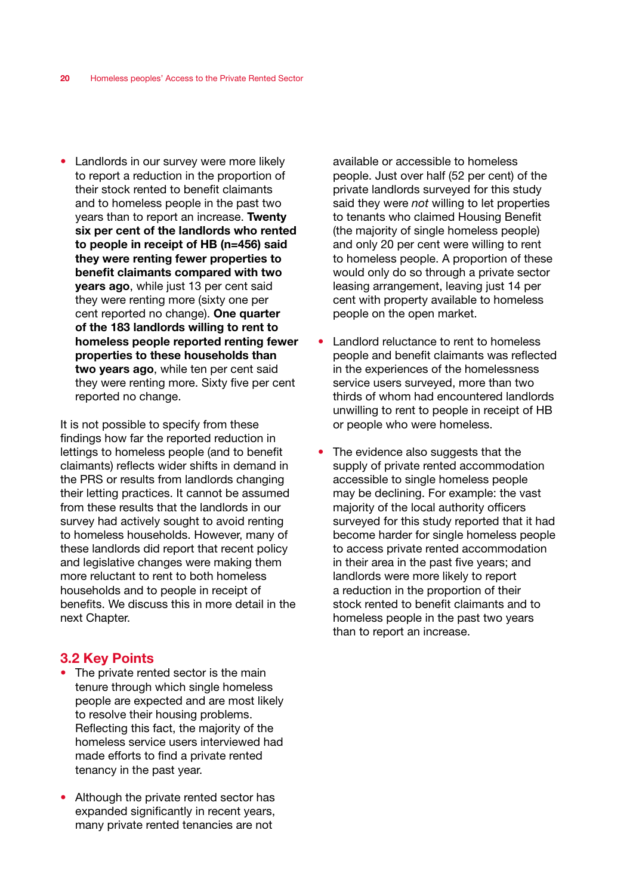- Landlords in our survey were more likely to report a reduction in the proportion of their stock rented to benefit claimants and to homeless people in the past two years than to report an increase. **Twenty six per cent of the landlords who rented to people in receipt of HB (n=456) said they were renting fewer properties to benefit claimants compared with two years ago**, while just 13 per cent said they were renting more (sixty one per cent reported no change). **One quarter of the 183 landlords willing to rent to homeless people reported renting fewer properties to these households than two years ago**, while ten per cent said they were renting more. Sixty five per cent reported no change.

It is not possible to specify from these findings how far the reported reduction in lettings to homeless people (and to benefit claimants) reflects wider shifts in demand in the PRS or results from landlords changing their letting practices. It cannot be assumed from these results that the landlords in our survey had actively sought to avoid renting to homeless households. However, many of these landlords did report that recent policy and legislative changes were making them more reluctant to rent to both homeless households and to people in receipt of benefits. We discuss this in more detail in the next Chapter.

## 3.2 Key Points

- The private rented sector is the main tenure through which single homeless people are expected and are most likely to resolve their housing problems. Reflecting this fact, the majority of the homeless service users interviewed had made efforts to find a private rented tenancy in the past year.

- Although the private rented sector has expanded significantly in recent years, many private rented tenancies are not available or accessible to homeless people. Just over half (52 per cent) of the private landlords surveyed for this study said they were *not* willing to let properties to tenants who claimed Housing Benefit (the majority of single homeless people) and only 20 per cent were willing to rent to homeless people. A proportion of these would only do so through a private sector leasing arrangement, leaving just 14 per cent with property available to homeless people on the open market.

- Landlord reluctance to rent to homeless people and benefit claimants was reflected in the experiences of the homelessness service users surveyed, more than two thirds of whom had encountered landlords unwilling to rent to people in receipt of HB or people who were homeless.

- The evidence also suggests that the supply of private rented accommodation accessible to single homeless people may be declining. For example: the vast majority of the local authority officers surveyed for this study reported that it had become harder for single homeless people to access private rented accommodation in their area in the past five years; and landlords were more likely to report a reduction in the proportion of their stock rented to benefit claimants and to homeless people in the past two years than to report an increase.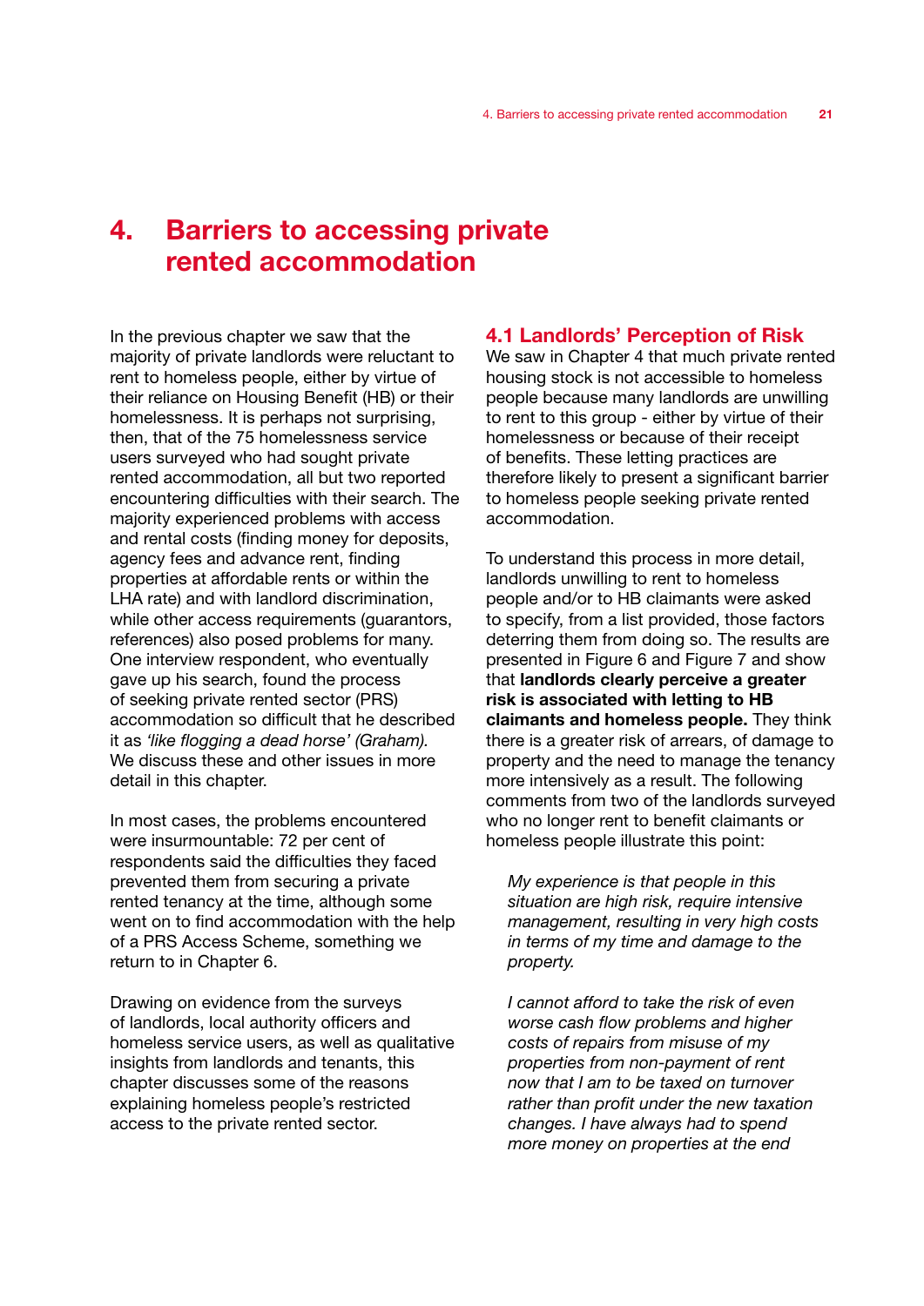# 4. Barriers to accessing private rented accommodation

In the previous chapter we saw that the majority of private landlords were reluctant to rent to homeless people, either by virtue of their reliance on Housing Benefit (HB) or their homelessness. It is perhaps not surprising, then, that of the 75 homelessness service users surveyed who had sought private rented accommodation, all but two reported encountering difficulties with their search. The majority experienced problems with access and rental costs (finding money for deposits, agency fees and advance rent, finding properties at affordable rents or within the LHA rate) and with landlord discrimination, while other access requirements (guarantors, references) also posed problems for many. One interview respondent, who eventually gave up his search, found the process of seeking private rented sector (PRS) accommodation so difficult that he described it as *'like flogging a dead horse' (Graham).* We discuss these and other issues in more detail in this chapter.

In most cases, the problems encountered were insurmountable: 72 per cent of respondents said the difficulties they faced prevented them from securing a private rented tenancy at the time, although some went on to find accommodation with the help of a PRS Access Scheme, something we return to in Chapter 6.

Drawing on evidence from the surveys of landlords, local authority officers and homeless service users, as well as qualitative insights from landlords and tenants, this chapter discusses some of the reasons explaining homeless people's restricted access to the private rented sector.

## 4.1 Landlords' Perception of Risk

We saw in Chapter 4 that much private rented housing stock is not accessible to homeless people because many landlords are unwilling to rent to this group - either by virtue of their homelessness or because of their receipt of benefits. These letting practices are therefore likely to present a significant barrier to homeless people seeking private rented accommodation.

To understand this process in more detail, landlords unwilling to rent to homeless people and/or to HB claimants were asked to specify, from a list provided, those factors deterring them from doing so. The results are presented in Figure 6 and Figure 7 and show that **landlords clearly perceive a greater risk is associated with letting to HB claimants and homeless people.** They think there is a greater risk of arrears, of damage to property and the need to manage the tenancy more intensively as a result. The following comments from two of the landlords surveyed who no longer rent to benefit claimants or homeless people illustrate this point:

> *My experience is that people in this situation are high risk, require intensive management, resulting in very high costs in terms of my time and damage to the property.*

> *I cannot afford to take the risk of even worse cash flow problems and higher costs of repairs from misuse of my properties from non-payment of rent now that I am to be taxed on turnover rather than profit under the new taxation changes. I have always had to spend more money on properties at the end*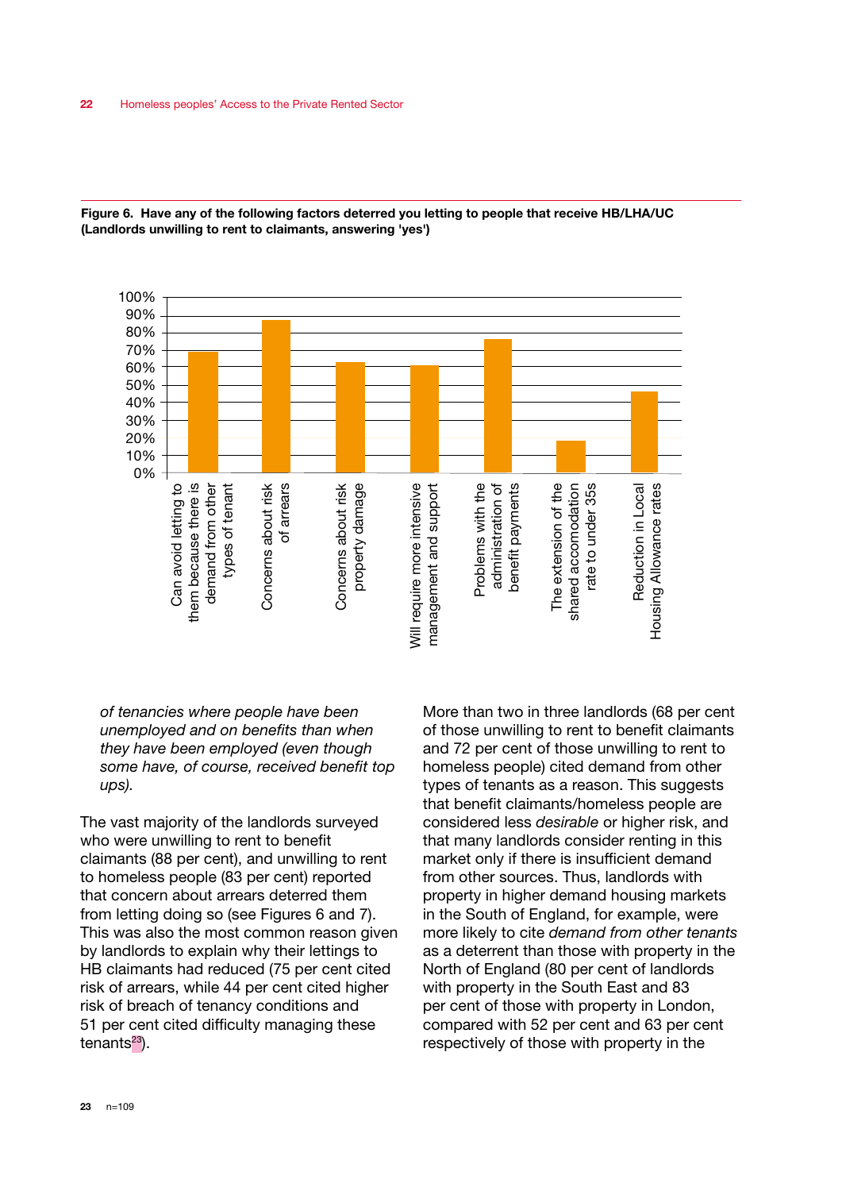**Figure 6. Have any of the following factors deterred you letting to people that receive HB/LHA/UC (Landlords unwilling to rent to claimants, answering 'yes')**

| Factor | % |
|---|---|
| Can avoid letting to them because there is demand from other types of tenant | 68% |
| Concerns about risk of arrears | 88% |
| Concerns about risk property damage | 63% |
| Will require more intensive management and support | 61% |
| Problems with the administration of benefit payments | 76% |
| The extension of the shared accomodation rate to under 35s | 18% |
| Reduction in Local Housing Allowance rates | 46% |

*of tenancies where people have been unemployed and on benefits than when they have been employed (even though some have, of course, received benefit top ups).*

The vast majority of the landlords surveyed who were unwilling to rent to benefit claimants (88 per cent), and unwilling to rent to homeless people (83 per cent) reported that concern about arrears deterred them from letting doing so (see Figures 6 and 7). This was also the most common reason given by landlords to explain why their lettings to HB claimants had reduced (75 per cent cited risk of arrears, while 44 per cent cited higher risk of breach of tenancy conditions and 51 per cent cited difficulty managing these tenants[23]).

More than two in three landlords (68 per cent of those unwilling to rent to benefit claimants and 72 per cent of those unwilling to rent to homeless people) cited demand from other types of tenants as a reason. This suggests that benefit claimants/homeless people are considered less *desirable* or higher risk, and that many landlords consider renting in this market only if there is insufficient demand from other sources. Thus, landlords with property in higher demand housing markets in the South of England, for example, were more likely to cite *demand from other tenants* as a deterrent than those with property in the North of England (80 per cent of landlords with property in the South East and 83 per cent of those with property in London, compared with 52 per cent and 63 per cent respectively of those with property in the

23 n=109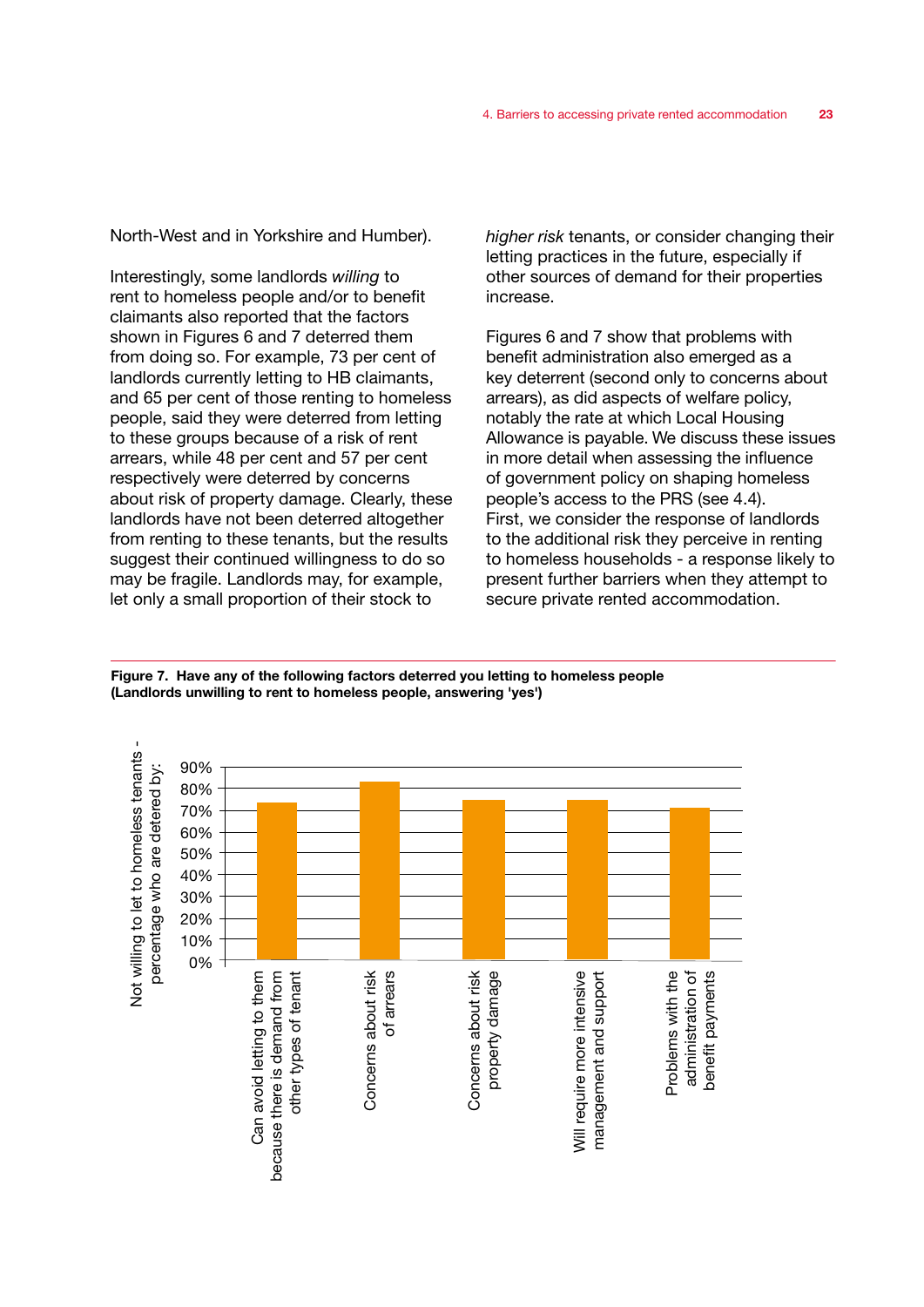North-West and in Yorkshire and Humber).

Interestingly, some landlords *willing* to rent to homeless people and/or to benefit claimants also reported that the factors shown in Figures 6 and 7 deterred them from doing so. For example, 73 per cent of landlords currently letting to HB claimants, and 65 per cent of those renting to homeless people, said they were deterred from letting to these groups because of a risk of rent arrears, while 48 per cent and 57 per cent respectively were deterred by concerns about risk of property damage. Clearly, these landlords have not been deterred altogether from renting to these tenants, but the results suggest their continued willingness to do so may be fragile. Landlords may, for example, let only a small proportion of their stock to *higher risk* tenants, or consider changing their letting practices in the future, especially if other sources of demand for their properties increase.

Figures 6 and 7 show that problems with benefit administration also emerged as a key deterrent (second only to concerns about arrears), as did aspects of welfare policy, notably the rate at which Local Housing Allowance is payable. We discuss these issues in more detail when assessing the influence of government policy on shaping homeless people's access to the PRS (see 4.4). First, we consider the response of landlords to the additional risk they perceive in renting to homeless households - a response likely to present further barriers when they attempt to secure private rented accommodation.

**Figure 7. Have any of the following factors deterred you letting to homeless people (Landlords unwilling to rent to homeless people, answering 'yes')**

Y-axis: Not willing to let to homeless tenants - percentage who are detered by: (0%–90%)

| Factor | Approximate value |
|---|---|
| Can avoid letting to them because there is demand from other types of tenant | ~73% |
| Concerns about risk of arrears | ~83% |
| Concerns about risk property damage | ~74% |
| Will require more intensive management and support | ~74% |
| Problems with the administration of benefit payments | ~70% |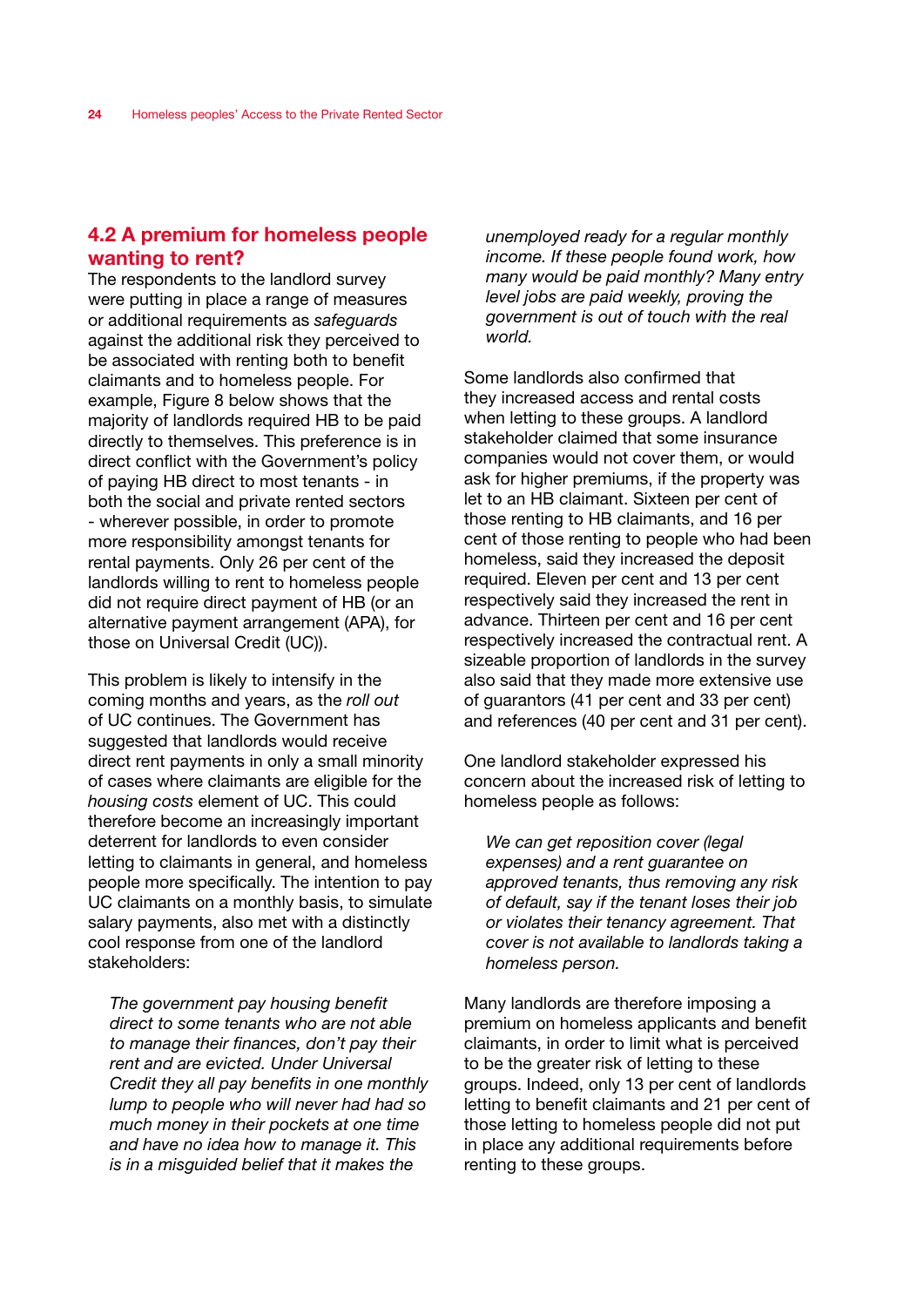## 4.2 A premium for homeless people wanting to rent?

The respondents to the landlord survey were putting in place a range of measures or additional requirements as *safeguards* against the additional risk they perceived to be associated with renting both to benefit claimants and to homeless people. For example, Figure 8 below shows that the majority of landlords required HB to be paid directly to themselves. This preference is in direct conflict with the Government's policy of paying HB direct to most tenants - in both the social and private rented sectors - wherever possible, in order to promote more responsibility amongst tenants for rental payments. Only 26 per cent of the landlords willing to rent to homeless people did not require direct payment of HB (or an alternative payment arrangement (APA), for those on Universal Credit (UC)).

This problem is likely to intensify in the coming months and years, as the *roll out* of UC continues. The Government has suggested that landlords would receive direct rent payments in only a small minority of cases where claimants are eligible for the *housing costs* element of UC. This could therefore become an increasingly important deterrent for landlords to even consider letting to claimants in general, and homeless people more specifically. The intention to pay UC claimants on a monthly basis, to simulate salary payments, also met with a distinctly cool response from one of the landlord stakeholders:

> *The government pay housing benefit direct to some tenants who are not able to manage their finances, don't pay their rent and are evicted. Under Universal Credit they all pay benefits in one monthly lump to people who will never had had so much money in their pockets at one time and have no idea how to manage it. This is in a misguided belief that it makes the unemployed ready for a regular monthly income. If these people found work, how many would be paid monthly? Many entry level jobs are paid weekly, proving the government is out of touch with the real world.*

Some landlords also confirmed that they increased access and rental costs when letting to these groups. A landlord stakeholder claimed that some insurance companies would not cover them, or would ask for higher premiums, if the property was let to an HB claimant. Sixteen per cent of those renting to HB claimants, and 16 per cent of those renting to people who had been homeless, said they increased the deposit required. Eleven per cent and 13 per cent respectively said they increased the rent in advance. Thirteen per cent and 16 per cent respectively increased the contractual rent. A sizeable proportion of landlords in the survey also said that they made more extensive use of guarantors (41 per cent and 33 per cent) and references (40 per cent and 31 per cent).

One landlord stakeholder expressed his concern about the increased risk of letting to homeless people as follows:

> *We can get reposition cover (legal expenses) and a rent guarantee on approved tenants, thus removing any risk of default, say if the tenant loses their job or violates their tenancy agreement. That cover is not available to landlords taking a homeless person.*

Many landlords are therefore imposing a premium on homeless applicants and benefit claimants, in order to limit what is perceived to be the greater risk of letting to these groups. Indeed, only 13 per cent of landlords letting to benefit claimants and 21 per cent of those letting to homeless people did not put in place any additional requirements before renting to these groups.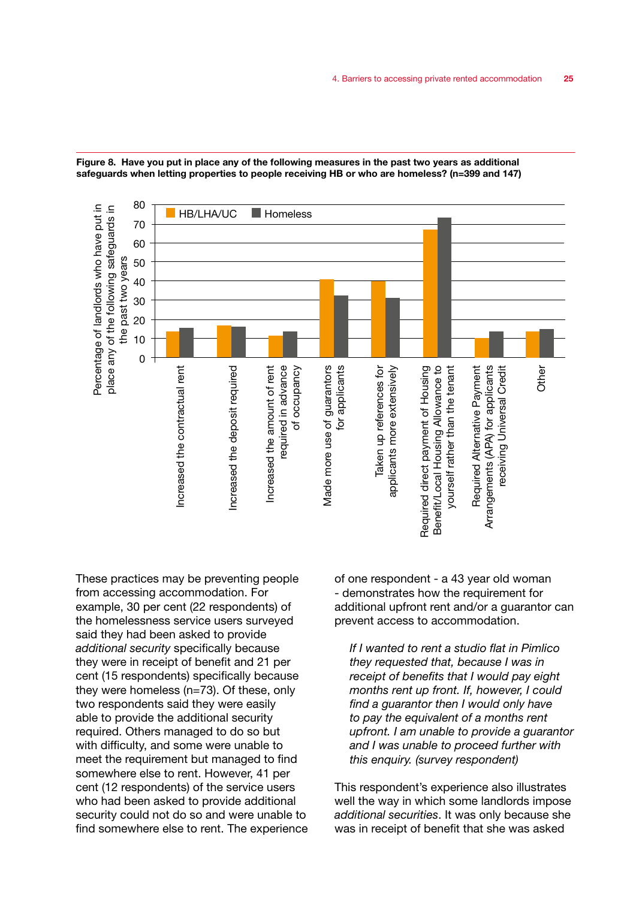**Figure 8. Have you put in place any of the following measures in the past two years as additional safeguards when letting properties to people receiving HB or who are homeless? (n=399 and 147)**

These practices may be preventing people from accessing accommodation. For example, 30 per cent (22 respondents) of the homelessness service users surveyed said they had been asked to provide *additional security* specifically because they were in receipt of benefit and 21 per cent (15 respondents) specifically because they were homeless (n=73). Of these, only two respondents said they were easily able to provide the additional security required. Others managed to do so but with difficulty, and some were unable to meet the requirement but managed to find somewhere else to rent. However, 41 per cent (12 respondents) of the service users who had been asked to provide additional security could not do so and were unable to find somewhere else to rent. The experience of one respondent - a 43 year old woman - demonstrates how the requirement for additional upfront rent and/or a guarantor can prevent access to accommodation.

> *If I wanted to rent a studio flat in Pimlico they requested that, because I was in receipt of benefits that I would pay eight months rent up front. If, however, I could find a guarantor then I would only have to pay the equivalent of a months rent upfront. I am unable to provide a guarantor and I was unable to proceed further with this enquiry. (survey respondent)*

This respondent's experience also illustrates well the way in which some landlords impose *additional securities*. It was only because she was in receipt of benefit that she was asked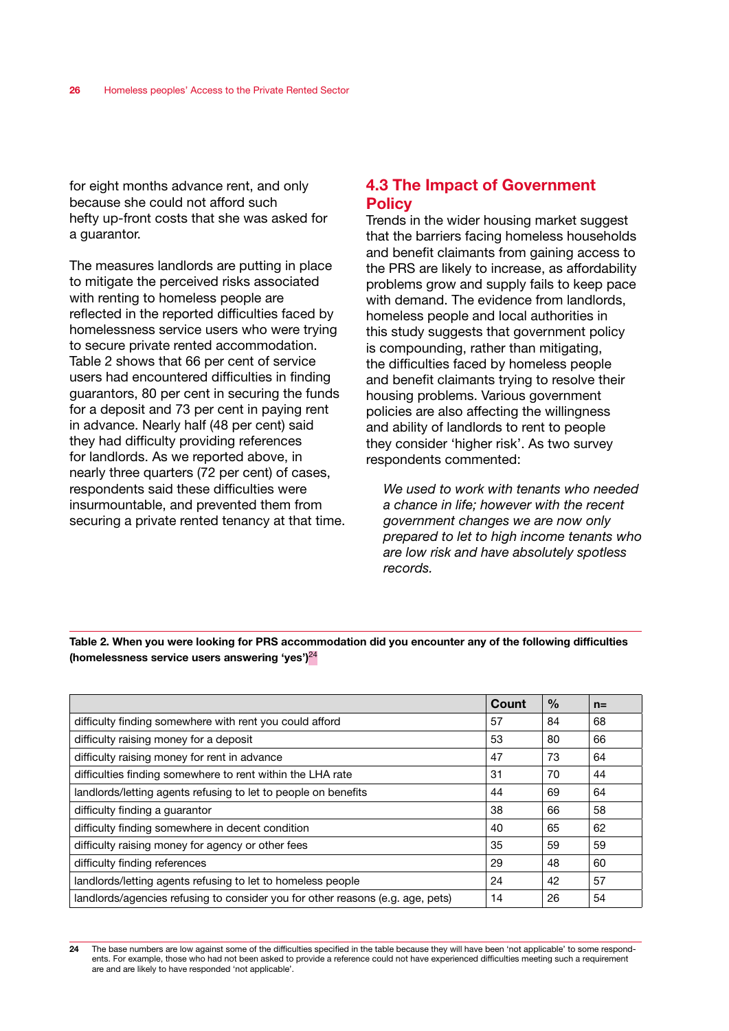for eight months advance rent, and only because she could not afford such hefty up-front costs that she was asked for a guarantor.

The measures landlords are putting in place to mitigate the perceived risks associated with renting to homeless people are reflected in the reported difficulties faced by homelessness service users who were trying to secure private rented accommodation. Table 2 shows that 66 per cent of service users had encountered difficulties in finding guarantors, 80 per cent in securing the funds for a deposit and 73 per cent in paying rent in advance. Nearly half (48 per cent) said they had difficulty providing references for landlords. As we reported above, in nearly three quarters (72 per cent) of cases, respondents said these difficulties were insurmountable, and prevented them from securing a private rented tenancy at that time.

## 4.3 The Impact of Government Policy

Trends in the wider housing market suggest that the barriers facing homeless households and benefit claimants from gaining access to the PRS are likely to increase, as affordability problems grow and supply fails to keep pace with demand. The evidence from landlords, homeless people and local authorities in this study suggests that government policy is compounding, rather than mitigating, the difficulties faced by homeless people and benefit claimants trying to resolve their housing problems. Various government policies are also affecting the willingness and ability of landlords to rent to people they consider 'higher risk'. As two survey respondents commented:

> *We used to work with tenants who needed a chance in life; however with the recent government changes we are now only prepared to let to high income tenants who are low risk and have absolutely spotless records.*

**Table 2. When you were looking for PRS accommodation did you encounter any of the following difficulties (homelessness service users answering 'yes')**[24]

| | Count | % | n= |
|---|---|---|---|
| difficulty finding somewhere with rent you could afford | 57 | 84 | 68 |
| difficulty raising money for a deposit | 53 | 80 | 66 |
| difficulty raising money for rent in advance | 47 | 73 | 64 |
| difficulties finding somewhere to rent within the LHA rate | 31 | 70 | 44 |
| landlords/letting agents refusing to let to people on benefits | 44 | 69 | 64 |
| difficulty finding a guarantor | 38 | 66 | 58 |
| difficulty finding somewhere in decent condition | 40 | 65 | 62 |
| difficulty raising money for agency or other fees | 35 | 59 | 59 |
| difficulty finding references | 29 | 48 | 60 |
| landlords/letting agents refusing to let to homeless people | 24 | 42 | 57 |
| landlords/agencies refusing to consider you for other reasons (e.g. age, pets) | 14 | 26 | 54 |

24 The base numbers are low against some of the difficulties specified in the table because they will have been 'not applicable' to some respondents. For example, those who had not been asked to provide a reference could not have experienced difficulties meeting such a requirement are and are likely to have responded 'not applicable'.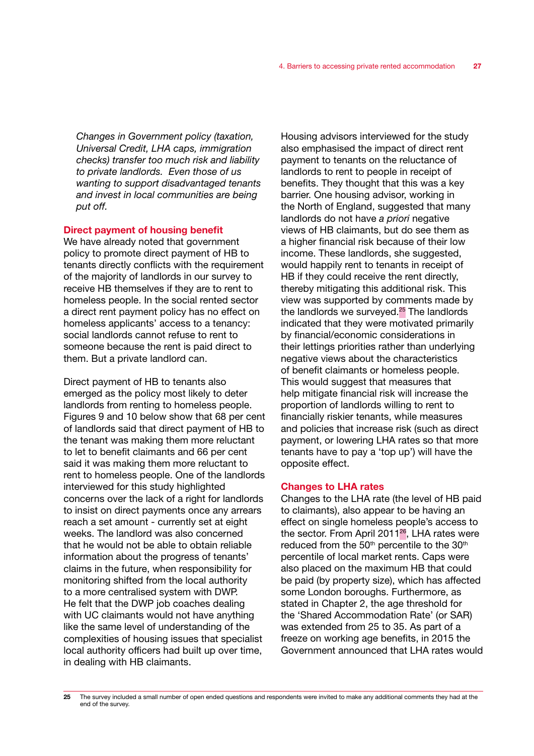*Changes in Government policy (taxation, Universal Credit, LHA caps, immigration checks) transfer too much risk and liability to private landlords. Even those of us wanting to support disadvantaged tenants and invest in local communities are being put off.*

### Direct payment of housing benefit

We have already noted that government policy to promote direct payment of HB to tenants directly conflicts with the requirement of the majority of landlords in our survey to receive HB themselves if they are to rent to homeless people. In the social rented sector a direct rent payment policy has no effect on homeless applicants' access to a tenancy: social landlords cannot refuse to rent to someone because the rent is paid direct to them. But a private landlord can.

Direct payment of HB to tenants also emerged as the policy most likely to deter landlords from renting to homeless people. Figures 9 and 10 below show that 68 per cent of landlords said that direct payment of HB to the tenant was making them more reluctant to let to benefit claimants and 66 per cent said it was making them more reluctant to rent to homeless people. One of the landlords interviewed for this study highlighted concerns over the lack of a right for landlords to insist on direct payments once any arrears reach a set amount - currently set at eight weeks. The landlord was also concerned that he would not be able to obtain reliable information about the progress of tenants' claims in the future, when responsibility for monitoring shifted from the local authority to a more centralised system with DWP. He felt that the DWP job coaches dealing with UC claimants would not have anything like the same level of understanding of the complexities of housing issues that specialist local authority officers had built up over time, in dealing with HB claimants.

Housing advisors interviewed for the study also emphasised the impact of direct rent payment to tenants on the reluctance of landlords to rent to people in receipt of benefits. They thought that this was a key barrier. One housing advisor, working in the North of England, suggested that many landlords do not have *a priori* negative views of HB claimants, but do see them as a higher financial risk because of their low income. These landlords, she suggested, would happily rent to tenants in receipt of HB if they could receive the rent directly, thereby mitigating this additional risk. This view was supported by comments made by the landlords we surveyed.[25] The landlords indicated that they were motivated primarily by financial/economic considerations in their lettings priorities rather than underlying negative views about the characteristics of benefit claimants or homeless people. This would suggest that measures that help mitigate financial risk will increase the proportion of landlords willing to rent to financially riskier tenants, while measures and policies that increase risk (such as direct payment, or lowering LHA rates so that more tenants have to pay a 'top up') will have the opposite effect.

### Changes to LHA rates

Changes to the LHA rate (the level of HB paid to claimants), also appear to be having an effect on single homeless people's access to the sector. From April 2011[26], LHA rates were reduced from the 50th percentile to the 30th percentile of local market rents. Caps were also placed on the maximum HB that could be paid (by property size), which has affected some London boroughs. Furthermore, as stated in Chapter 2, the age threshold for the 'Shared Accommodation Rate' (or SAR) was extended from 25 to 35. As part of a freeze on working age benefits, in 2015 the Government announced that LHA rates would

---

25 The survey included a small number of open ended questions and respondents were invited to make any additional comments they had at the end of the survey.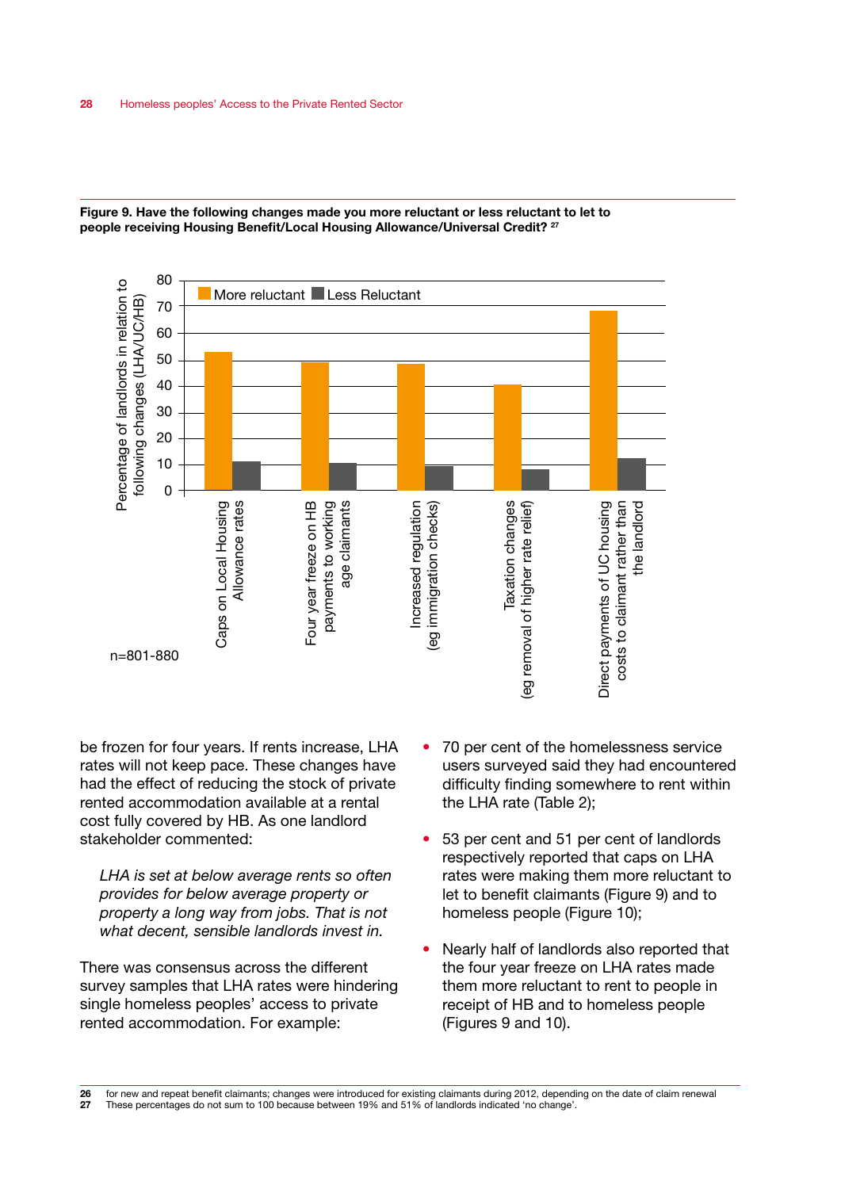**Figure 9. Have the following changes made you more reluctant or less reluctant to let to people receiving Housing Benefit/Local Housing Allowance/Universal Credit?** [27]

n=801-880

be frozen for four years. If rents increase, LHA rates will not keep pace. These changes have had the effect of reducing the stock of private rented accommodation available at a rental cost fully covered by HB. As one landlord stakeholder commented:

> *LHA is set at below average rents so often provides for below average property or property a long way from jobs. That is not what decent, sensible landlords invest in.*

There was consensus across the different survey samples that LHA rates were hindering single homeless peoples' access to private rented accommodation. For example:

- 70 per cent of the homelessness service users surveyed said they had encountered difficulty finding somewhere to rent within the LHA rate (Table 2);
- 53 per cent and 51 per cent of landlords respectively reported that caps on LHA rates were making them more reluctant to let to benefit claimants (Figure 9) and to homeless people (Figure 10);
- Nearly half of landlords also reported that the four year freeze on LHA rates made them more reluctant to rent to people in receipt of HB and to homeless people (Figures 9 and 10).

---

26 for new and repeat benefit claimants; changes were introduced for existing claimants during 2012, depending on the date of claim renewal

27 These percentages do not sum to 100 because between 19% and 51% of landlords indicated 'no change'.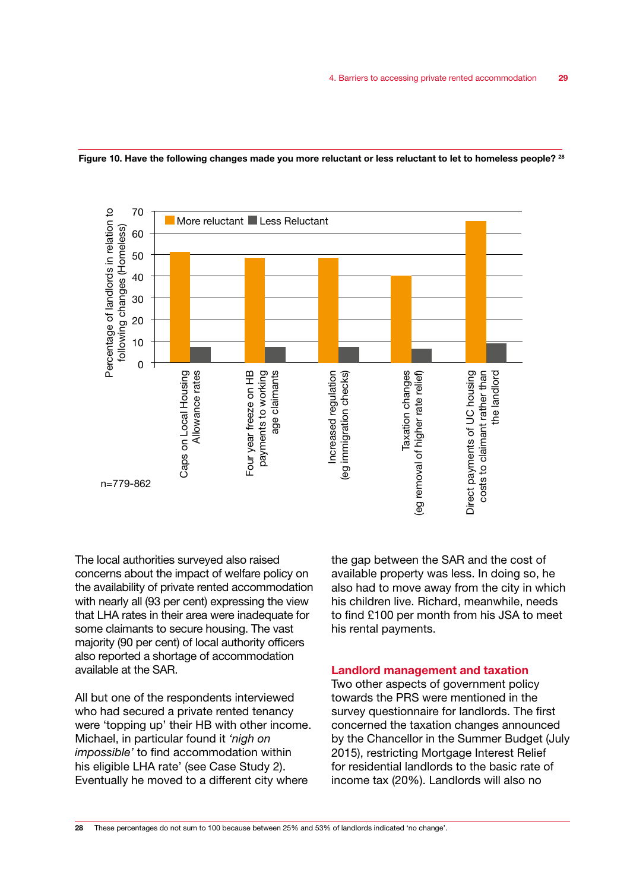**Figure 10. Have the following changes made you more reluctant or less reluctant to let to homeless people?** [28]

| | More reluctant | Less Reluctant |
|---|---|---|
| Caps on Local Housing Allowance rates | 51 | 7 |
| Four year freeze on HB payments to working age claimants | 48 | 7 |
| Increased regulation (eg immigration checks) | 48 | 7 |
| Taxation changes (eg removal of higher rate relief) | 40 | 6 |
| Direct payments of UC housing costs to claimant rather than the landlord | 65 | 9 |

Percentage of landlords in relation to following changes (Homeless)

n=779-862

The local authorities surveyed also raised concerns about the impact of welfare policy on the availability of private rented accommodation with nearly all (93 per cent) expressing the view that LHA rates in their area were inadequate for some claimants to secure housing. The vast majority (90 per cent) of local authority officers also reported a shortage of accommodation available at the SAR.

All but one of the respondents interviewed who had secured a private rented tenancy were 'topping up' their HB with other income. Michael, in particular found it *'nigh on impossible'* to find accommodation within his eligible LHA rate' (see Case Study 2). Eventually he moved to a different city where the gap between the SAR and the cost of available property was less. In doing so, he also had to move away from the city in which his children live. Richard, meanwhile, needs to find £100 per month from his JSA to meet his rental payments.

## Landlord management and taxation

Two other aspects of government policy towards the PRS were mentioned in the survey questionnaire for landlords. The first concerned the taxation changes announced by the Chancellor in the Summer Budget (July 2015), restricting Mortgage Interest Relief for residential landlords to the basic rate of income tax (20%). Landlords will also no

28 These percentages do not sum to 100 because between 25% and 53% of landlords indicated 'no change'.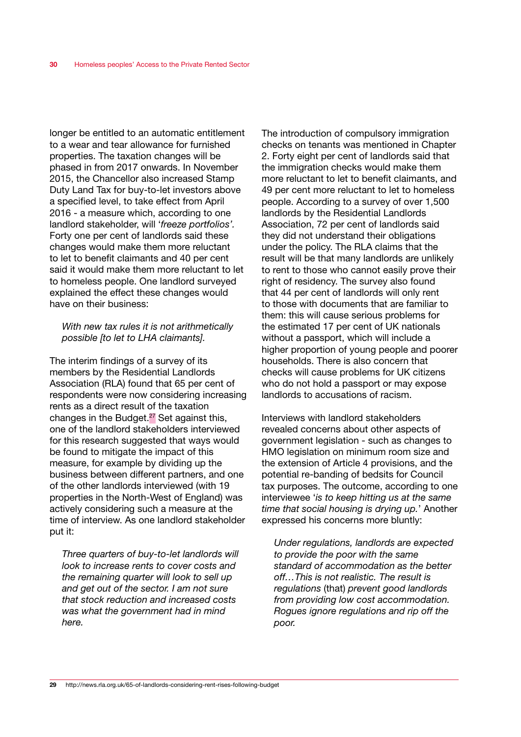longer be entitled to an automatic entitlement to a wear and tear allowance for furnished properties. The taxation changes will be phased in from 2017 onwards. In November 2015, the Chancellor also increased Stamp Duty Land Tax for buy-to-let investors above a specified level, to take effect from April 2016 - a measure which, according to one landlord stakeholder, will '*freeze portfolios'*. Forty one per cent of landlords said these changes would make them more reluctant to let to benefit claimants and 40 per cent said it would make them more reluctant to let to homeless people. One landlord surveyed explained the effect these changes would have on their business:

> *With new tax rules it is not arithmetically possible [to let to LHA claimants].*

The interim findings of a survey of its members by the Residential Landlords Association (RLA) found that 65 per cent of respondents were now considering increasing rents as a direct result of the taxation changes in the Budget.[27] Set against this, one of the landlord stakeholders interviewed for this research suggested that ways would be found to mitigate the impact of this measure, for example by dividing up the business between different partners, and one of the other landlords interviewed (with 19 properties in the North-West of England) was actively considering such a measure at the time of interview. As one landlord stakeholder put it:

> *Three quarters of buy-to-let landlords will look to increase rents to cover costs and the remaining quarter will look to sell up and get out of the sector. I am not sure that stock reduction and increased costs was what the government had in mind here.*

The introduction of compulsory immigration checks on tenants was mentioned in Chapter 2. Forty eight per cent of landlords said that the immigration checks would make them more reluctant to let to benefit claimants, and 49 per cent more reluctant to let to homeless people. According to a survey of over 1,500 landlords by the Residential Landlords Association, 72 per cent of landlords said they did not understand their obligations under the policy. The RLA claims that the result will be that many landlords are unlikely to rent to those who cannot easily prove their right of residency. The survey also found that 44 per cent of landlords will only rent to those with documents that are familiar to them: this will cause serious problems for the estimated 17 per cent of UK nationals without a passport, which will include a higher proportion of young people and poorer households. There is also concern that checks will cause problems for UK citizens who do not hold a passport or may expose landlords to accusations of racism.

Interviews with landlord stakeholders revealed concerns about other aspects of government legislation - such as changes to HMO legislation on minimum room size and the extension of Article 4 provisions, and the potential re-banding of bedsits for Council tax purposes. The outcome, according to one interviewee '*is to keep hitting us at the same time that social housing is drying up.*' Another expressed his concerns more bluntly:

> *Under regulations, landlords are expected to provide the poor with the same standard of accommodation as the better off…This is not realistic. The result is regulations* (that) *prevent good landlords from providing low cost accommodation. Rogues ignore regulations and rip off the poor.*

[29] http://news.rla.org.uk/65-of-landlords-considering-rent-rises-following-budget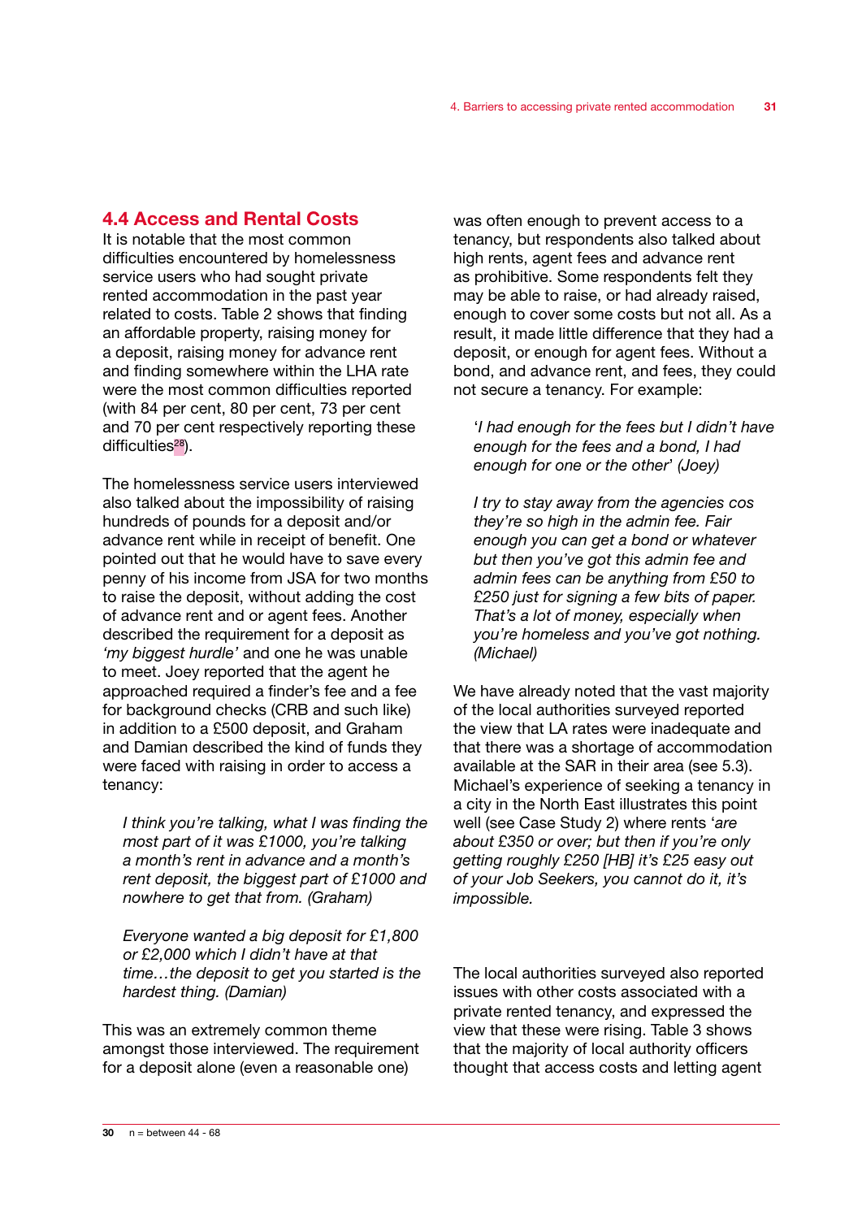## 4.4 Access and Rental Costs

It is notable that the most common difficulties encountered by homelessness service users who had sought private rented accommodation in the past year related to costs. Table 2 shows that finding an affordable property, raising money for a deposit, raising money for advance rent and finding somewhere within the LHA rate were the most common difficulties reported (with 84 per cent, 80 per cent, 73 per cent and 70 per cent respectively reporting these difficulties[28]).

The homelessness service users interviewed also talked about the impossibility of raising hundreds of pounds for a deposit and/or advance rent while in receipt of benefit. One pointed out that he would have to save every penny of his income from JSA for two months to raise the deposit, without adding the cost of advance rent and or agent fees. Another described the requirement for a deposit as *'my biggest hurdle'* and one he was unable to meet. Joey reported that the agent he approached required a finder's fee and a fee for background checks (CRB and such like) in addition to a £500 deposit, and Graham and Damian described the kind of funds they were faced with raising in order to access a tenancy:

> *I think you're talking, what I was finding the most part of it was £1000, you're talking a month's rent in advance and a month's rent deposit, the biggest part of £1000 and nowhere to get that from. (Graham)*

> *Everyone wanted a big deposit for £1,800 or £2,000 which I didn't have at that time…the deposit to get you started is the hardest thing. (Damian)*

This was an extremely common theme amongst those interviewed. The requirement for a deposit alone (even a reasonable one) was often enough to prevent access to a tenancy, but respondents also talked about high rents, agent fees and advance rent as prohibitive. Some respondents felt they may be able to raise, or had already raised, enough to cover some costs but not all. As a result, it made little difference that they had a deposit, or enough for agent fees. Without a bond, and advance rent, and fees, they could not secure a tenancy. For example:

> '*I had enough for the fees but I didn't have enough for the fees and a bond, I had enough for one or the other*' (Joey)

> *I try to stay away from the agencies cos they're so high in the admin fee. Fair enough you can get a bond or whatever but then you've got this admin fee and admin fees can be anything from £50 to £250 just for signing a few bits of paper. That's a lot of money, especially when you're homeless and you've got nothing. (Michael)*

We have already noted that the vast majority of the local authorities surveyed reported the view that LA rates were inadequate and that there was a shortage of accommodation available at the SAR in their area (see 5.3). Michael's experience of seeking a tenancy in a city in the North East illustrates this point well (see Case Study 2) where rents '*are about £350 or over; but then if you're only getting roughly £250 [HB] it's £25 easy out of your Job Seekers, you cannot do it, it's impossible.*

The local authorities surveyed also reported issues with other costs associated with a private rented tenancy, and expressed the view that these were rising. Table 3 shows that the majority of local authority officers thought that access costs and letting agent

---

[28] n = between 44 - 68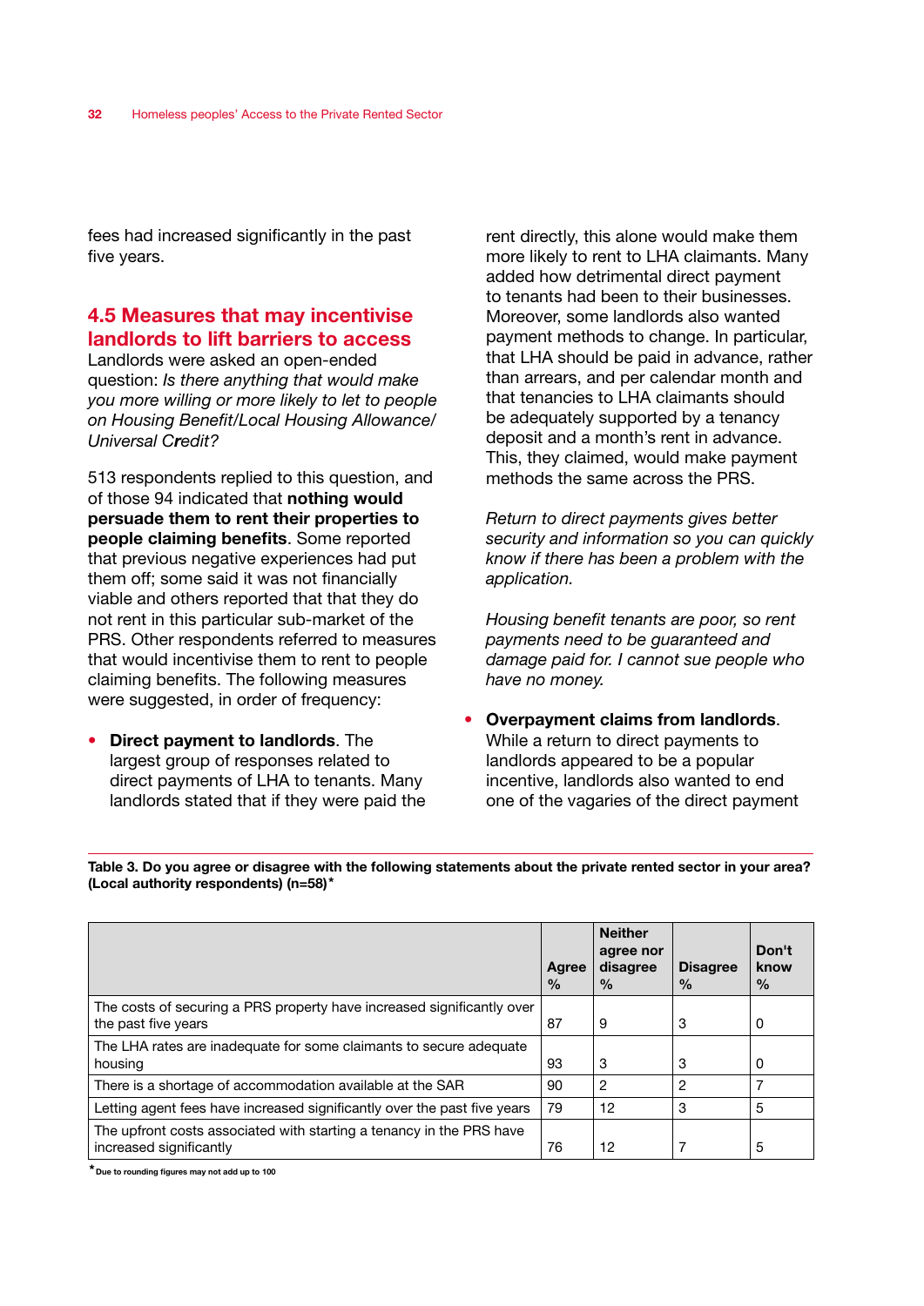fees had increased significantly in the past five years.

## 4.5 Measures that may incentivise landlords to lift barriers to access

Landlords were asked an open-ended question: *Is there anything that would make you more willing or more likely to let to people on Housing Benefit/Local Housing Allowance/ Universal Credit?*

513 respondents replied to this question, and of those 94 indicated that **nothing would persuade them to rent their properties to people claiming benefits**. Some reported that previous negative experiences had put them off; some said it was not financially viable and others reported that that they do not rent in this particular sub-market of the PRS. Other respondents referred to measures that would incentivise them to rent to people claiming benefits. The following measures were suggested, in order of frequency:

- **Direct payment to landlords**. The largest group of responses related to direct payments of LHA to tenants. Many landlords stated that if they were paid the rent directly, this alone would make them more likely to rent to LHA claimants. Many added how detrimental direct payment to tenants had been to their businesses. Moreover, some landlords also wanted payment methods to change. In particular, that LHA should be paid in advance, rather than arrears, and per calendar month and that tenancies to LHA claimants should be adequately supported by a tenancy deposit and a month's rent in advance. This, they claimed, would make payment methods the same across the PRS.

  *Return to direct payments gives better security and information so you can quickly know if there has been a problem with the application.*

  *Housing benefit tenants are poor, so rent payments need to be guaranteed and damage paid for. I cannot sue people who have no money.*

- **Overpayment claims from landlords**. While a return to direct payments to landlords appeared to be a popular incentive, landlords also wanted to end one of the vagaries of the direct payment

**Table 3. Do you agree or disagree with the following statements about the private rented sector in your area? (Local authority respondents) (n=58)***

| | Agree % | Neither agree nor disagree % | Disagree % | Don't know % |
|---|---|---|---|---|
| The costs of securing a PRS property have increased significantly over the past five years | 87 | 9 | 3 | 0 |
| The LHA rates are inadequate for some claimants to secure adequate housing | 93 | 3 | 3 | 0 |
| There is a shortage of accommodation available at the SAR | 90 | 2 | 2 | 7 |
| Letting agent fees have increased significantly over the past five years | 79 | 12 | 3 | 5 |
| The upfront costs associated with starting a tenancy in the PRS have increased significantly | 76 | 12 | 7 | 5 |

* Due to rounding figures may not add up to 100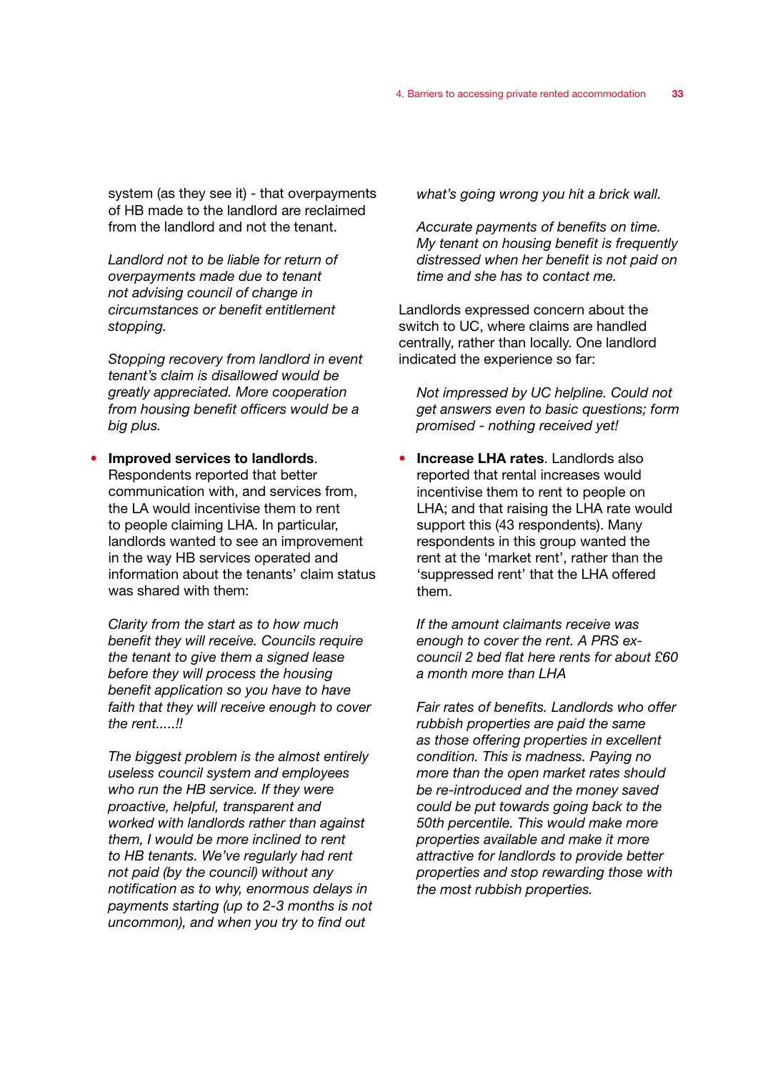system (as they see it) - that overpayments of HB made to the landlord are reclaimed from the landlord and not the tenant.

> *Landlord not to be liable for return of overpayments made due to tenant not advising council of change in circumstances or benefit entitlement stopping.*

> *Stopping recovery from landlord in event tenant's claim is disallowed would be greatly appreciated. More cooperation from housing benefit officers would be a big plus.*

- **Improved services to landlords**. Respondents reported that better communication with, and services from, the LA would incentivise them to rent to people claiming LHA. In particular, landlords wanted to see an improvement in the way HB services operated and information about the tenants' claim status was shared with them:

  *Clarity from the start as to how much benefit they will receive. Councils require the tenant to give them a signed lease before they will process the housing benefit application so you have to have faith that they will receive enough to cover the rent.....!!*

  *The biggest problem is the almost entirely useless council system and employees who run the HB service. If they were proactive, helpful, transparent and worked with landlords rather than against them, I would be more inclined to rent to HB tenants. We've regularly had rent not paid (by the council) without any notification as to why, enormous delays in payments starting (up to 2-3 months is not uncommon), and when you try to find out what's going wrong you hit a brick wall.*

  *Accurate payments of benefits on time. My tenant on housing benefit is frequently distressed when her benefit is not paid on time and she has to contact me.*

Landlords expressed concern about the switch to UC, where claims are handled centrally, rather than locally. One landlord indicated the experience so far:

> *Not impressed by UC helpline. Could not get answers even to basic questions; form promised - nothing received yet!*

- **Increase LHA rates**. Landlords also reported that rental increases would incentivise them to rent to people on LHA; and that raising the LHA rate would support this (43 respondents). Many respondents in this group wanted the rent at the 'market rent', rather than the 'suppressed rent' that the LHA offered them.

  *If the amount claimants receive was enough to cover the rent. A PRS ex-council 2 bed flat here rents for about £60 a month more than LHA*

  *Fair rates of benefits. Landlords who offer rubbish properties are paid the same as those offering properties in excellent condition. This is madness. Paying no more than the open market rates should be re-introduced and the money saved could be put towards going back to the 50th percentile. This would make more properties available and make it more attractive for landlords to provide better properties and stop rewarding those with the most rubbish properties.*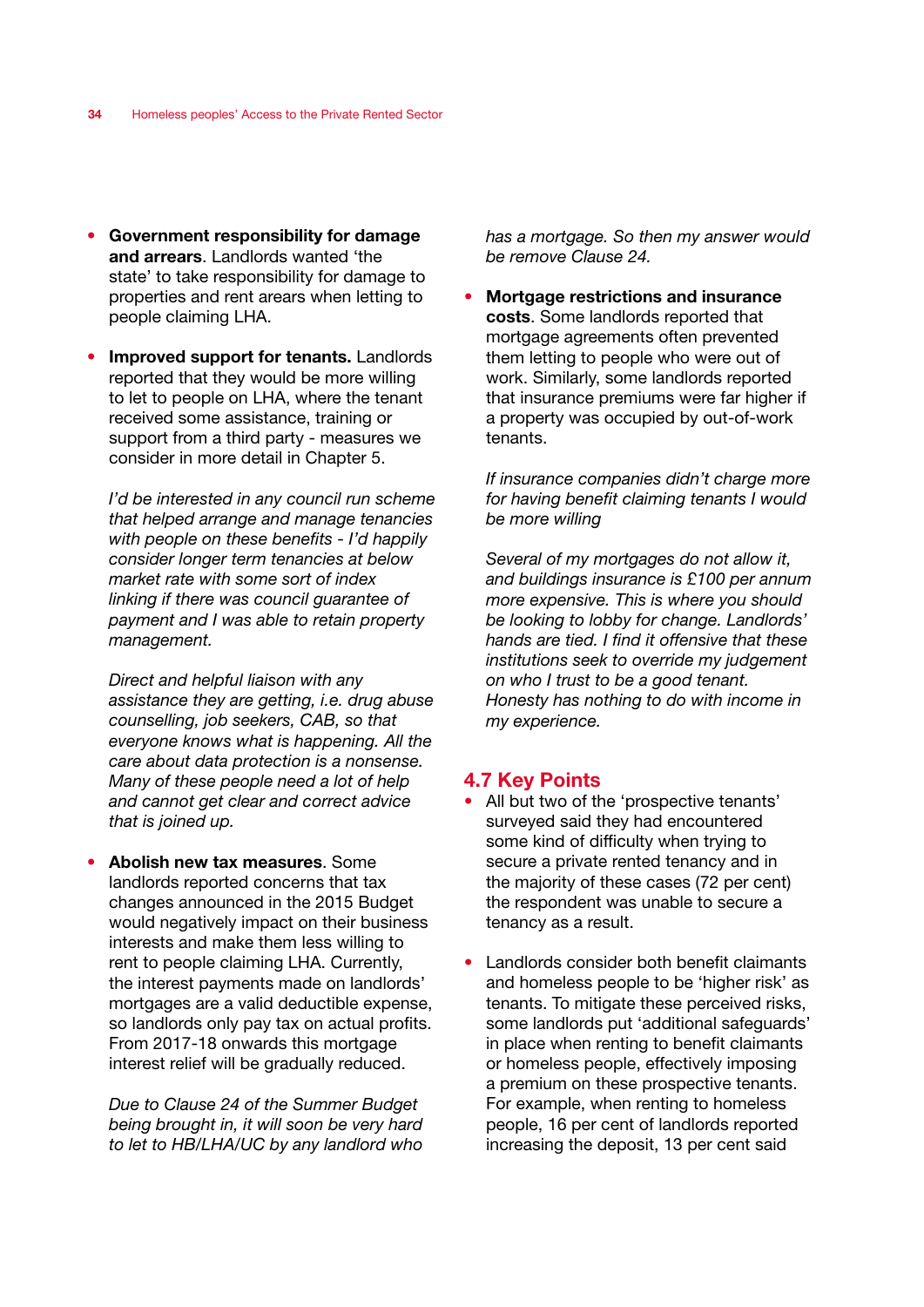- **Government responsibility for damage and arrears**. Landlords wanted 'the state' to take responsibility for damage to properties and rent arears when letting to people claiming LHA.

- **Improved support for tenants.** Landlords reported that they would be more willing to let to people on LHA, where the tenant received some assistance, training or support from a third party - measures we consider in more detail in Chapter 5.

  *I'd be interested in any council run scheme that helped arrange and manage tenancies with people on these benefits - I'd happily consider longer term tenancies at below market rate with some sort of index linking if there was council guarantee of payment and I was able to retain property management.*

  *Direct and helpful liaison with any assistance they are getting, i.e. drug abuse counselling, job seekers, CAB, so that everyone knows what is happening. All the care about data protection is a nonsense. Many of these people need a lot of help and cannot get clear and correct advice that is joined up.*

- **Abolish new tax measures**. Some landlords reported concerns that tax changes announced in the 2015 Budget would negatively impact on their business interests and make them less willing to rent to people claiming LHA. Currently, the interest payments made on landlords' mortgages are a valid deductible expense, so landlords only pay tax on actual profits. From 2017-18 onwards this mortgage interest relief will be gradually reduced.

  *Due to Clause 24 of the Summer Budget being brought in, it will soon be very hard to let to HB/LHA/UC by any landlord who has a mortgage. So then my answer would be remove Clause 24.*

- **Mortgage restrictions and insurance costs**. Some landlords reported that mortgage agreements often prevented them letting to people who were out of work. Similarly, some landlords reported that insurance premiums were far higher if a property was occupied by out-of-work tenants.

  *If insurance companies didn't charge more for having benefit claiming tenants I would be more willing*

  *Several of my mortgages do not allow it, and buildings insurance is £100 per annum more expensive. This is where you should be looking to lobby for change. Landlords' hands are tied. I find it offensive that these institutions seek to override my judgement on who I trust to be a good tenant. Honesty has nothing to do with income in my experience.*

## 4.7 Key Points

- All but two of the 'prospective tenants' surveyed said they had encountered some kind of difficulty when trying to secure a private rented tenancy and in the majority of these cases (72 per cent) the respondent was unable to secure a tenancy as a result.

- Landlords consider both benefit claimants and homeless people to be 'higher risk' as tenants. To mitigate these perceived risks, some landlords put 'additional safeguards' in place when renting to benefit claimants or homeless people, effectively imposing a premium on these prospective tenants. For example, when renting to homeless people, 16 per cent of landlords reported increasing the deposit, 13 per cent said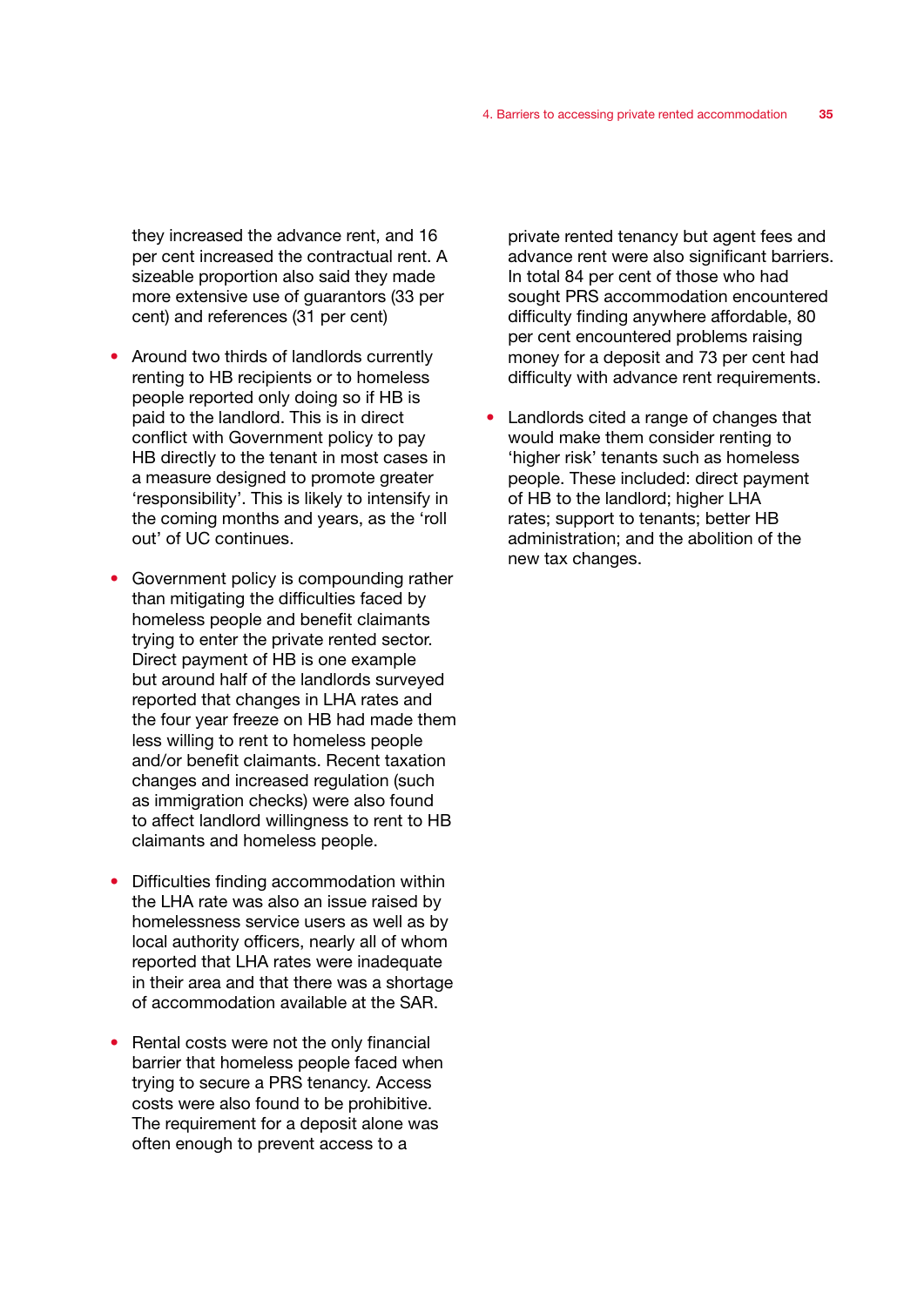they increased the advance rent, and 16 per cent increased the contractual rent. A sizeable proportion also said they made more extensive use of guarantors (33 per cent) and references (31 per cent)

- Around two thirds of landlords currently renting to HB recipients or to homeless people reported only doing so if HB is paid to the landlord. This is in direct conflict with Government policy to pay HB directly to the tenant in most cases in a measure designed to promote greater 'responsibility'. This is likely to intensify in the coming months and years, as the 'roll out' of UC continues.

- Government policy is compounding rather than mitigating the difficulties faced by homeless people and benefit claimants trying to enter the private rented sector. Direct payment of HB is one example but around half of the landlords surveyed reported that changes in LHA rates and the four year freeze on HB had made them less willing to rent to homeless people and/or benefit claimants. Recent taxation changes and increased regulation (such as immigration checks) were also found to affect landlord willingness to rent to HB claimants and homeless people.

- Difficulties finding accommodation within the LHA rate was also an issue raised by homelessness service users as well as by local authority officers, nearly all of whom reported that LHA rates were inadequate in their area and that there was a shortage of accommodation available at the SAR.

- Rental costs were not the only financial barrier that homeless people faced when trying to secure a PRS tenancy. Access costs were also found to be prohibitive. The requirement for a deposit alone was often enough to prevent access to a private rented tenancy but agent fees and advance rent were also significant barriers. In total 84 per cent of those who had sought PRS accommodation encountered difficulty finding anywhere affordable, 80 per cent encountered problems raising money for a deposit and 73 per cent had difficulty with advance rent requirements.

- Landlords cited a range of changes that would make them consider renting to 'higher risk' tenants such as homeless people. These included: direct payment of HB to the landlord; higher LHA rates; support to tenants; better HB administration; and the abolition of the new tax changes.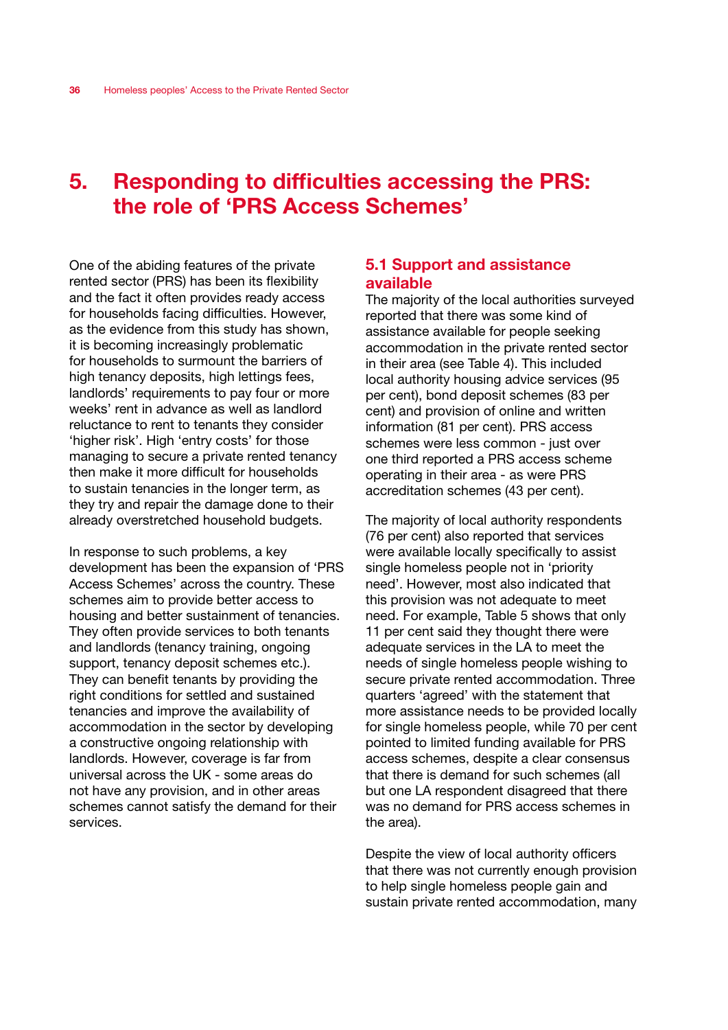# 5. Responding to difficulties accessing the PRS: the role of 'PRS Access Schemes'

One of the abiding features of the private rented sector (PRS) has been its flexibility and the fact it often provides ready access for households facing difficulties. However, as the evidence from this study has shown, it is becoming increasingly problematic for households to surmount the barriers of high tenancy deposits, high lettings fees, landlords' requirements to pay four or more weeks' rent in advance as well as landlord reluctance to rent to tenants they consider 'higher risk'. High 'entry costs' for those managing to secure a private rented tenancy then make it more difficult for households to sustain tenancies in the longer term, as they try and repair the damage done to their already overstretched household budgets.

In response to such problems, a key development has been the expansion of 'PRS Access Schemes' across the country. These schemes aim to provide better access to housing and better sustainment of tenancies. They often provide services to both tenants and landlords (tenancy training, ongoing support, tenancy deposit schemes etc.). They can benefit tenants by providing the right conditions for settled and sustained tenancies and improve the availability of accommodation in the sector by developing a constructive ongoing relationship with landlords. However, coverage is far from universal across the UK - some areas do not have any provision, and in other areas schemes cannot satisfy the demand for their services.

## 5.1 Support and assistance available

The majority of the local authorities surveyed reported that there was some kind of assistance available for people seeking accommodation in the private rented sector in their area (see Table 4). This included local authority housing advice services (95 per cent), bond deposit schemes (83 per cent) and provision of online and written information (81 per cent). PRS access schemes were less common - just over one third reported a PRS access scheme operating in their area - as were PRS accreditation schemes (43 per cent).

The majority of local authority respondents (76 per cent) also reported that services were available locally specifically to assist single homeless people not in 'priority need'. However, most also indicated that this provision was not adequate to meet need. For example, Table 5 shows that only 11 per cent said they thought there were adequate services in the LA to meet the needs of single homeless people wishing to secure private rented accommodation. Three quarters 'agreed' with the statement that more assistance needs to be provided locally for single homeless people, while 70 per cent pointed to limited funding available for PRS access schemes, despite a clear consensus that there is demand for such schemes (all but one LA respondent disagreed that there was no demand for PRS access schemes in the area).

Despite the view of local authority officers that there was not currently enough provision to help single homeless people gain and sustain private rented accommodation, many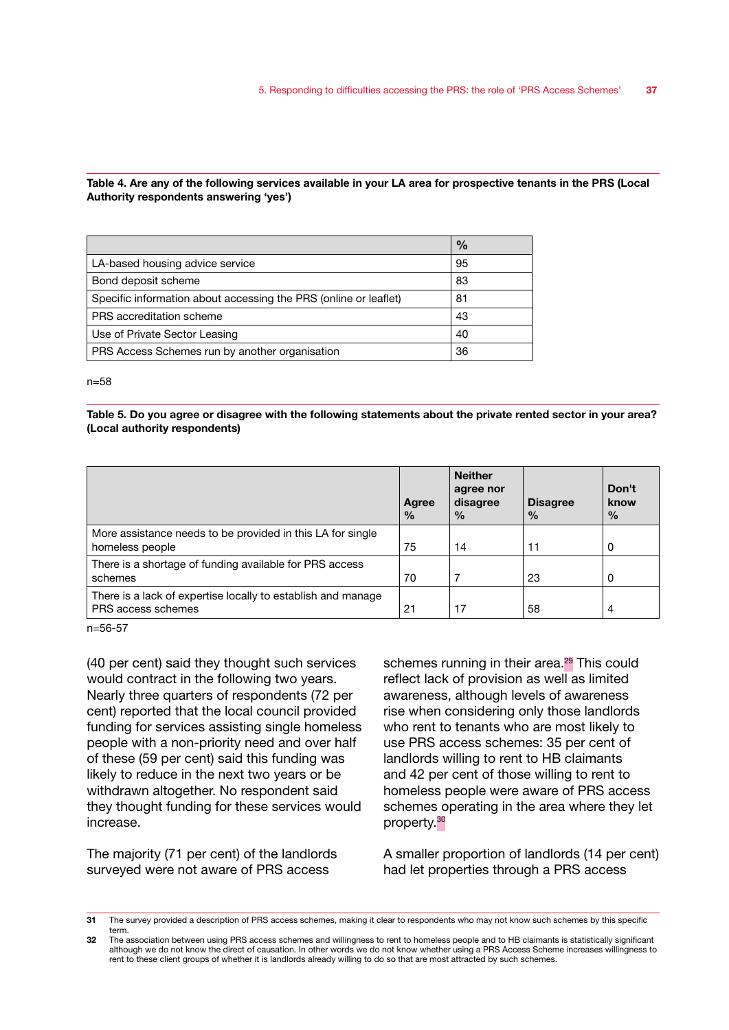**Table 4. Are any of the following services available in your LA area for prospective tenants in the PRS (Local Authority respondents answering 'yes')**

| | % |
|---|---|
| LA-based housing advice service | 95 |
| Bond deposit scheme | 83 |
| Specific information about accessing the PRS (online or leaflet) | 81 |
| PRS accreditation scheme | 43 |
| Use of Private Sector Leasing | 40 |
| PRS Access Schemes run by another organisation | 36 |

n=58

**Table 5. Do you agree or disagree with the following statements about the private rented sector in your area? (Local authority respondents)**

| | Agree % | Neither agree nor disagree % | Disagree % | Don't know % |
|---|---|---|---|---|
| More assistance needs to be provided in this LA for single homeless people | 75 | 14 | 11 | 0 |
| There is a shortage of funding available for PRS access schemes | 70 | 7 | 23 | 0 |
| There is a lack of expertise locally to establish and manage PRS access schemes | 21 | 17 | 58 | 4 |

n=56-57

(40 per cent) said they thought such services would contract in the following two years. Nearly three quarters of respondents (72 per cent) reported that the local council provided funding for services assisting single homeless people with a non-priority need and over half of these (59 per cent) said this funding was likely to reduce in the next two years or be withdrawn altogether. No respondent said they thought funding for these services would increase.

The majority (71 per cent) of the landlords surveyed were not aware of PRS access schemes running in their area.[29] This could reflect lack of provision as well as limited awareness, although levels of awareness rise when considering only those landlords who rent to tenants who are most likely to use PRS access schemes: 35 per cent of landlords willing to rent to HB claimants and 42 per cent of those willing to rent to homeless people were aware of PRS access schemes operating in the area where they let property.[30]

A smaller proportion of landlords (14 per cent) had let properties through a PRS access

---

31 The survey provided a description of PRS access schemes, making it clear to respondents who may not know such schemes by this specific term.

32 The association between using PRS access schemes and willingness to rent to homeless people and to HB claimants is statistically significant although we do not know the direct of causation. In other words we do not know whether using a PRS Access Scheme increases willingness to rent to these client groups of whether it is landlords already willing to do so that are most attracted by such schemes.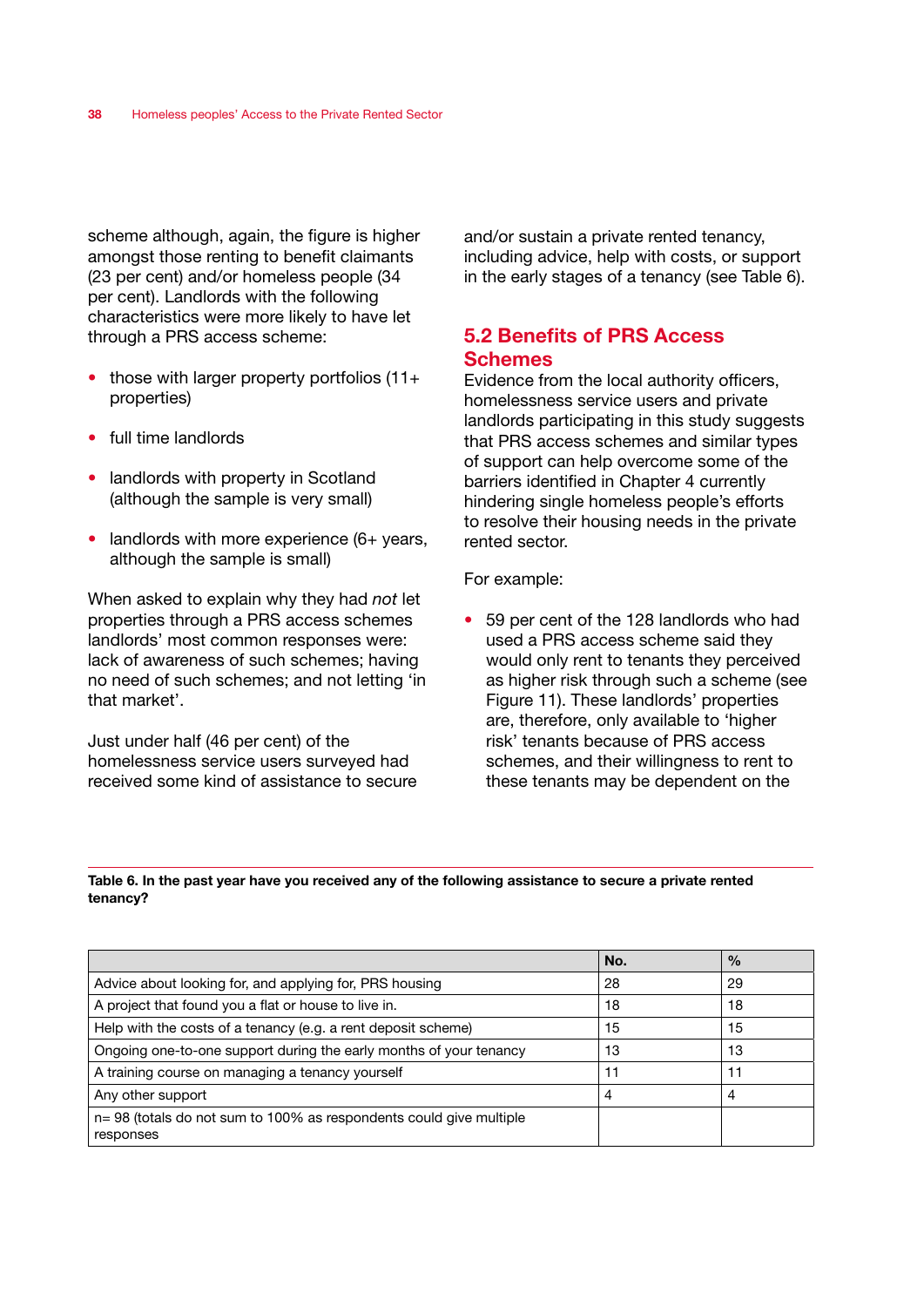scheme although, again, the figure is higher amongst those renting to benefit claimants (23 per cent) and/or homeless people (34 per cent). Landlords with the following characteristics were more likely to have let through a PRS access scheme:

- those with larger property portfolios (11+ properties)
- full time landlords
- landlords with property in Scotland (although the sample is very small)
- landlords with more experience (6+ years, although the sample is small)

When asked to explain why they had *not* let properties through a PRS access schemes landlords' most common responses were: lack of awareness of such schemes; having no need of such schemes; and not letting 'in that market'.

Just under half (46 per cent) of the homelessness service users surveyed had received some kind of assistance to secure and/or sustain a private rented tenancy, including advice, help with costs, or support in the early stages of a tenancy (see Table 6).

## 5.2 Benefits of PRS Access Schemes

Evidence from the local authority officers, homelessness service users and private landlords participating in this study suggests that PRS access schemes and similar types of support can help overcome some of the barriers identified in Chapter 4 currently hindering single homeless people's efforts to resolve their housing needs in the private rented sector.

For example:

- 59 per cent of the 128 landlords who had used a PRS access scheme said they would only rent to tenants they perceived as higher risk through such a scheme (see Figure 11). These landlords' properties are, therefore, only available to 'higher risk' tenants because of PRS access schemes, and their willingness to rent to these tenants may be dependent on the

**Table 6. In the past year have you received any of the following assistance to secure a private rented tenancy?**

| | No. | % |
|---|---|---|
| Advice about looking for, and applying for, PRS housing | 28 | 29 |
| A project that found you a flat or house to live in. | 18 | 18 |
| Help with the costs of a tenancy (e.g. a rent deposit scheme) | 15 | 15 |
| Ongoing one-to-one support during the early months of your tenancy | 13 | 13 |
| A training course on managing a tenancy yourself | 11 | 11 |
| Any other support | 4 | 4 |
| n= 98 (totals do not sum to 100% as respondents could give multiple responses | | |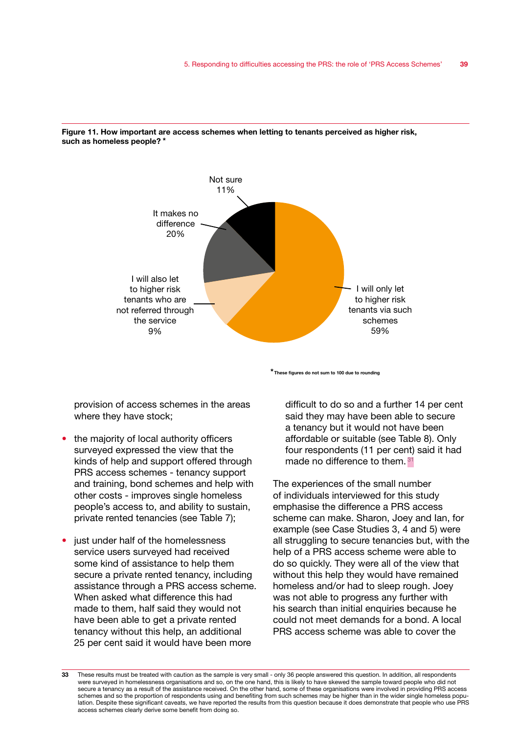**Figure 11. How important are access schemes when letting to tenants perceived as higher risk, such as homeless people? ***

Not sure 11%

It makes no difference 20%

I will also let to higher risk tenants who are not referred through the service 9%

I will only let to higher risk tenants via such schemes 59%

*These figures do not sum to 100 due to rounding

provision of access schemes in the areas where they have stock;

- the majority of local authority officers surveyed expressed the view that the kinds of help and support offered through PRS access schemes - tenancy support and training, bond schemes and help with other costs - improves single homeless people's access to, and ability to sustain, private rented tenancies (see Table 7);
- just under half of the homelessness service users surveyed had received some kind of assistance to help them secure a private rented tenancy, including assistance through a PRS access scheme. When asked what difference this had made to them, half said they would not have been able to get a private rented tenancy without this help, an additional 25 per cent said it would have been more difficult to do so and a further 14 per cent said they may have been able to secure a tenancy but it would not have been affordable or suitable (see Table 8). Only four respondents (11 per cent) said it had made no difference to them.[31]

The experiences of the small number of individuals interviewed for this study emphasise the difference a PRS access scheme can make. Sharon, Joey and Ian, for example (see Case Studies 3, 4 and 5) were all struggling to secure tenancies but, with the help of a PRS access scheme were able to do so quickly. They were all of the view that without this help they would have remained homeless and/or had to sleep rough. Joey was not able to progress any further with his search than initial enquiries because he could not meet demands for a bond. A local PRS access scheme was able to cover the

33 These results must be treated with caution as the sample is very small - only 36 people answered this question. In addition, all respondents were surveyed in homelessness organisations and so, on the one hand, this is likely to have skewed the sample toward people who did not secure a tenancy as a result of the assistance received. On the other hand, some of these organisations were involved in providing PRS access schemes and so the proportion of respondents using and benefiting from such schemes may be higher than in the wider single homeless population. Despite these significant caveats, we have reported the results from this question because it does demonstrate that people who use PRS access schemes clearly derive some benefit from doing so.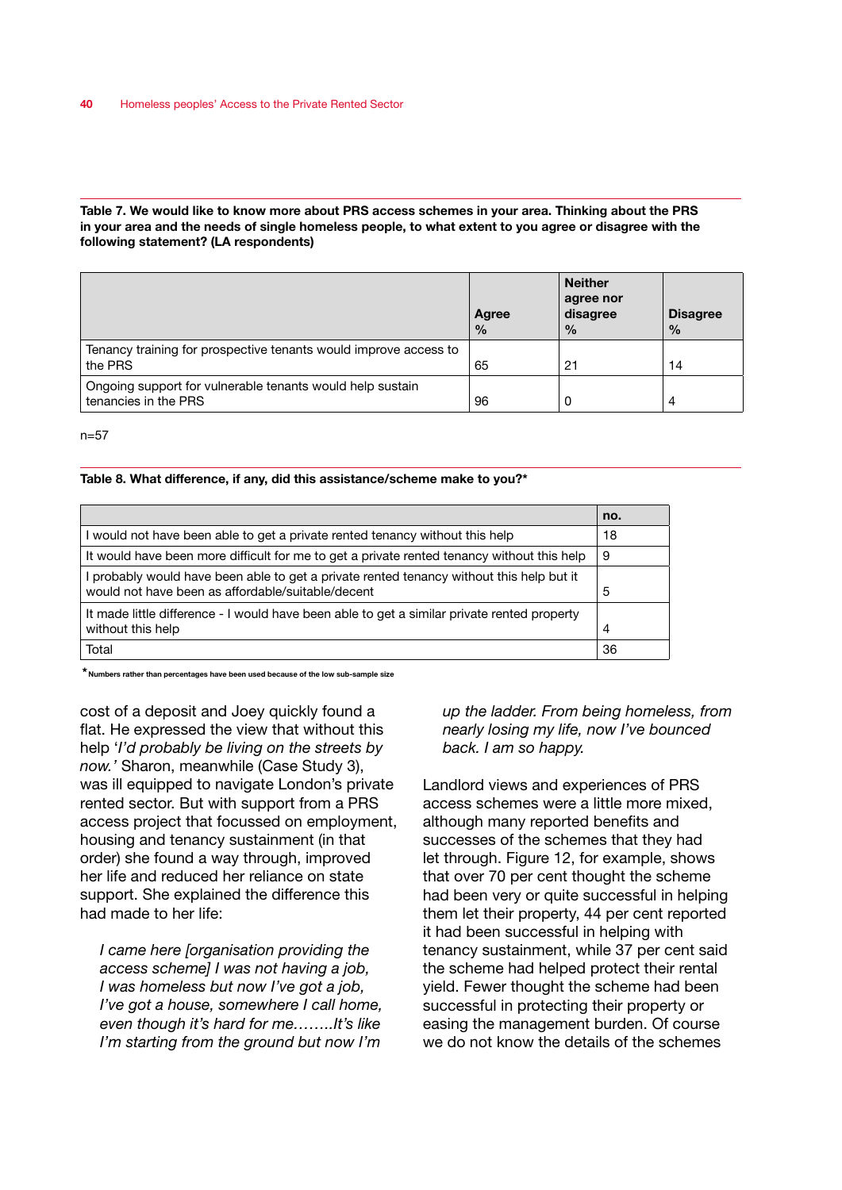**Table 7. We would like to know more about PRS access schemes in your area. Thinking about the PRS in your area and the needs of single homeless people, to what extent to you agree or disagree with the following statement? (LA respondents)**

| | Agree % | Neither agree nor disagree % | Disagree % |
|---|---|---|---|
| Tenancy training for prospective tenants would improve access to the PRS | 65 | 21 | 14 |
| Ongoing support for vulnerable tenants would help sustain tenancies in the PRS | 96 | 0 | 4 |

n=57

**Table 8. What difference, if any, did this assistance/scheme make to you?***

| | no. |
|---|---|
| I would not have been able to get a private rented tenancy without this help | 18 |
| It would have been more difficult for me to get a private rented tenancy without this help | 9 |
| I probably would have been able to get a private rented tenancy without this help but it would not have been as affordable/suitable/decent | 5 |
| It made little difference - I would have been able to get a similar private rented property without this help | 4 |
| Total | 36 |

*Numbers rather than percentages have been used because of the low sub-sample size

cost of a deposit and Joey quickly found a flat. He expressed the view that without this help '*I'd probably be living on the streets by now.'* Sharon, meanwhile (Case Study 3), was ill equipped to navigate London's private rented sector. But with support from a PRS access project that focussed on employment, housing and tenancy sustainment (in that order) she found a way through, improved her life and reduced her reliance on state support. She explained the difference this had made to her life:

> *I came here [organisation providing the access scheme] I was not having a job, I was homeless but now I've got a job, I've got a house, somewhere I call home, even though it's hard for me……..It's like I'm starting from the ground but now I'm up the ladder. From being homeless, from nearly losing my life, now I've bounced back. I am so happy.*

Landlord views and experiences of PRS access schemes were a little more mixed, although many reported benefits and successes of the schemes that they had let through. Figure 12, for example, shows that over 70 per cent thought the scheme had been very or quite successful in helping them let their property, 44 per cent reported it had been successful in helping with tenancy sustainment, while 37 per cent said the scheme had helped protect their rental yield. Fewer thought the scheme had been successful in protecting their property or easing the management burden. Of course we do not know the details of the schemes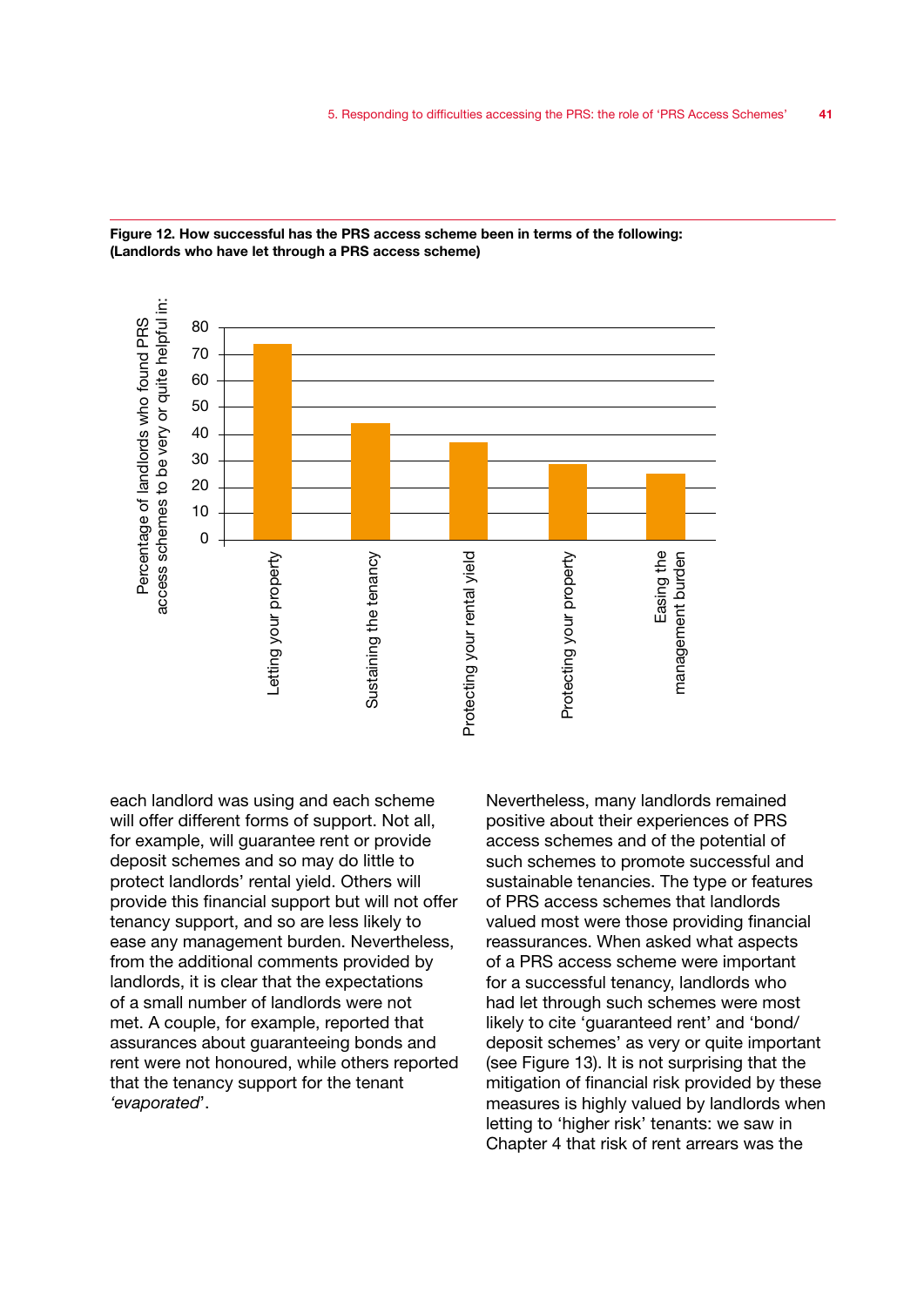**Figure 12. How successful has the PRS access scheme been in terms of the following: (Landlords who have let through a PRS access scheme)**

| | Percentage of landlords who found PRS access schemes to be very or quite helpful in: |
|---|---|
| Letting your property | 74 |
| Sustaining the tenancy | 44 |
| Protecting your rental yield | 37 |
| Protecting your property | 29 |
| Easing the management burden | 25 |

each landlord was using and each scheme will offer different forms of support. Not all, for example, will guarantee rent or provide deposit schemes and so may do little to protect landlords' rental yield. Others will provide this financial support but will not offer tenancy support, and so are less likely to ease any management burden. Nevertheless, from the additional comments provided by landlords, it is clear that the expectations of a small number of landlords were not met. A couple, for example, reported that assurances about guaranteeing bonds and rent were not honoured, while others reported that the tenancy support for the tenant *'evaporated'*.

Nevertheless, many landlords remained positive about their experiences of PRS access schemes and of the potential of such schemes to promote successful and sustainable tenancies. The type or features of PRS access schemes that landlords valued most were those providing financial reassurances. When asked what aspects of a PRS access scheme were important for a successful tenancy, landlords who had let through such schemes were most likely to cite 'guaranteed rent' and 'bond/ deposit schemes' as very or quite important (see Figure 13). It is not surprising that the mitigation of financial risk provided by these measures is highly valued by landlords when letting to 'higher risk' tenants: we saw in Chapter 4 that risk of rent arrears was the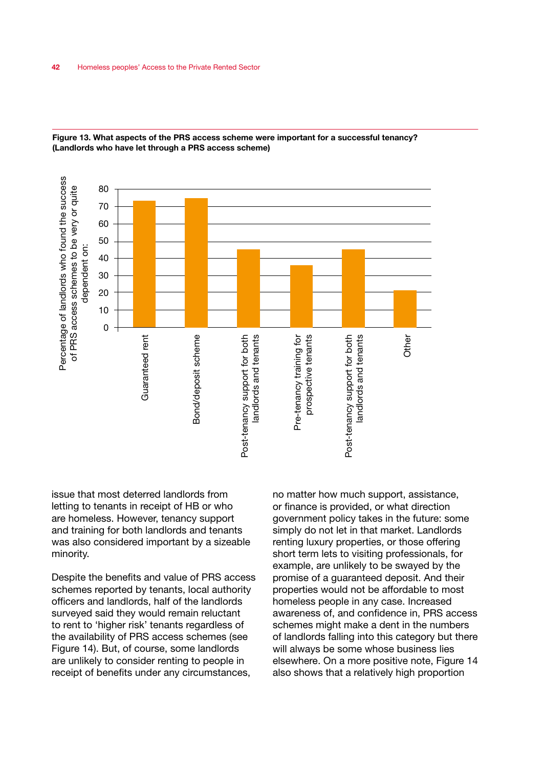**Figure 13. What aspects of the PRS access scheme were important for a successful tenancy? (Landlords who have let through a PRS access scheme)**

| Aspect | Percentage of landlords who found the success of PRS access schemes to be very or quite dependent on: |
|---|---|
| Guaranteed rent | 73 |
| Bond/deposit scheme | 75 |
| Post-tenancy support for both landlords and tenants | 45 |
| Pre-tenancy training for prospective tenants | 36 |
| Post-tenancy support for both landlords and tenants | 45 |
| Other | 21 |

issue that most deterred landlords from letting to tenants in receipt of HB or who are homeless. However, tenancy support and training for both landlords and tenants was also considered important by a sizeable minority.

Despite the benefits and value of PRS access schemes reported by tenants, local authority officers and landlords, half of the landlords surveyed said they would remain reluctant to rent to 'higher risk' tenants regardless of the availability of PRS access schemes (see Figure 14). But, of course, some landlords are unlikely to consider renting to people in receipt of benefits under any circumstances, no matter how much support, assistance, or finance is provided, or what direction government policy takes in the future: some simply do not let in that market. Landlords renting luxury properties, or those offering short term lets to visiting professionals, for example, are unlikely to be swayed by the promise of a guaranteed deposit. And their properties would not be affordable to most homeless people in any case. Increased awareness of, and confidence in, PRS access schemes might make a dent in the numbers of landlords falling into this category but there will always be some whose business lies elsewhere. On a more positive note, Figure 14 also shows that a relatively high proportion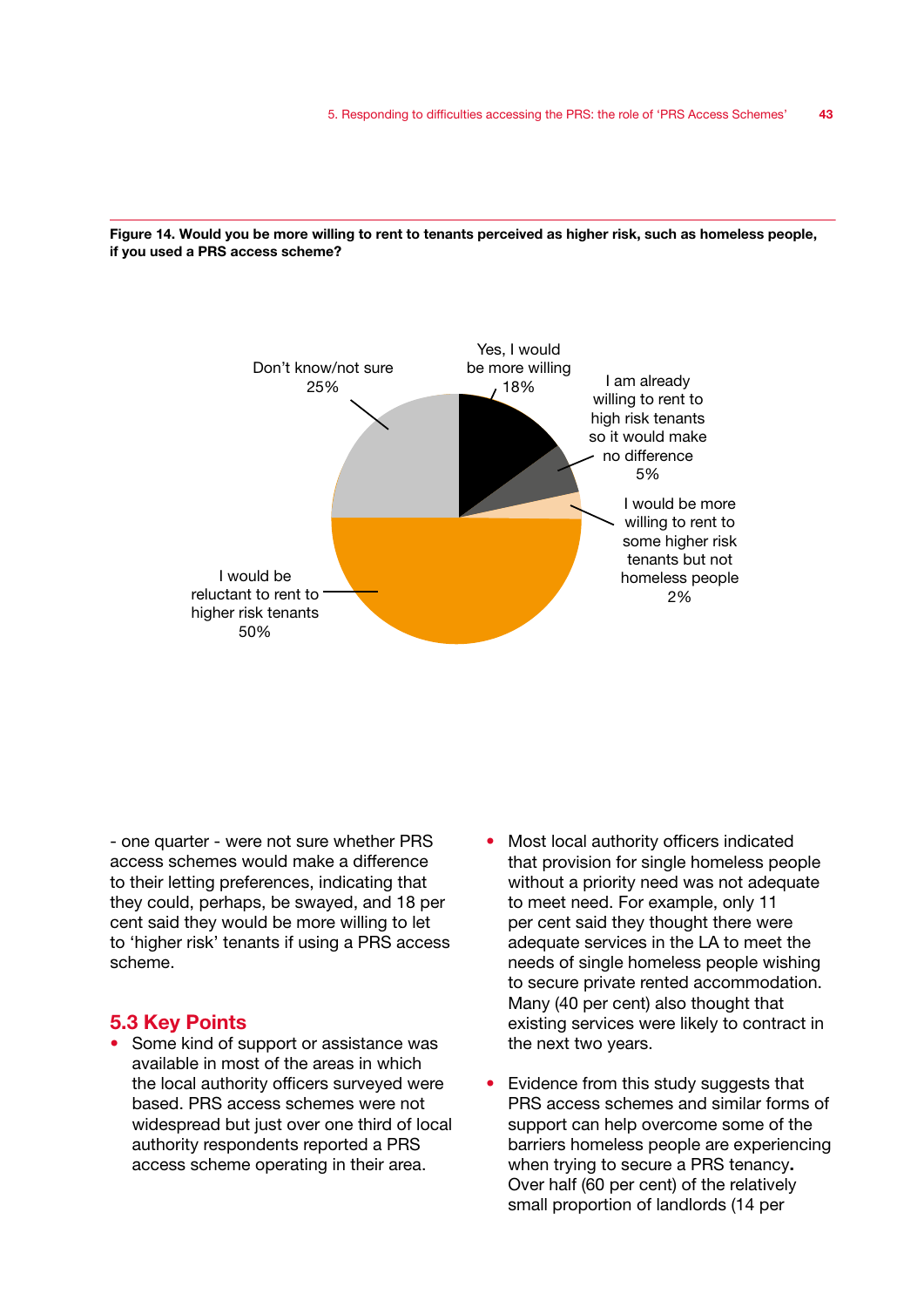**Figure 14. Would you be more willing to rent to tenants perceived as higher risk, such as homeless people, if you used a PRS access scheme?**

| Response | % |
|---|---|
| Yes, I would be more willing | 18% |
| I am already willing to rent to high risk tenants so it would make no difference | 5% |
| I would be more willing to rent to some higher risk tenants but not homeless people | 2% |
| I would be reluctant to rent to higher risk tenants | 50% |
| Don't know/not sure | 25% |

- one quarter - were not sure whether PRS access schemes would make a difference to their letting preferences, indicating that they could, perhaps, be swayed, and 18 per cent said they would be more willing to let to 'higher risk' tenants if using a PRS access scheme.

## 5.3 Key Points

- Some kind of support or assistance was available in most of the areas in which the local authority officers surveyed were based. PRS access schemes were not widespread but just over one third of local authority respondents reported a PRS access scheme operating in their area.
- Most local authority officers indicated that provision for single homeless people without a priority need was not adequate to meet need. For example, only 11 per cent said they thought there were adequate services in the LA to meet the needs of single homeless people wishing to secure private rented accommodation. Many (40 per cent) also thought that existing services were likely to contract in the next two years.
- Evidence from this study suggests that PRS access schemes and similar forms of support can help overcome some of the barriers homeless people are experiencing when trying to secure a PRS tenancy**.** Over half (60 per cent) of the relatively small proportion of landlords (14 per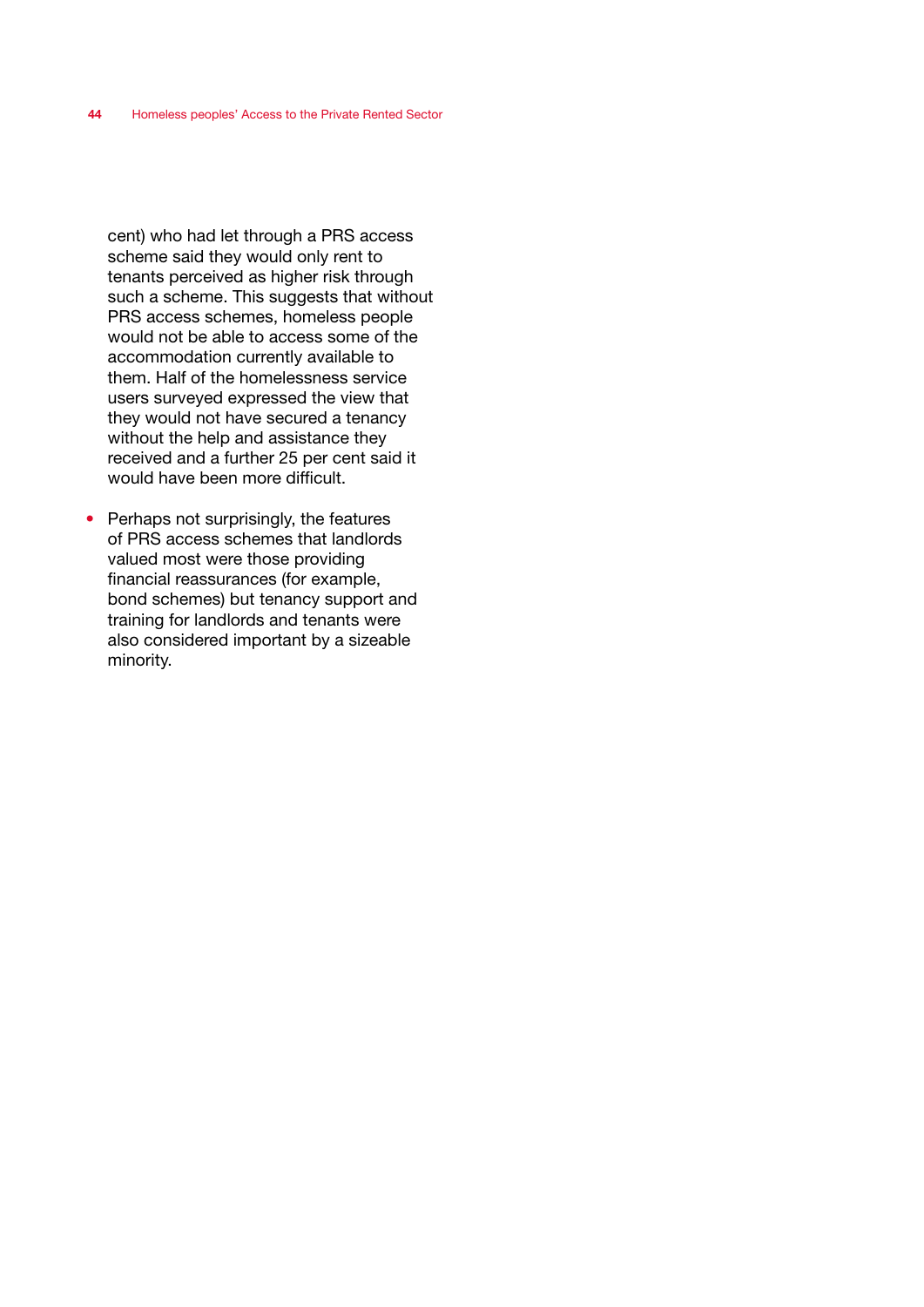cent) who had let through a PRS access scheme said they would only rent to tenants perceived as higher risk through such a scheme. This suggests that without PRS access schemes, homeless people would not be able to access some of the accommodation currently available to them. Half of the homelessness service users surveyed expressed the view that they would not have secured a tenancy without the help and assistance they received and a further 25 per cent said it would have been more difficult.

- Perhaps not surprisingly, the features of PRS access schemes that landlords valued most were those providing financial reassurances (for example, bond schemes) but tenancy support and training for landlords and tenants were also considered important by a sizeable minority.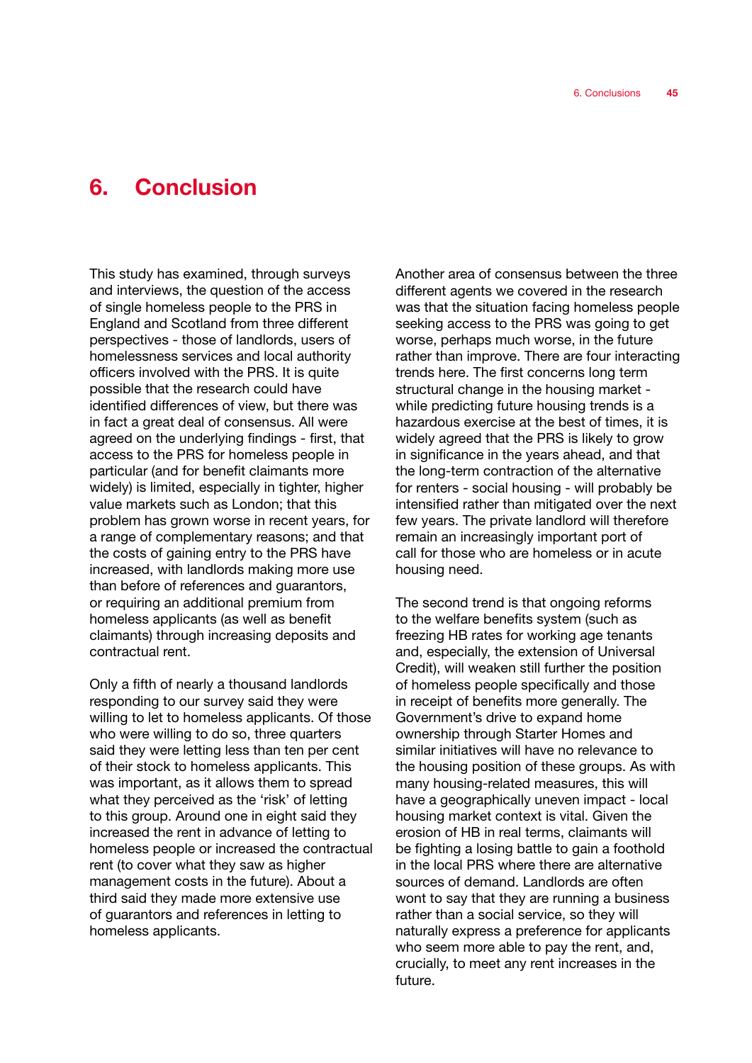# 6. Conclusion

This study has examined, through surveys and interviews, the question of the access of single homeless people to the PRS in England and Scotland from three different perspectives - those of landlords, users of homelessness services and local authority officers involved with the PRS. It is quite possible that the research could have identified differences of view, but there was in fact a great deal of consensus. All were agreed on the underlying findings - first, that access to the PRS for homeless people in particular (and for benefit claimants more widely) is limited, especially in tighter, higher value markets such as London; that this problem has grown worse in recent years, for a range of complementary reasons; and that the costs of gaining entry to the PRS have increased, with landlords making more use than before of references and guarantors, or requiring an additional premium from homeless applicants (as well as benefit claimants) through increasing deposits and contractual rent.

Only a fifth of nearly a thousand landlords responding to our survey said they were willing to let to homeless applicants. Of those who were willing to do so, three quarters said they were letting less than ten per cent of their stock to homeless applicants. This was important, as it allows them to spread what they perceived as the 'risk' of letting to this group. Around one in eight said they increased the rent in advance of letting to homeless people or increased the contractual rent (to cover what they saw as higher management costs in the future). About a third said they made more extensive use of guarantors and references in letting to homeless applicants.

Another area of consensus between the three different agents we covered in the research was that the situation facing homeless people seeking access to the PRS was going to get worse, perhaps much worse, in the future rather than improve. There are four interacting trends here. The first concerns long term structural change in the housing market - while predicting future housing trends is a hazardous exercise at the best of times, it is widely agreed that the PRS is likely to grow in significance in the years ahead, and that the long-term contraction of the alternative for renters - social housing - will probably be intensified rather than mitigated over the next few years. The private landlord will therefore remain an increasingly important port of call for those who are homeless or in acute housing need.

The second trend is that ongoing reforms to the welfare benefits system (such as freezing HB rates for working age tenants and, especially, the extension of Universal Credit), will weaken still further the position of homeless people specifically and those in receipt of benefits more generally. The Government's drive to expand home ownership through Starter Homes and similar initiatives will have no relevance to the housing position of these groups. As with many housing-related measures, this will have a geographically uneven impact - local housing market context is vital. Given the erosion of HB in real terms, claimants will be fighting a losing battle to gain a foothold in the local PRS where there are alternative sources of demand. Landlords are often wont to say that they are running a business rather than a social service, so they will naturally express a preference for applicants who seem more able to pay the rent, and, crucially, to meet any rent increases in the future.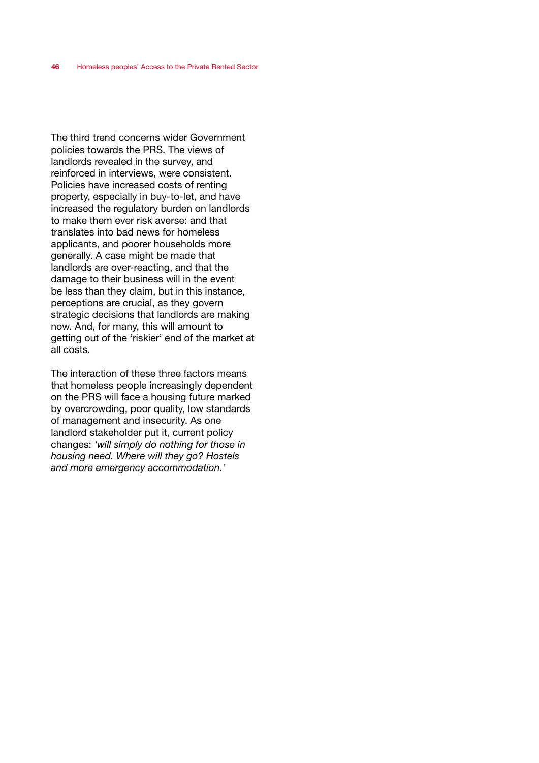The third trend concerns wider Government policies towards the PRS. The views of landlords revealed in the survey, and reinforced in interviews, were consistent. Policies have increased costs of renting property, especially in buy-to-let, and have increased the regulatory burden on landlords to make them ever risk averse: and that translates into bad news for homeless applicants, and poorer households more generally. A case might be made that landlords are over-reacting, and that the damage to their business will in the event be less than they claim, but in this instance, perceptions are crucial, as they govern strategic decisions that landlords are making now. And, for many, this will amount to getting out of the 'riskier' end of the market at all costs.

The interaction of these three factors means that homeless people increasingly dependent on the PRS will face a housing future marked by overcrowding, poor quality, low standards of management and insecurity. As one landlord stakeholder put it, current policy changes: *'will simply do nothing for those in housing need. Where will they go? Hostels and more emergency accommodation.'*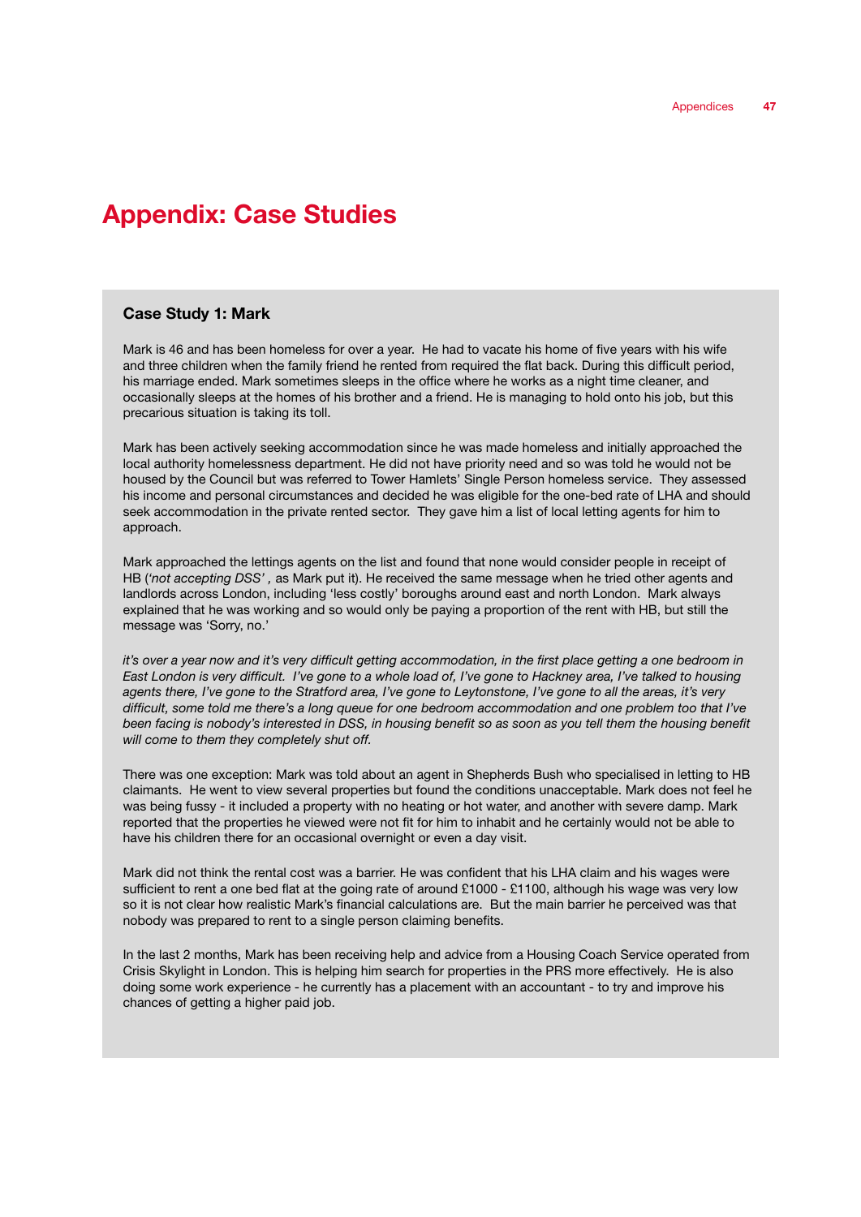# Appendix: Case Studies

### Case Study 1: Mark

Mark is 46 and has been homeless for over a year. He had to vacate his home of five years with his wife and three children when the family friend he rented from required the flat back. During this difficult period, his marriage ended. Mark sometimes sleeps in the office where he works as a night time cleaner, and occasionally sleeps at the homes of his brother and a friend. He is managing to hold onto his job, but this precarious situation is taking its toll.

Mark has been actively seeking accommodation since he was made homeless and initially approached the local authority homelessness department. He did not have priority need and so was told he would not be housed by the Council but was referred to Tower Hamlets' Single Person homeless service. They assessed his income and personal circumstances and decided he was eligible for the one-bed rate of LHA and should seek accommodation in the private rented sector. They gave him a list of local letting agents for him to approach.

Mark approached the lettings agents on the list and found that none would consider people in receipt of HB (*'not accepting DSS'* , as Mark put it). He received the same message when he tried other agents and landlords across London, including 'less costly' boroughs around east and north London. Mark always explained that he was working and so would only be paying a proportion of the rent with HB, but still the message was 'Sorry, no.'

*it's over a year now and it's very difficult getting accommodation, in the first place getting a one bedroom in East London is very difficult. I've gone to a whole load of, I've gone to Hackney area, I've talked to housing agents there, I've gone to the Stratford area, I've gone to Leytonstone, I've gone to all the areas, it's very difficult, some told me there's a long queue for one bedroom accommodation and one problem too that I've been facing is nobody's interested in DSS, in housing benefit so as soon as you tell them the housing benefit will come to them they completely shut off.*

There was one exception: Mark was told about an agent in Shepherds Bush who specialised in letting to HB claimants. He went to view several properties but found the conditions unacceptable. Mark does not feel he was being fussy - it included a property with no heating or hot water, and another with severe damp. Mark reported that the properties he viewed were not fit for him to inhabit and he certainly would not be able to have his children there for an occasional overnight or even a day visit.

Mark did not think the rental cost was a barrier. He was confident that his LHA claim and his wages were sufficient to rent a one bed flat at the going rate of around £1000 - £1100, although his wage was very low so it is not clear how realistic Mark's financial calculations are. But the main barrier he perceived was that nobody was prepared to rent to a single person claiming benefits.

In the last 2 months, Mark has been receiving help and advice from a Housing Coach Service operated from Crisis Skylight in London. This is helping him search for properties in the PRS more effectively. He is also doing some work experience - he currently has a placement with an accountant - to try and improve his chances of getting a higher paid job.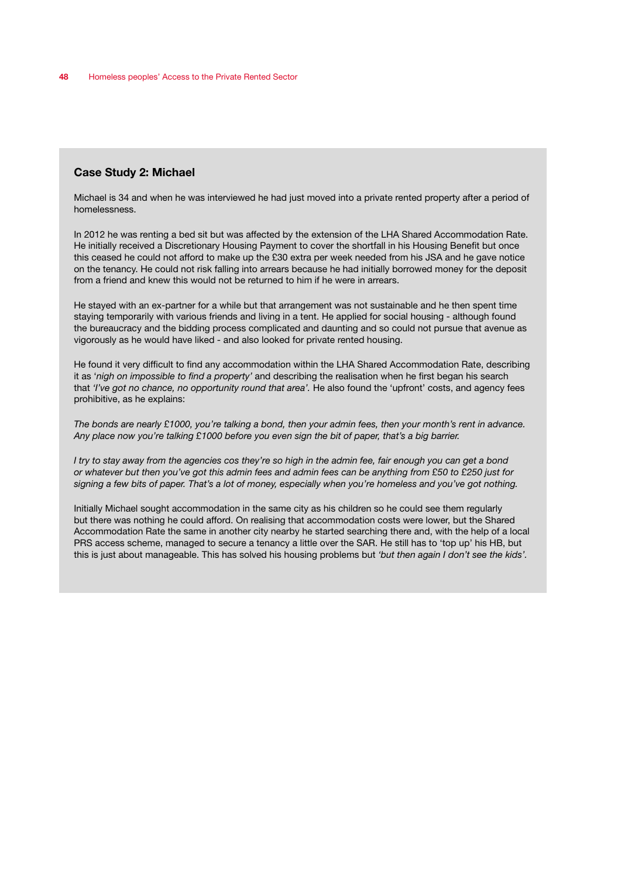### Case Study 2: Michael

Michael is 34 and when he was interviewed he had just moved into a private rented property after a period of homelessness.

In 2012 he was renting a bed sit but was affected by the extension of the LHA Shared Accommodation Rate. He initially received a Discretionary Housing Payment to cover the shortfall in his Housing Benefit but once this ceased he could not afford to make up the £30 extra per week needed from his JSA and he gave notice on the tenancy. He could not risk falling into arrears because he had initially borrowed money for the deposit from a friend and knew this would not be returned to him if he were in arrears.

He stayed with an ex-partner for a while but that arrangement was not sustainable and he then spent time staying temporarily with various friends and living in a tent. He applied for social housing - although found the bureaucracy and the bidding process complicated and daunting and so could not pursue that avenue as vigorously as he would have liked - and also looked for private rented housing.

He found it very difficult to find any accommodation within the LHA Shared Accommodation Rate, describing it as '*nigh on impossible to find a property'* and describing the realisation when he first began his search that *'I've got no chance, no opportunity round that area'*. He also found the 'upfront' costs, and agency fees prohibitive, as he explains:

*The bonds are nearly £1000, you're talking a bond, then your admin fees, then your month's rent in advance. Any place now you're talking £1000 before you even sign the bit of paper, that's a big barrier.*

*I try to stay away from the agencies cos they're so high in the admin fee, fair enough you can get a bond or whatever but then you've got this admin fees and admin fees can be anything from £50 to £250 just for signing a few bits of paper. That's a lot of money, especially when you're homeless and you've got nothing.*

Initially Michael sought accommodation in the same city as his children so he could see them regularly but there was nothing he could afford. On realising that accommodation costs were lower, but the Shared Accommodation Rate the same in another city nearby he started searching there and, with the help of a local PRS access scheme, managed to secure a tenancy a little over the SAR. He still has to 'top up' his HB, but this is just about manageable. This has solved his housing problems but *'but then again I don't see the kids'*.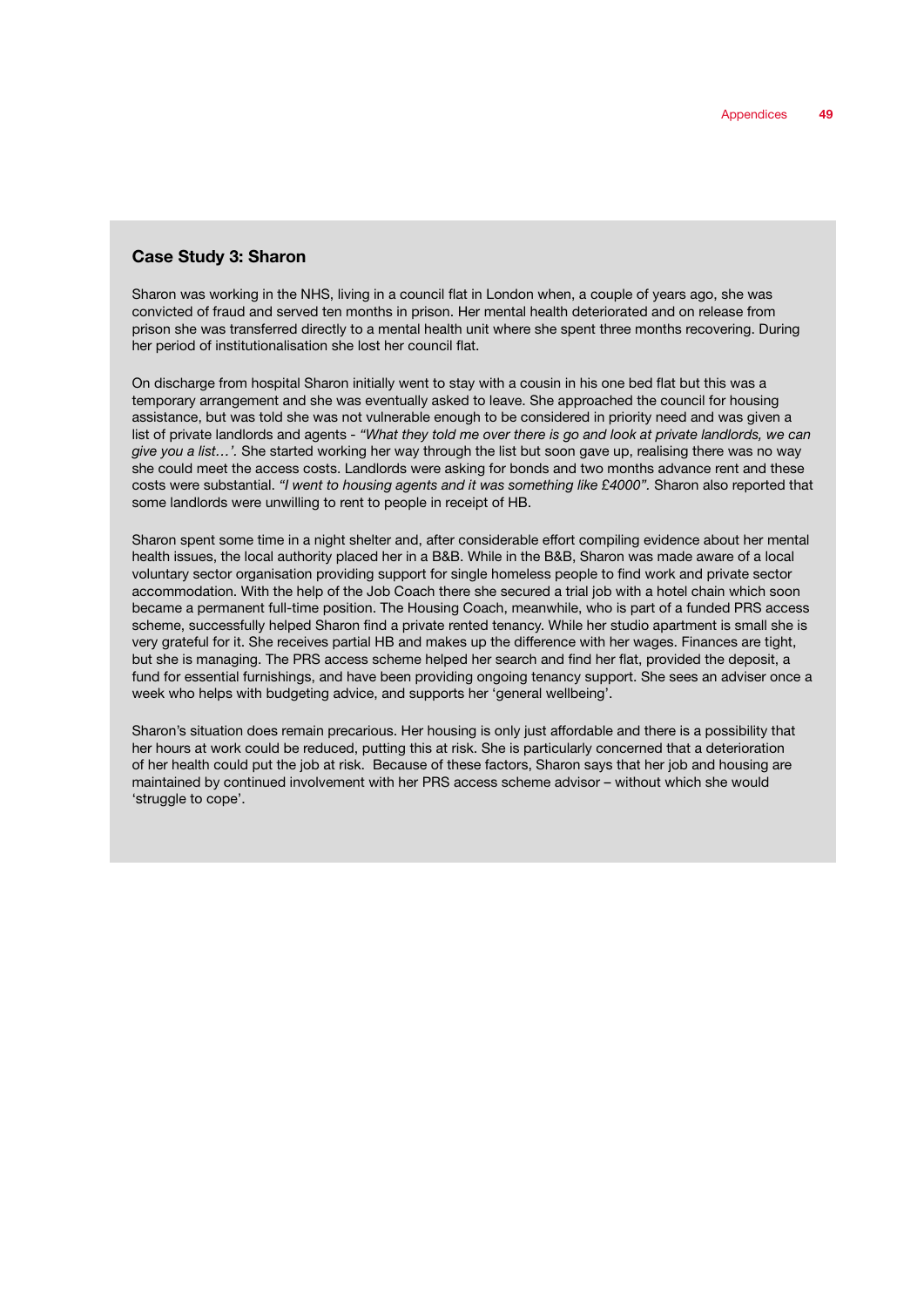### Case Study 3: Sharon

Sharon was working in the NHS, living in a council flat in London when, a couple of years ago, she was convicted of fraud and served ten months in prison. Her mental health deteriorated and on release from prison she was transferred directly to a mental health unit where she spent three months recovering. During her period of institutionalisation she lost her council flat.

On discharge from hospital Sharon initially went to stay with a cousin in his one bed flat but this was a temporary arrangement and she was eventually asked to leave. She approached the council for housing assistance, but was told she was not vulnerable enough to be considered in priority need and was given a list of private landlords and agents - *"What they told me over there is go and look at private landlords, we can give you a list…'.* She started working her way through the list but soon gave up, realising there was no way she could meet the access costs. Landlords were asking for bonds and two months advance rent and these costs were substantial. *"I went to housing agents and it was something like £4000".* Sharon also reported that some landlords were unwilling to rent to people in receipt of HB.

Sharon spent some time in a night shelter and, after considerable effort compiling evidence about her mental health issues, the local authority placed her in a B&B. While in the B&B, Sharon was made aware of a local voluntary sector organisation providing support for single homeless people to find work and private sector accommodation. With the help of the Job Coach there she secured a trial job with a hotel chain which soon became a permanent full-time position. The Housing Coach, meanwhile, who is part of a funded PRS access scheme, successfully helped Sharon find a private rented tenancy. While her studio apartment is small she is very grateful for it. She receives partial HB and makes up the difference with her wages. Finances are tight, but she is managing. The PRS access scheme helped her search and find her flat, provided the deposit, a fund for essential furnishings, and have been providing ongoing tenancy support. She sees an adviser once a week who helps with budgeting advice, and supports her 'general wellbeing'.

Sharon's situation does remain precarious. Her housing is only just affordable and there is a possibility that her hours at work could be reduced, putting this at risk. She is particularly concerned that a deterioration of her health could put the job at risk. Because of these factors, Sharon says that her job and housing are maintained by continued involvement with her PRS access scheme advisor – without which she would 'struggle to cope'.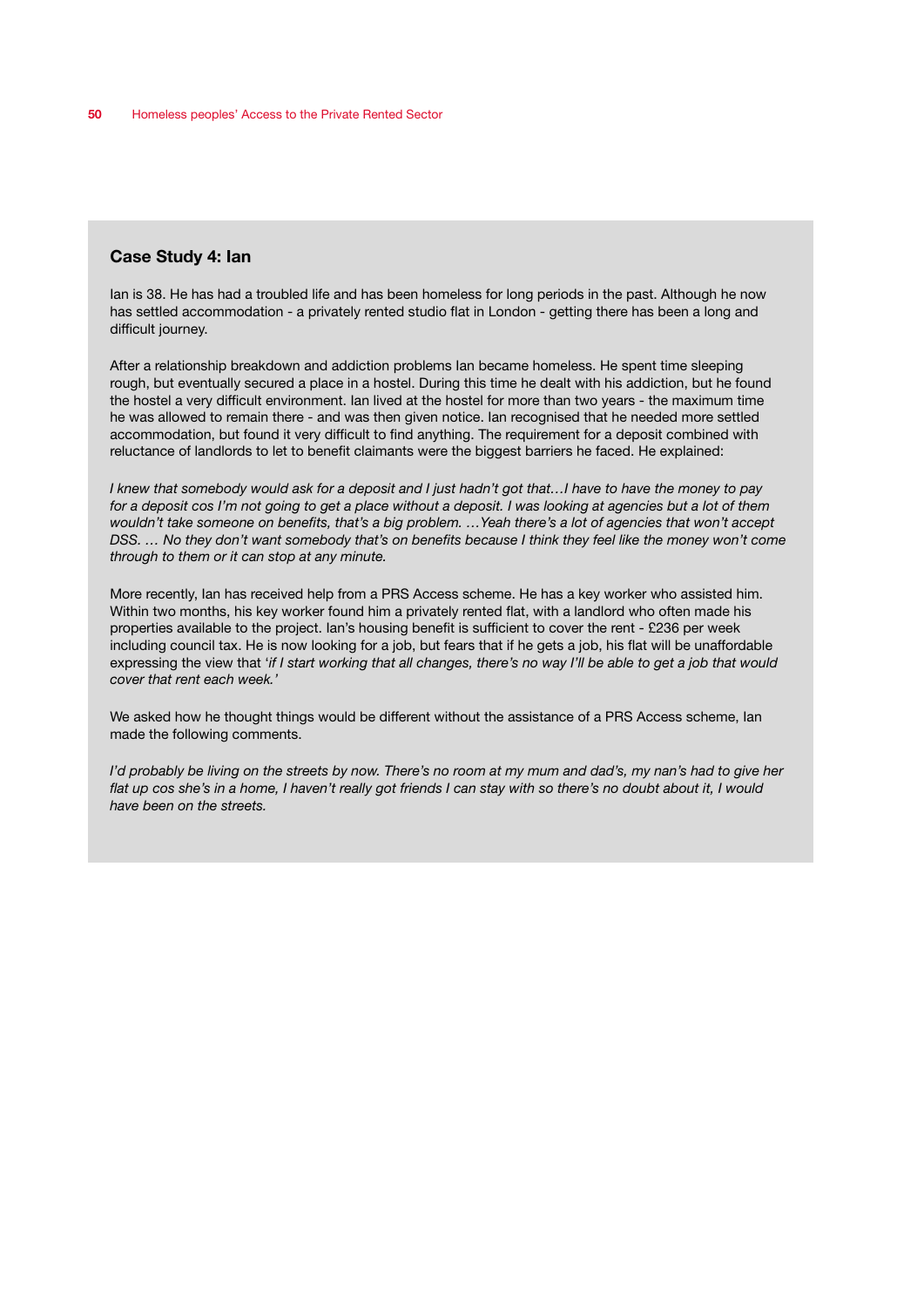### Case Study 4: Ian

Ian is 38. He has had a troubled life and has been homeless for long periods in the past. Although he now has settled accommodation - a privately rented studio flat in London - getting there has been a long and difficult journey.

After a relationship breakdown and addiction problems Ian became homeless. He spent time sleeping rough, but eventually secured a place in a hostel. During this time he dealt with his addiction, but he found the hostel a very difficult environment. Ian lived at the hostel for more than two years - the maximum time he was allowed to remain there - and was then given notice. Ian recognised that he needed more settled accommodation, but found it very difficult to find anything. The requirement for a deposit combined with reluctance of landlords to let to benefit claimants were the biggest barriers he faced. He explained:

*I knew that somebody would ask for a deposit and I just hadn't got that…I have to have the money to pay for a deposit cos I'm not going to get a place without a deposit. I was looking at agencies but a lot of them wouldn't take someone on benefits, that's a big problem. …Yeah there's a lot of agencies that won't accept DSS. … No they don't want somebody that's on benefits because I think they feel like the money won't come through to them or it can stop at any minute.*

More recently, Ian has received help from a PRS Access scheme. He has a key worker who assisted him. Within two months, his key worker found him a privately rented flat, with a landlord who often made his properties available to the project. Ian's housing benefit is sufficient to cover the rent - £236 per week including council tax. He is now looking for a job, but fears that if he gets a job, his flat will be unaffordable expressing the view that '*if I start working that all changes, there's no way I'll be able to get a job that would cover that rent each week.*'

We asked how he thought things would be different without the assistance of a PRS Access scheme, Ian made the following comments.

*I'd probably be living on the streets by now. There's no room at my mum and dad's, my nan's had to give her flat up cos she's in a home, I haven't really got friends I can stay with so there's no doubt about it, I would have been on the streets.*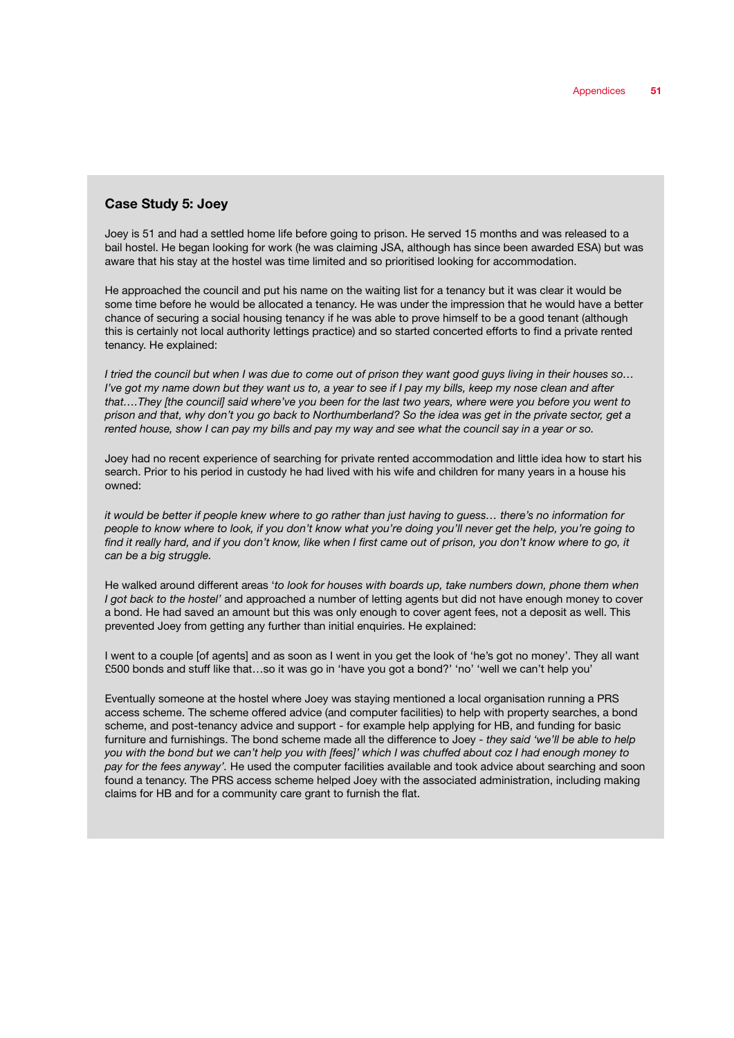### Case Study 5: Joey

Joey is 51 and had a settled home life before going to prison. He served 15 months and was released to a bail hostel. He began looking for work (he was claiming JSA, although has since been awarded ESA) but was aware that his stay at the hostel was time limited and so prioritised looking for accommodation.

He approached the council and put his name on the waiting list for a tenancy but it was clear it would be some time before he would be allocated a tenancy. He was under the impression that he would have a better chance of securing a social housing tenancy if he was able to prove himself to be a good tenant (although this is certainly not local authority lettings practice) and so started concerted efforts to find a private rented tenancy. He explained:

*I tried the council but when I was due to come out of prison they want good guys living in their houses so… I've got my name down but they want us to, a year to see if I pay my bills, keep my nose clean and after that….They [the council] said where've you been for the last two years, where were you before you went to prison and that, why don't you go back to Northumberland? So the idea was get in the private sector, get a rented house, show I can pay my bills and pay my way and see what the council say in a year or so.*

Joey had no recent experience of searching for private rented accommodation and little idea how to start his search. Prior to his period in custody he had lived with his wife and children for many years in a house his owned:

*it would be better if people knew where to go rather than just having to guess… there's no information for people to know where to look, if you don't know what you're doing you'll never get the help, you're going to find it really hard, and if you don't know, like when I first came out of prison, you don't know where to go, it can be a big struggle.*

He walked around different areas '*to look for houses with boards up, take numbers down, phone them when I got back to the hostel'* and approached a number of letting agents but did not have enough money to cover a bond. He had saved an amount but this was only enough to cover agent fees, not a deposit as well. This prevented Joey from getting any further than initial enquiries. He explained:

I went to a couple [of agents] and as soon as I went in you get the look of 'he's got no money'. They all want £500 bonds and stuff like that…so it was go in 'have you got a bond?' 'no' 'well we can't help you'

Eventually someone at the hostel where Joey was staying mentioned a local organisation running a PRS access scheme. The scheme offered advice (and computer facilities) to help with property searches, a bond scheme, and post-tenancy advice and support - for example help applying for HB, and funding for basic furniture and furnishings. The bond scheme made all the difference to Joey - *they said 'we'll be able to help you with the bond but we can't help you with [fees]' which I was chuffed about coz I had enough money to pay for the fees anyway'.* He used the computer facilities available and took advice about searching and soon found a tenancy. The PRS access scheme helped Joey with the associated administration, including making claims for HB and for a community care grant to furnish the flat.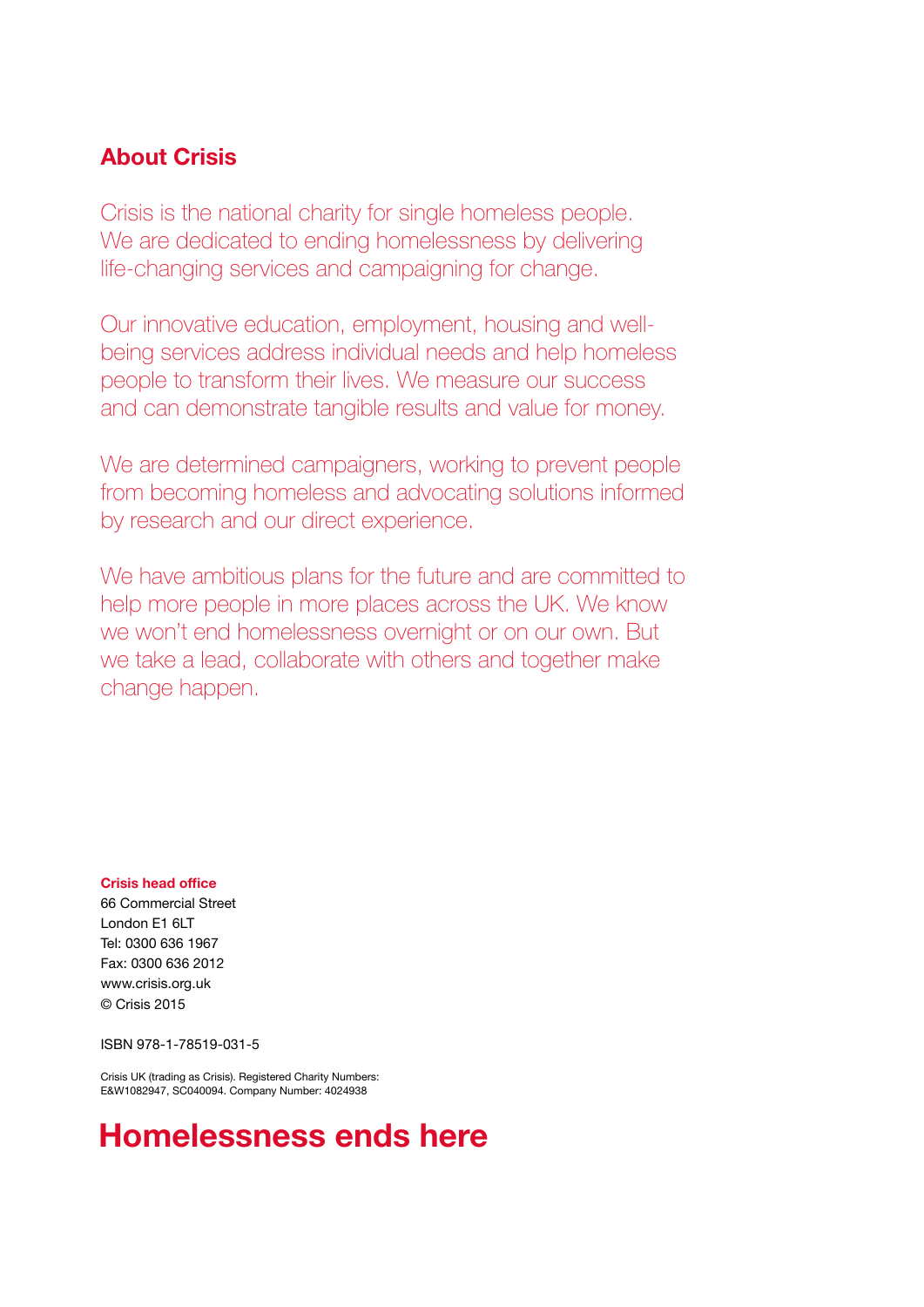## About Crisis

Crisis is the national charity for single homeless people. We are dedicated to ending homelessness by delivering life-changing services and campaigning for change.

Our innovative education, employment, housing and well-being services address individual needs and help homeless people to transform their lives. We measure our success and can demonstrate tangible results and value for money.

We are determined campaigners, working to prevent people from becoming homeless and advocating solutions informed by research and our direct experience.

We have ambitious plans for the future and are committed to help more people in more places across the UK. We know we won't end homelessness overnight or on our own. But we take a lead, collaborate with others and together make change happen.

**Crisis head office**

66 Commercial Street
London E1 6LT
Tel: 0300 636 1967
Fax: 0300 636 2012
www.crisis.org.uk
© Crisis 2015

ISBN 978-1-78519-031-5

Crisis UK (trading as Crisis). Registered Charity Numbers: E&W1082947, SC040094. Company Number: 4024938

# Homelessness ends here